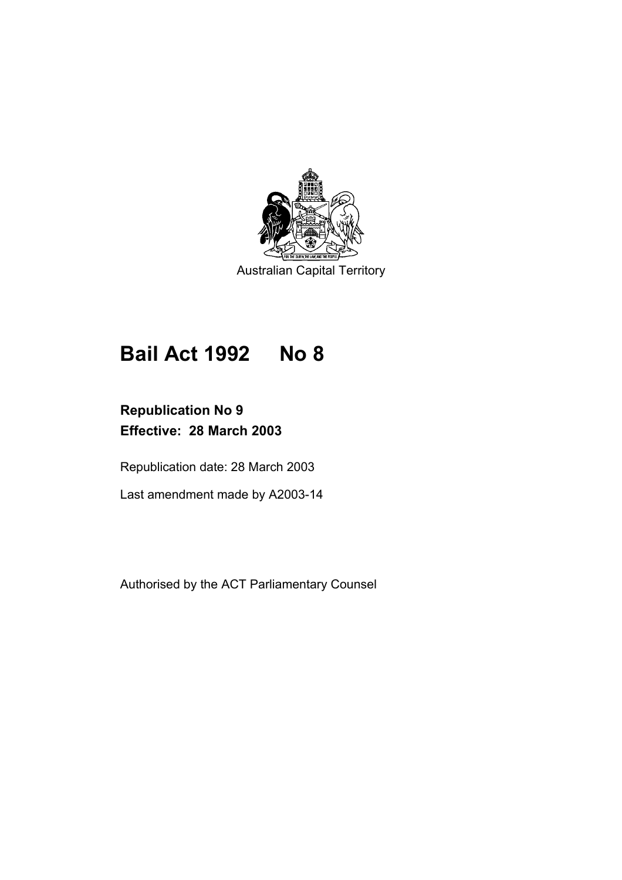Australian Capital Territory

# Bail Act 1992 No 8

**Republication No 9**
**Effective: 28 March 2003**

Republication date: 28 March 2003

Last amendment made by A2003-14

Authorised by the ACT Parliamentary Counsel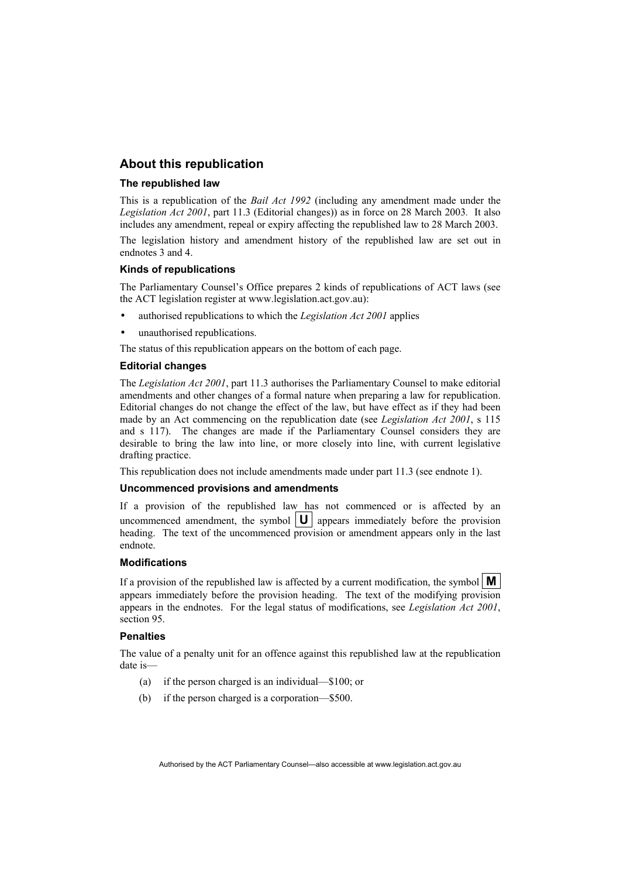## About this republication

### The republished law

This is a republication of the *Bail Act 1992* (including any amendment made under the *Legislation Act 2001*, part 11.3 (Editorial changes)) as in force on 28 March 2003. It also includes any amendment, repeal or expiry affecting the republished law to 28 March 2003.

The legislation history and amendment history of the republished law are set out in endnotes 3 and 4.

### Kinds of republications

The Parliamentary Counsel's Office prepares 2 kinds of republications of ACT laws (see the ACT legislation register at www.legislation.act.gov.au):

- authorised republications to which the *Legislation Act 2001* applies
- unauthorised republications.

The status of this republication appears on the bottom of each page.

### Editorial changes

The *Legislation Act 2001*, part 11.3 authorises the Parliamentary Counsel to make editorial amendments and other changes of a formal nature when preparing a law for republication. Editorial changes do not change the effect of the law, but have effect as if they had been made by an Act commencing on the republication date (see *Legislation Act 2001*, s 115 and s 117). The changes are made if the Parliamentary Counsel considers they are desirable to bring the law into line, or more closely into line, with current legislative drafting practice.

This republication does not include amendments made under part 11.3 (see endnote 1).

### Uncommenced provisions and amendments

If a provision of the republished law has not commenced or is affected by an uncommenced amendment, the symbol **U** appears immediately before the provision heading. The text of the uncommenced provision or amendment appears only in the last endnote.

### Modifications

If a provision of the republished law is affected by a current modification, the symbol **M** appears immediately before the provision heading. The text of the modifying provision appears in the endnotes. For the legal status of modifications, see *Legislation Act 2001*, section 95.

### Penalties

The value of a penalty unit for an offence against this republished law at the republication date is—

(a) if the person charged is an individual—$100; or

(b) if the person charged is a corporation—$500.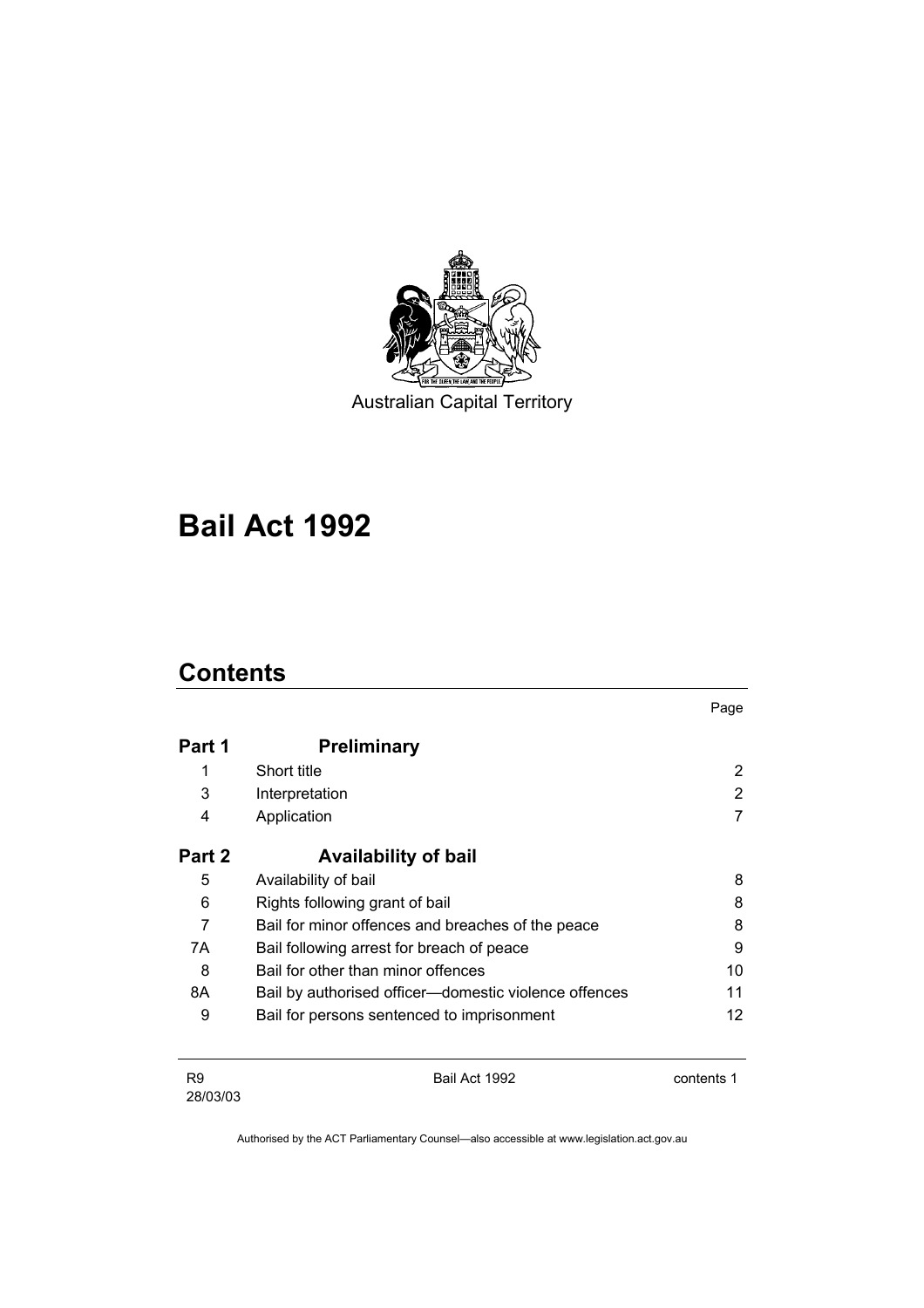Australian Capital Territory

# Bail Act 1992

## Contents

| | | Page |
|---|---|---|
| **Part 1** | **Preliminary** | |
| 1 | Short title | 2 |
| 3 | Interpretation | 2 |
| 4 | Application | 7 |
| **Part 2** | **Availability of bail** | |
| 5 | Availability of bail | 8 |
| 6 | Rights following grant of bail | 8 |
| 7 | Bail for minor offences and breaches of the peace | 8 |
| 7A | Bail following arrest for breach of peace | 9 |
| 8 | Bail for other than minor offences | 10 |
| 8A | Bail by authorised officer—domestic violence offences | 11 |
| 9 | Bail for persons sentenced to imprisonment | 12 |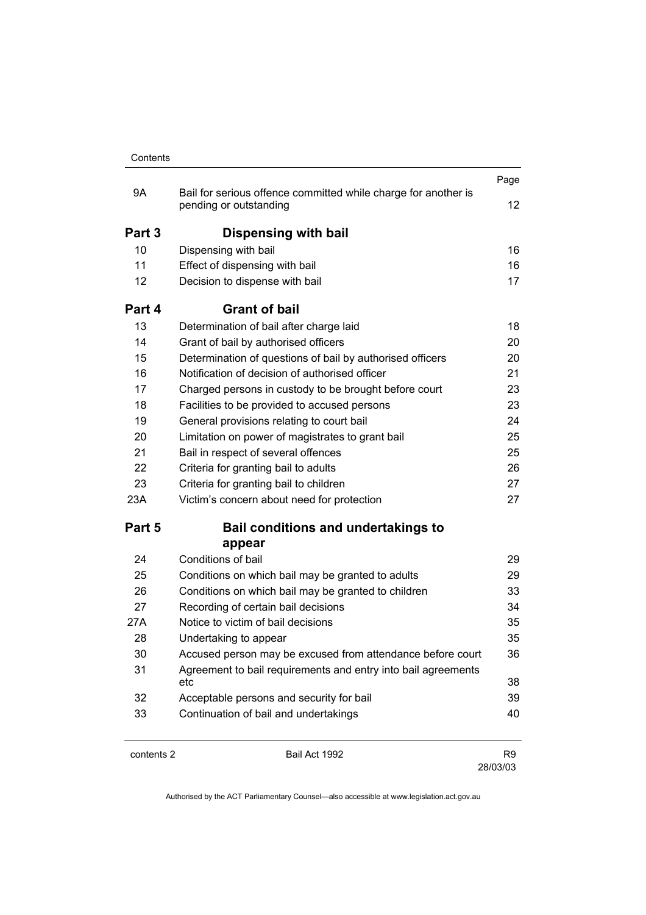| | | Page |
|---|---|---|
| 9A | Bail for serious offence committed while charge for another is pending or outstanding | 12 |
| **Part 3** | **Dispensing with bail** | |
| 10 | Dispensing with bail | 16 |
| 11 | Effect of dispensing with bail | 16 |
| 12 | Decision to dispense with bail | 17 |
| **Part 4** | **Grant of bail** | |
| 13 | Determination of bail after charge laid | 18 |
| 14 | Grant of bail by authorised officers | 20 |
| 15 | Determination of questions of bail by authorised officers | 20 |
| 16 | Notification of decision of authorised officer | 21 |
| 17 | Charged persons in custody to be brought before court | 23 |
| 18 | Facilities to be provided to accused persons | 23 |
| 19 | General provisions relating to court bail | 24 |
| 20 | Limitation on power of magistrates to grant bail | 25 |
| 21 | Bail in respect of several offences | 25 |
| 22 | Criteria for granting bail to adults | 26 |
| 23 | Criteria for granting bail to children | 27 |
| 23A | Victim's concern about need for protection | 27 |
| **Part 5** | **Bail conditions and undertakings to appear** | |
| 24 | Conditions of bail | 29 |
| 25 | Conditions on which bail may be granted to adults | 29 |
| 26 | Conditions on which bail may be granted to children | 33 |
| 27 | Recording of certain bail decisions | 34 |
| 27A | Notice to victim of bail decisions | 35 |
| 28 | Undertaking to appear | 35 |
| 30 | Accused person may be excused from attendance before court | 36 |
| 31 | Agreement to bail requirements and entry into bail agreements etc | 38 |
| 32 | Acceptable persons and security for bail | 39 |
| 33 | Continuation of bail and undertakings | 40 |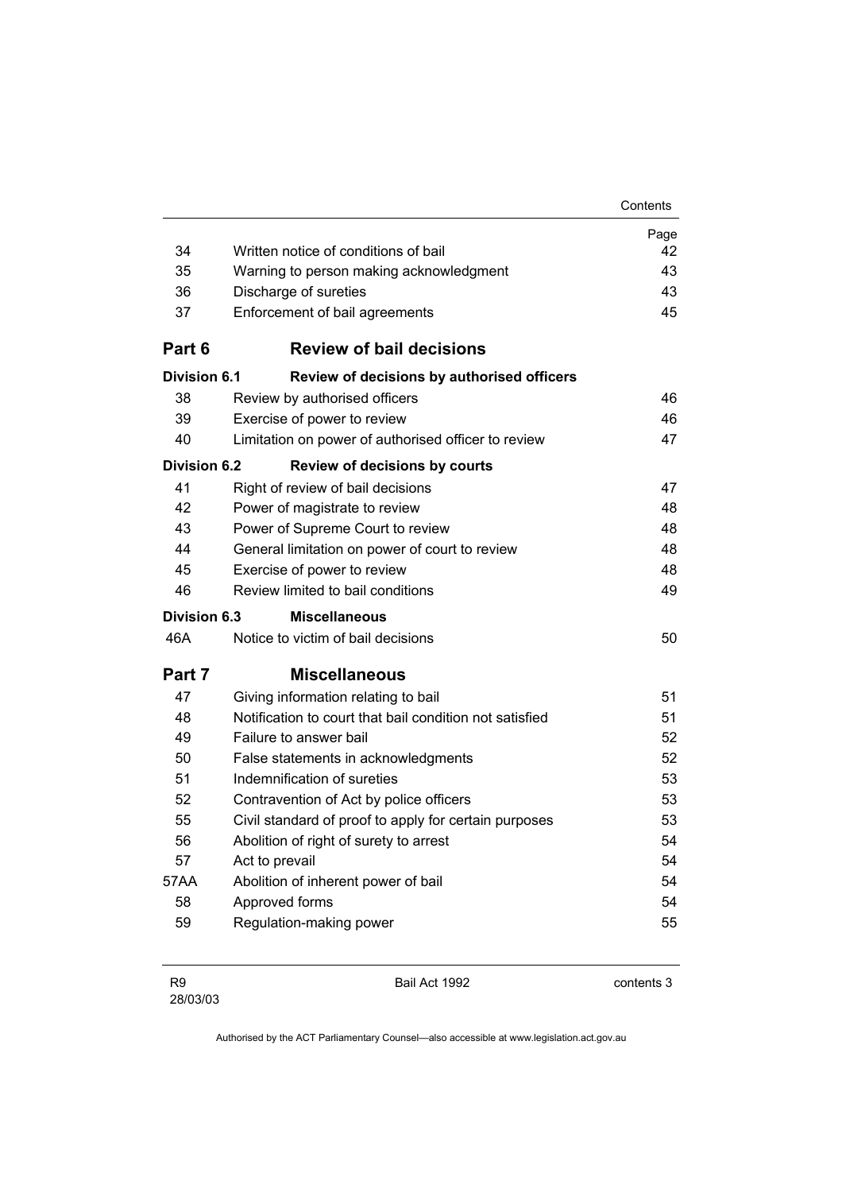| | | Page |
|---|---|---|
| 34 | Written notice of conditions of bail | 42 |
| 35 | Warning to person making acknowledgment | 43 |
| 36 | Discharge of sureties | 43 |
| 37 | Enforcement of bail agreements | 45 |

## Part 6 Review of bail decisions

### Division 6.1 Review of decisions by authorised officers

| | | |
|---|---|---|
| 38 | Review by authorised officers | 46 |
| 39 | Exercise of power to review | 46 |
| 40 | Limitation on power of authorised officer to review | 47 |

### Division 6.2 Review of decisions by courts

| | | |
|---|---|---|
| 41 | Right of review of bail decisions | 47 |
| 42 | Power of magistrate to review | 48 |
| 43 | Power of Supreme Court to review | 48 |
| 44 | General limitation on power of court to review | 48 |
| 45 | Exercise of power to review | 48 |
| 46 | Review limited to bail conditions | 49 |

### Division 6.3 Miscellaneous

| | | |
|---|---|---|
| 46A | Notice to victim of bail decisions | 50 |

## Part 7 Miscellaneous

| | | |
|---|---|---|
| 47 | Giving information relating to bail | 51 |
| 48 | Notification to court that bail condition not satisfied | 51 |
| 49 | Failure to answer bail | 52 |
| 50 | False statements in acknowledgments | 52 |
| 51 | Indemnification of sureties | 53 |
| 52 | Contravention of Act by police officers | 53 |
| 55 | Civil standard of proof to apply for certain purposes | 53 |
| 56 | Abolition of right of surety to arrest | 54 |
| 57 | Act to prevail | 54 |
| 57AA | Abolition of inherent power of bail | 54 |
| 58 | Approved forms | 54 |
| 59 | Regulation-making power | 55 |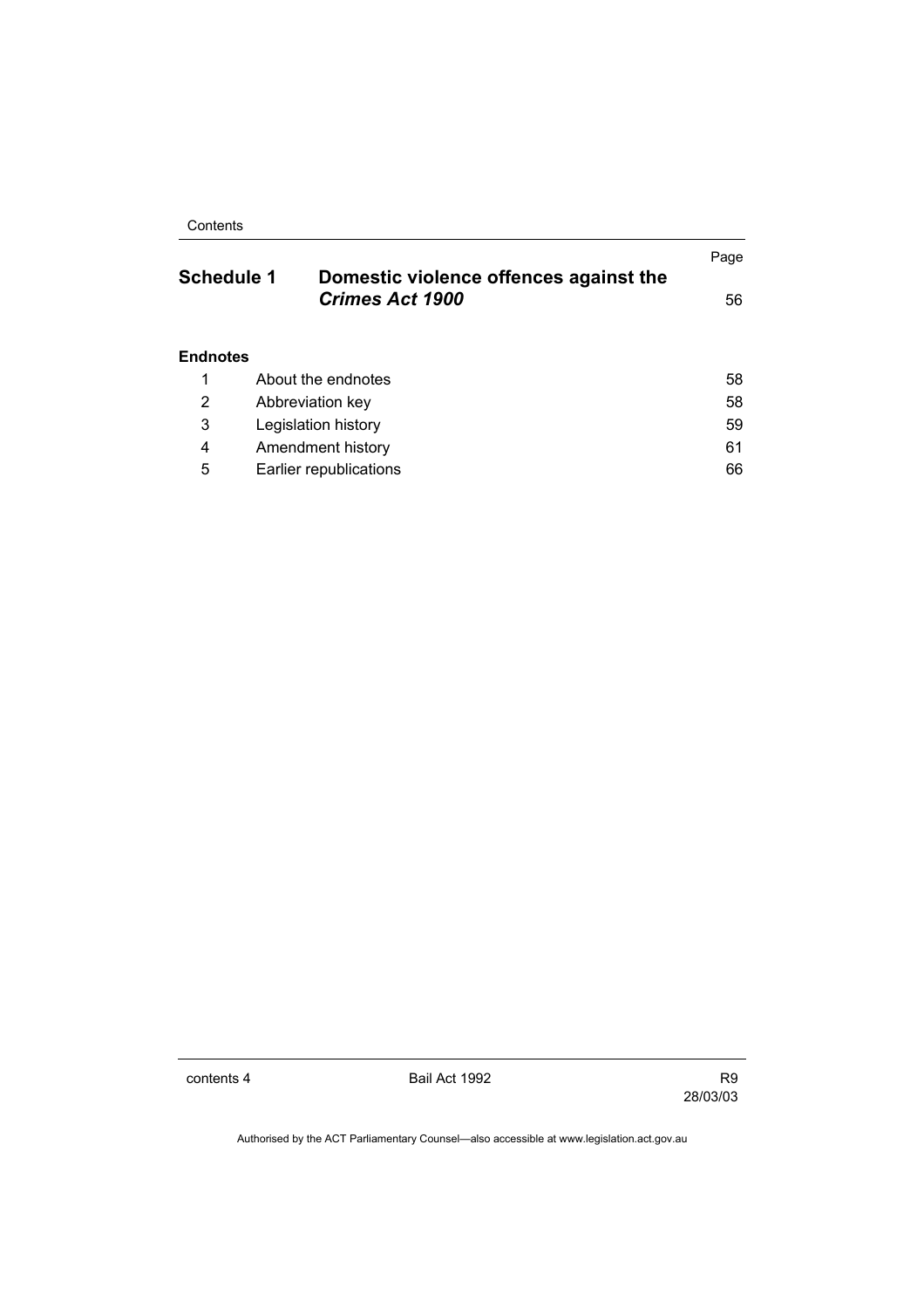| | | Page |
|---|---|---|
| **Schedule 1** | **Domestic violence offences against the *Crimes Act 1900*** | 56 |

**Endnotes**

| | | |
|---|---|---|
| 1 | About the endnotes | 58 |
| 2 | Abbreviation key | 58 |
| 3 | Legislation history | 59 |
| 4 | Amendment history | 61 |
| 5 | Earlier republications | 66 |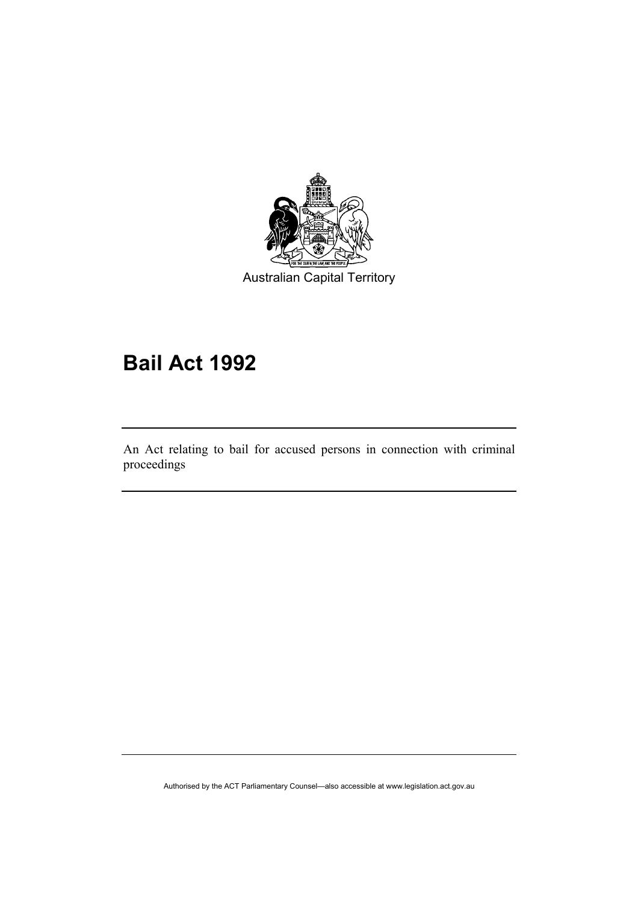Australian Capital Territory

# Bail Act 1992

An Act relating to bail for accused persons in connection with criminal proceedings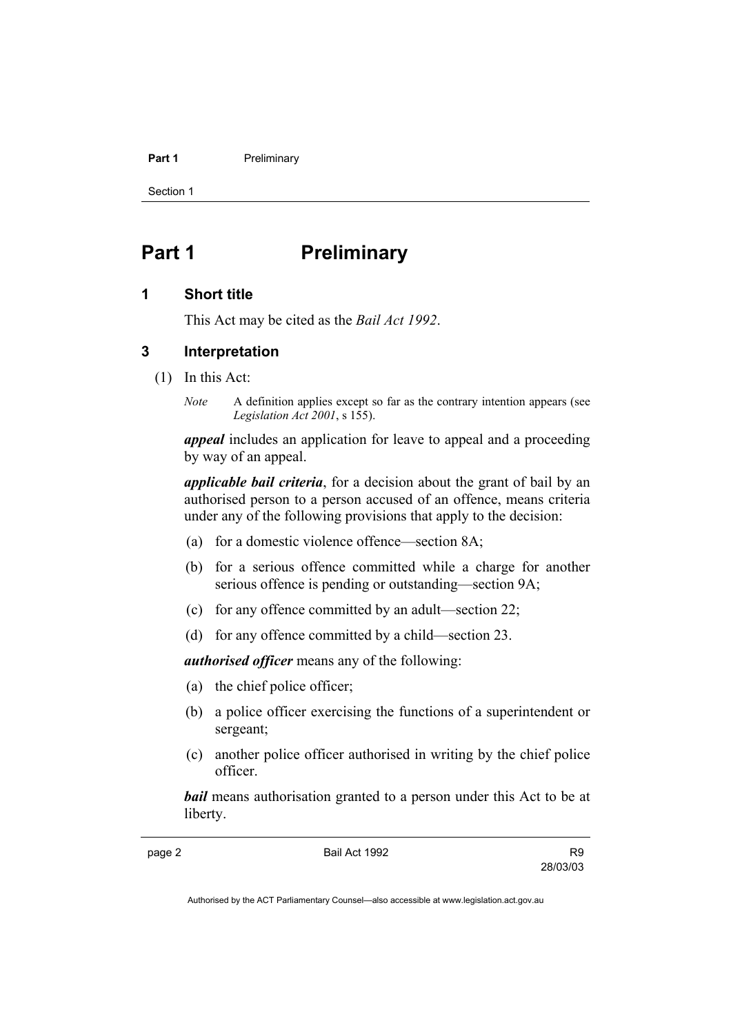# Part 1 Preliminary

## 1 Short title

This Act may be cited as the *Bail Act 1992*.

## 3 Interpretation

(1) In this Act:

*Note* A definition applies except so far as the contrary intention appears (see *Legislation Act 2001*, s 155).

***appeal*** includes an application for leave to appeal and a proceeding by way of an appeal.

***applicable bail criteria***, for a decision about the grant of bail by an authorised person to a person accused of an offence, means criteria under any of the following provisions that apply to the decision:

(a) for a domestic violence offence—section 8A;

(b) for a serious offence committed while a charge for another serious offence is pending or outstanding—section 9A;

(c) for any offence committed by an adult—section 22;

(d) for any offence committed by a child—section 23.

***authorised officer*** means any of the following:

(a) the chief police officer;

(b) a police officer exercising the functions of a superintendent or sergeant;

(c) another police officer authorised in writing by the chief police officer.

***bail*** means authorisation granted to a person under this Act to be at liberty.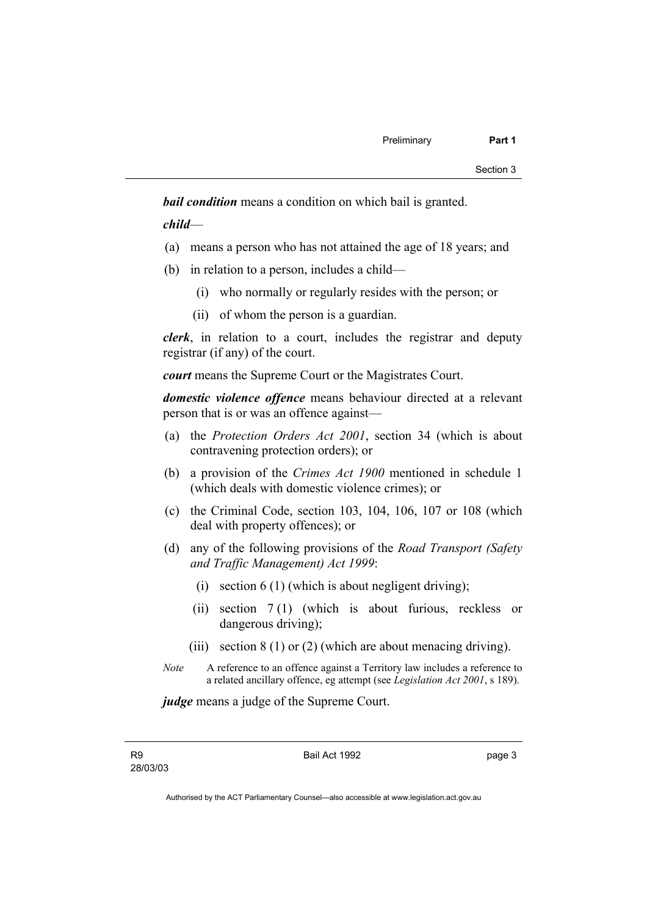***bail condition*** means a condition on which bail is granted.

***child***—

(a) means a person who has not attained the age of 18 years; and

(b) in relation to a person, includes a child—

(i) who normally or regularly resides with the person; or

(ii) of whom the person is a guardian.

***clerk***, in relation to a court, includes the registrar and deputy registrar (if any) of the court.

***court*** means the Supreme Court or the Magistrates Court.

***domestic violence offence*** means behaviour directed at a relevant person that is or was an offence against—

(a) the *Protection Orders Act 2001*, section 34 (which is about contravening protection orders); or

(b) a provision of the *Crimes Act 1900* mentioned in schedule 1 (which deals with domestic violence crimes); or

(c) the Criminal Code, section 103, 104, 106, 107 or 108 (which deal with property offences); or

(d) any of the following provisions of the *Road Transport (Safety and Traffic Management) Act 1999*:

(i) section 6 (1) (which is about negligent driving);

(ii) section 7 (1) (which is about furious, reckless or dangerous driving);

(iii) section 8 (1) or (2) (which are about menacing driving).

*Note* A reference to an offence against a Territory law includes a reference to a related ancillary offence, eg attempt (see *Legislation Act 2001*, s 189).

***judge*** means a judge of the Supreme Court.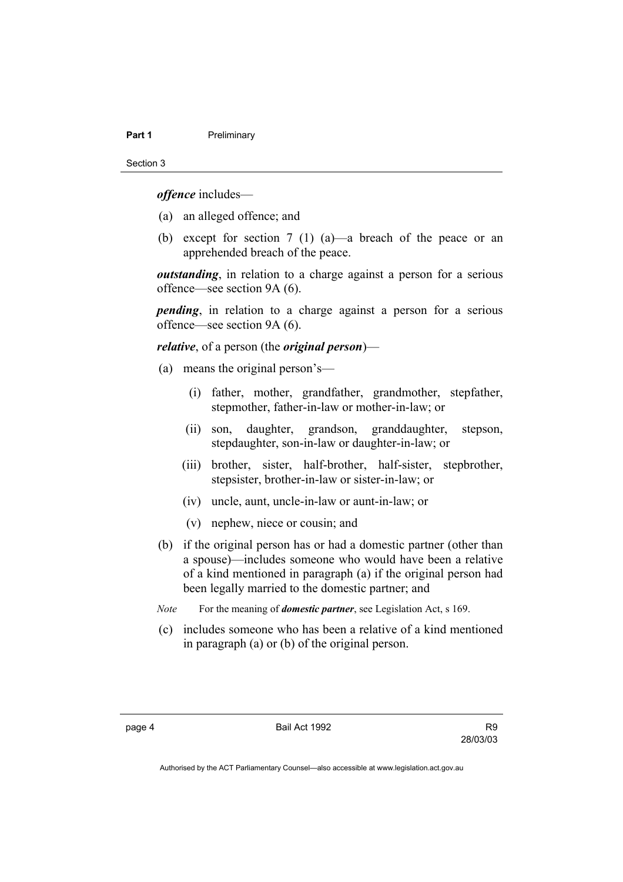***offence*** includes—

(a) an alleged offence; and

(b) except for section 7 (1) (a)—a breach of the peace or an apprehended breach of the peace.

***outstanding***, in relation to a charge against a person for a serious offence—see section 9A (6).

***pending***, in relation to a charge against a person for a serious offence—see section 9A (6).

***relative***, of a person (the ***original person***)—

(a) means the original person's—

   (i) father, mother, grandfather, grandmother, stepfather, stepmother, father-in-law or mother-in-law; or

   (ii) son, daughter, grandson, granddaughter, stepson, stepdaughter, son-in-law or daughter-in-law; or

   (iii) brother, sister, half-brother, half-sister, stepbrother, stepsister, brother-in-law or sister-in-law; or

   (iv) uncle, aunt, uncle-in-law or aunt-in-law; or

   (v) nephew, niece or cousin; and

(b) if the original person has or had a domestic partner (other than a spouse)—includes someone who would have been a relative of a kind mentioned in paragraph (a) if the original person had been legally married to the domestic partner; and

*Note* For the meaning of ***domestic partner***, see Legislation Act, s 169.

(c) includes someone who has been a relative of a kind mentioned in paragraph (a) or (b) of the original person.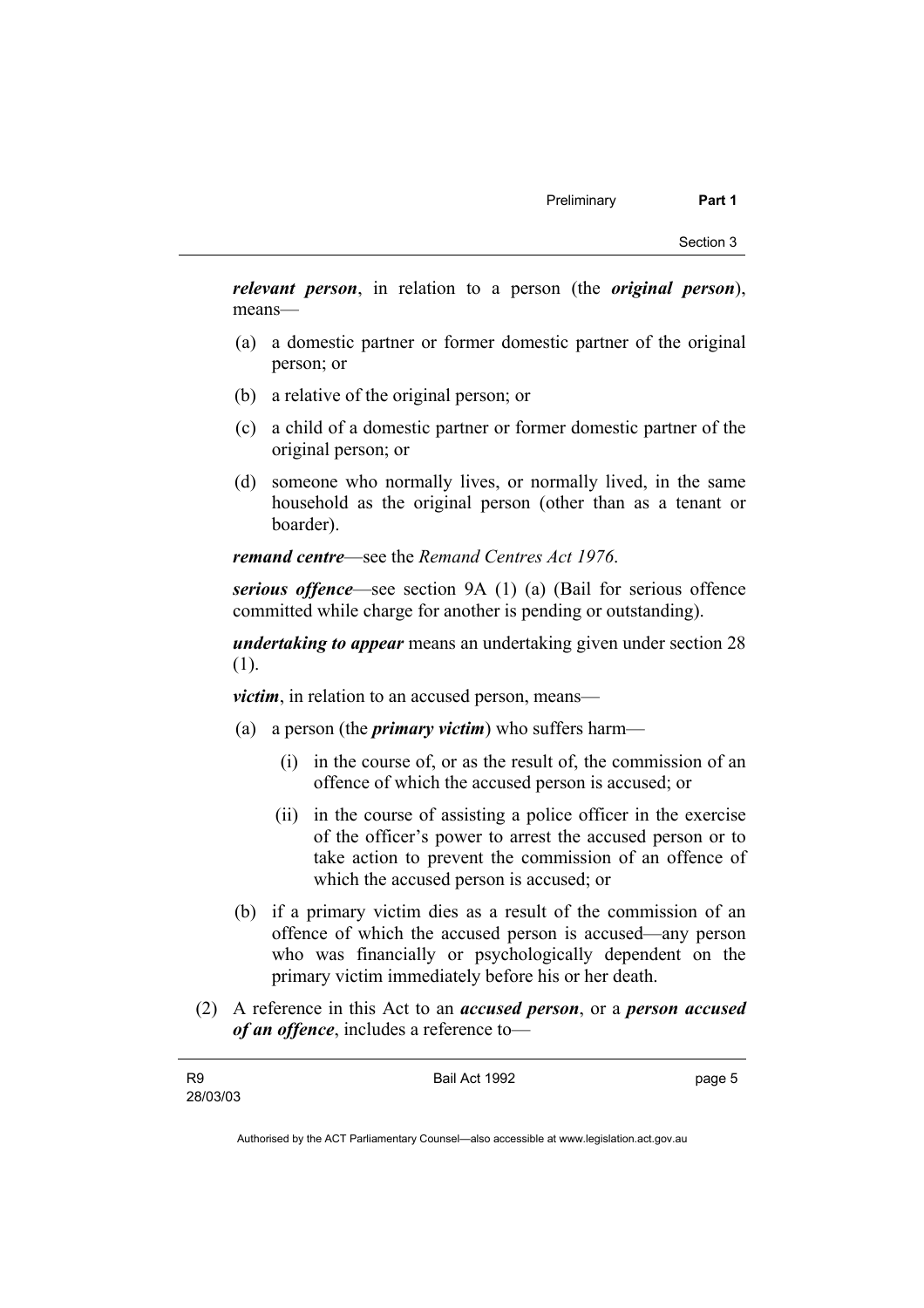***relevant person***, in relation to a person (the ***original person***), means—

(a) a domestic partner or former domestic partner of the original person; or

(b) a relative of the original person; or

(c) a child of a domestic partner or former domestic partner of the original person; or

(d) someone who normally lives, or normally lived, in the same household as the original person (other than as a tenant or boarder).

***remand centre***—see the *Remand Centres Act 1976*.

***serious offence***—see section 9A (1) (a) (Bail for serious offence committed while charge for another is pending or outstanding).

***undertaking to appear*** means an undertaking given under section 28 (1).

***victim***, in relation to an accused person, means—

(a) a person (the ***primary victim***) who suffers harm—

  (i) in the course of, or as the result of, the commission of an offence of which the accused person is accused; or

  (ii) in the course of assisting a police officer in the exercise of the officer's power to arrest the accused person or to take action to prevent the commission of an offence of which the accused person is accused; or

(b) if a primary victim dies as a result of the commission of an offence of which the accused person is accused—any person who was financially or psychologically dependent on the primary victim immediately before his or her death.

(2) A reference in this Act to an ***accused person***, or a ***person accused of an offence***, includes a reference to—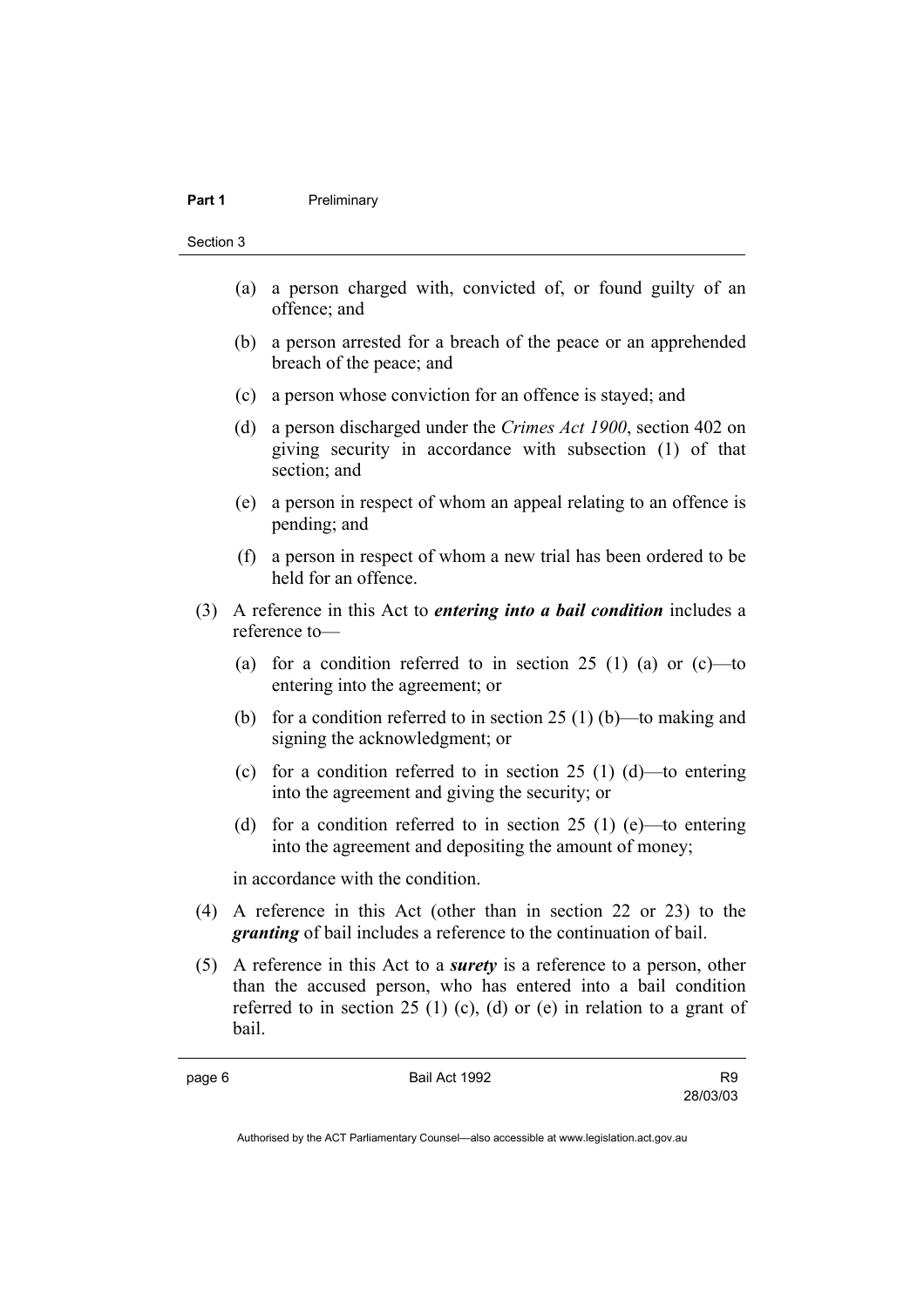(a) a person charged with, convicted of, or found guilty of an offence; and

(b) a person arrested for a breach of the peace or an apprehended breach of the peace; and

(c) a person whose conviction for an offence is stayed; and

(d) a person discharged under the *Crimes Act 1900*, section 402 on giving security in accordance with subsection (1) of that section; and

(e) a person in respect of whom an appeal relating to an offence is pending; and

(f) a person in respect of whom a new trial has been ordered to be held for an offence.

(3) A reference in this Act to ***entering into a bail condition*** includes a reference to—

(a) for a condition referred to in section 25 (1) (a) or (c)—to entering into the agreement; or

(b) for a condition referred to in section 25 (1) (b)—to making and signing the acknowledgment; or

(c) for a condition referred to in section 25 (1) (d)—to entering into the agreement and giving the security; or

(d) for a condition referred to in section 25 (1) (e)—to entering into the agreement and depositing the amount of money;

in accordance with the condition.

(4) A reference in this Act (other than in section 22 or 23) to the ***granting*** of bail includes a reference to the continuation of bail.

(5) A reference in this Act to a ***surety*** is a reference to a person, other than the accused person, who has entered into a bail condition referred to in section 25 (1) (c), (d) or (e) in relation to a grant of bail.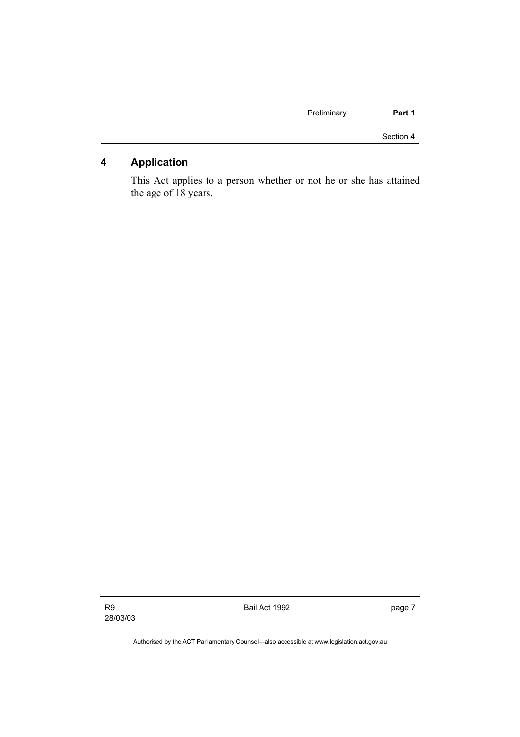## 4 Application

This Act applies to a person whether or not he or she has attained the age of 18 years.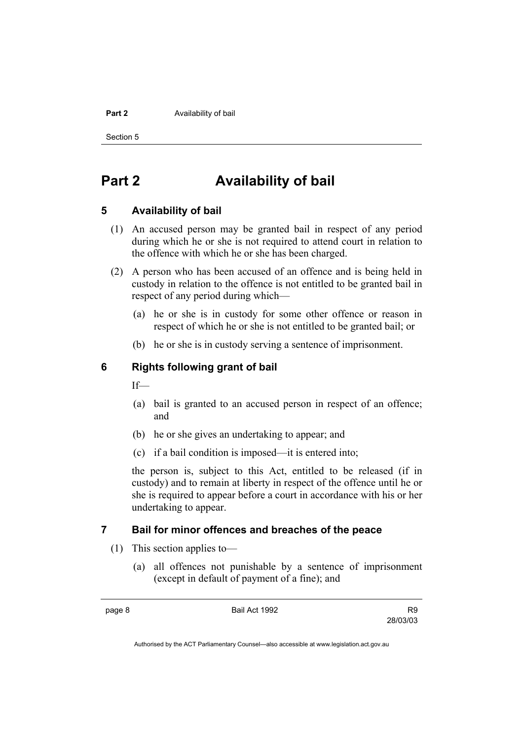# Part 2 Availability of bail

## 5 Availability of bail

(1) An accused person may be granted bail in respect of any period during which he or she is not required to attend court in relation to the offence with which he or she has been charged.

(2) A person who has been accused of an offence and is being held in custody in relation to the offence is not entitled to be granted bail in respect of any period during which—

(a) he or she is in custody for some other offence or reason in respect of which he or she is not entitled to be granted bail; or

(b) he or she is in custody serving a sentence of imprisonment.

## 6 Rights following grant of bail

If—

(a) bail is granted to an accused person in respect of an offence; and

(b) he or she gives an undertaking to appear; and

(c) if a bail condition is imposed—it is entered into;

the person is, subject to this Act, entitled to be released (if in custody) and to remain at liberty in respect of the offence until he or she is required to appear before a court in accordance with his or her undertaking to appear.

## 7 Bail for minor offences and breaches of the peace

(1) This section applies to—

(a) all offences not punishable by a sentence of imprisonment (except in default of payment of a fine); and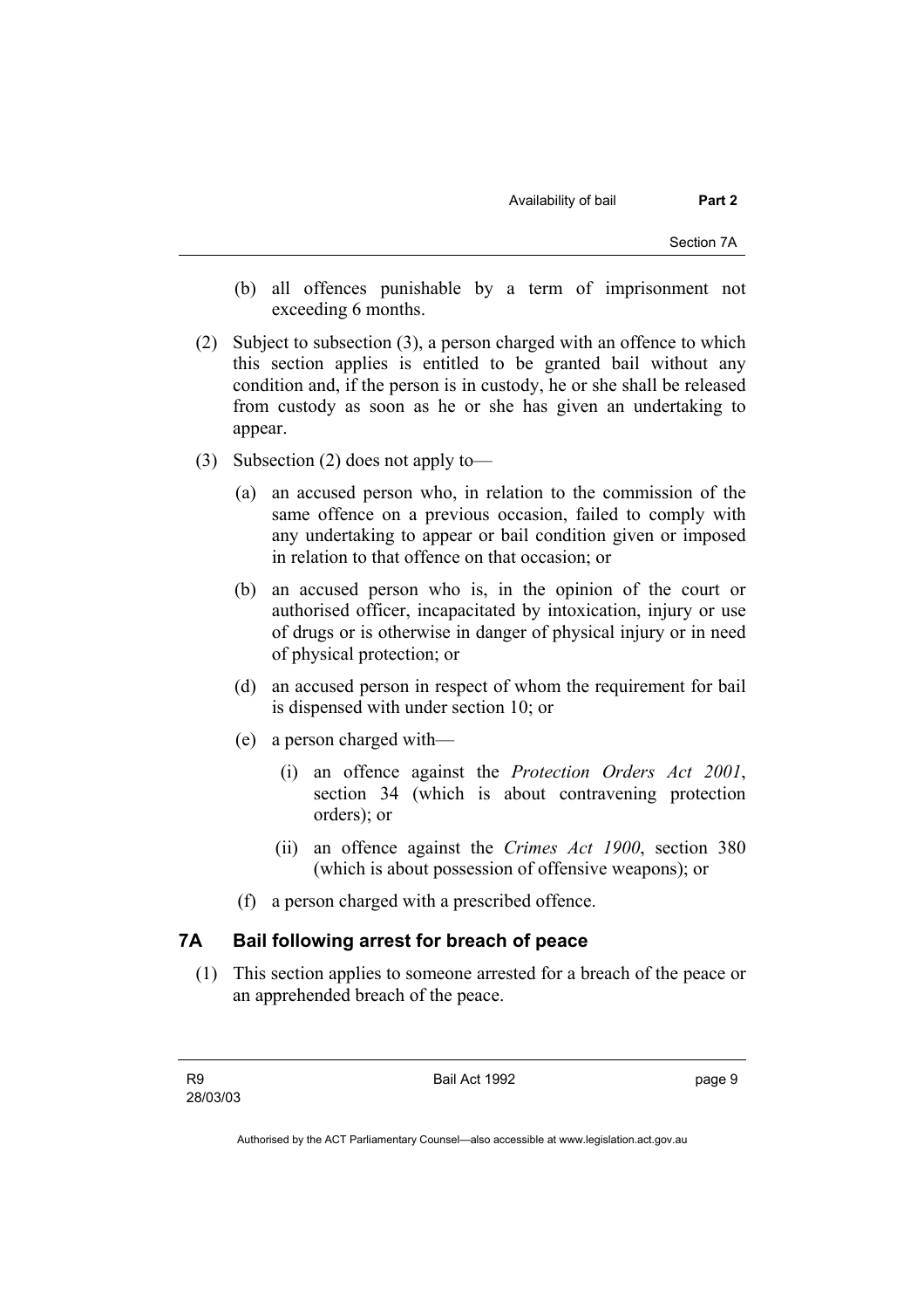(b) all offences punishable by a term of imprisonment not exceeding 6 months.

(2) Subject to subsection (3), a person charged with an offence to which this section applies is entitled to be granted bail without any condition and, if the person is in custody, he or she shall be released from custody as soon as he or she has given an undertaking to appear.

(3) Subsection (2) does not apply to—

(a) an accused person who, in relation to the commission of the same offence on a previous occasion, failed to comply with any undertaking to appear or bail condition given or imposed in relation to that offence on that occasion; or

(b) an accused person who is, in the opinion of the court or authorised officer, incapacitated by intoxication, injury or use of drugs or is otherwise in danger of physical injury or in need of physical protection; or

(d) an accused person in respect of whom the requirement for bail is dispensed with under section 10; or

(e) a person charged with—

(i) an offence against the *Protection Orders Act 2001*, section 34 (which is about contravening protection orders); or

(ii) an offence against the *Crimes Act 1900*, section 380 (which is about possession of offensive weapons); or

(f) a person charged with a prescribed offence.

## 7A Bail following arrest for breach of peace

(1) This section applies to someone arrested for a breach of the peace or an apprehended breach of the peace.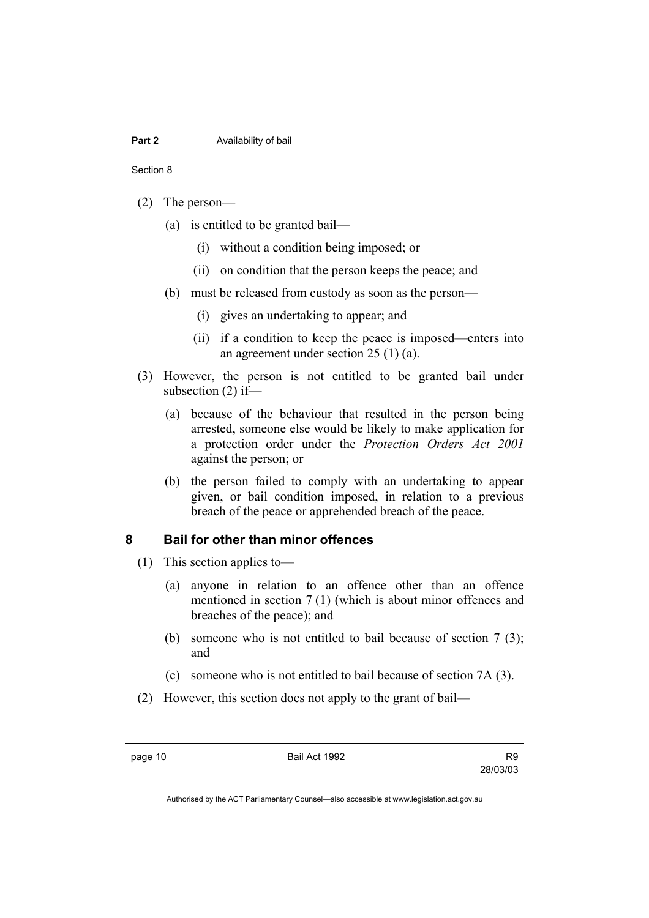(2) The person—

(a) is entitled to be granted bail—

(i) without a condition being imposed; or

(ii) on condition that the person keeps the peace; and

(b) must be released from custody as soon as the person—

(i) gives an undertaking to appear; and

(ii) if a condition to keep the peace is imposed—enters into an agreement under section 25 (1) (a).

(3) However, the person is not entitled to be granted bail under subsection (2) if—

(a) because of the behaviour that resulted in the person being arrested, someone else would be likely to make application for a protection order under the *Protection Orders Act 2001* against the person; or

(b) the person failed to comply with an undertaking to appear given, or bail condition imposed, in relation to a previous breach of the peace or apprehended breach of the peace.

## 8 Bail for other than minor offences

(1) This section applies to—

(a) anyone in relation to an offence other than an offence mentioned in section 7 (1) (which is about minor offences and breaches of the peace); and

(b) someone who is not entitled to bail because of section 7 (3); and

(c) someone who is not entitled to bail because of section 7A (3).

(2) However, this section does not apply to the grant of bail—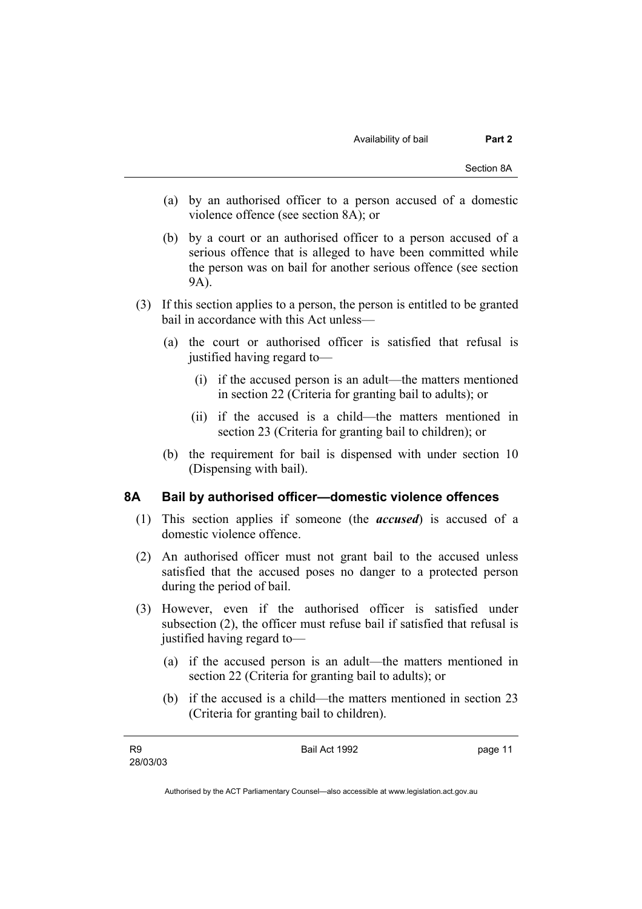(a) by an authorised officer to a person accused of a domestic violence offence (see section 8A); or

(b) by a court or an authorised officer to a person accused of a serious offence that is alleged to have been committed while the person was on bail for another serious offence (see section 9A).

(3) If this section applies to a person, the person is entitled to be granted bail in accordance with this Act unless—

(a) the court or authorised officer is satisfied that refusal is justified having regard to—

(i) if the accused person is an adult—the matters mentioned in section 22 (Criteria for granting bail to adults); or

(ii) if the accused is a child—the matters mentioned in section 23 (Criteria for granting bail to children); or

(b) the requirement for bail is dispensed with under section 10 (Dispensing with bail).

## 8A Bail by authorised officer—domestic violence offences

(1) This section applies if someone (the ***accused***) is accused of a domestic violence offence.

(2) An authorised officer must not grant bail to the accused unless satisfied that the accused poses no danger to a protected person during the period of bail.

(3) However, even if the authorised officer is satisfied under subsection (2), the officer must refuse bail if satisfied that refusal is justified having regard to—

(a) if the accused person is an adult—the matters mentioned in section 22 (Criteria for granting bail to adults); or

(b) if the accused is a child—the matters mentioned in section 23 (Criteria for granting bail to children).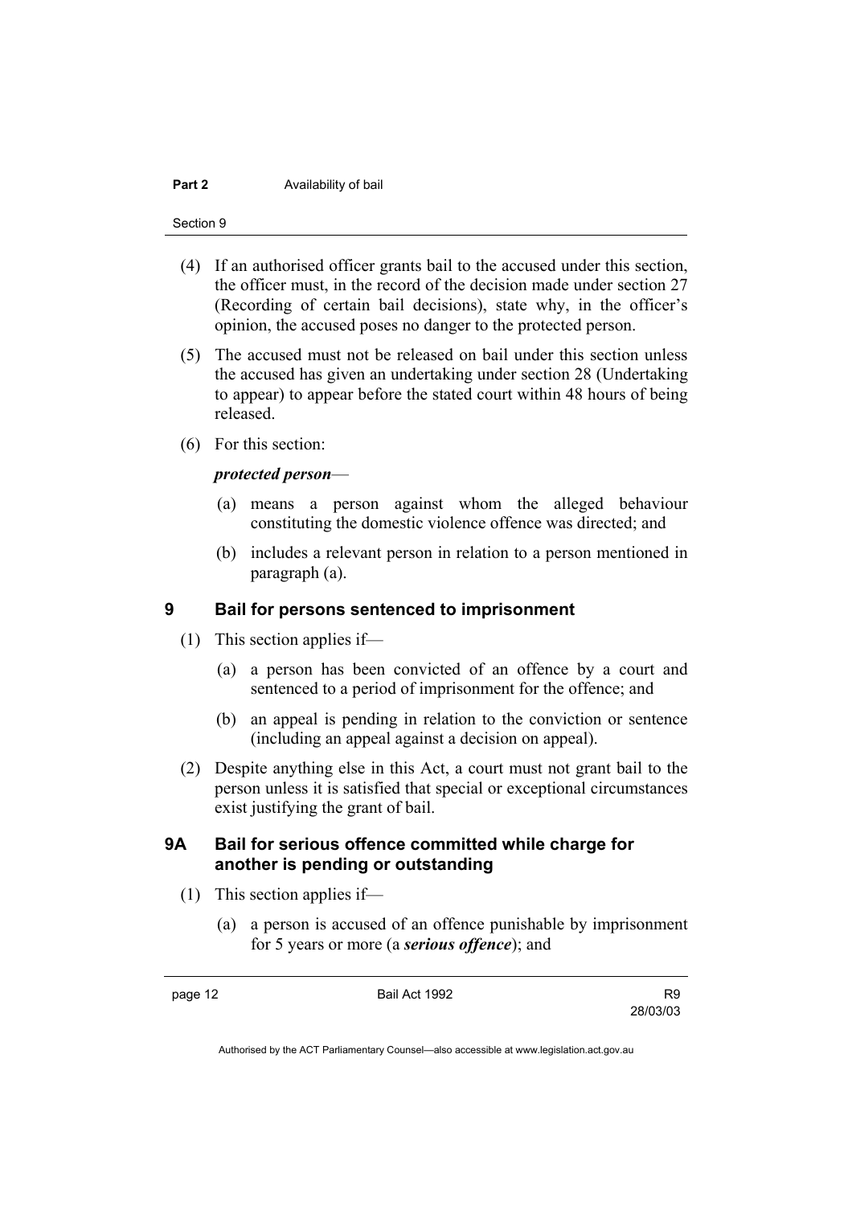(4) If an authorised officer grants bail to the accused under this section, the officer must, in the record of the decision made under section 27 (Recording of certain bail decisions), state why, in the officer's opinion, the accused poses no danger to the protected person.

(5) The accused must not be released on bail under this section unless the accused has given an undertaking under section 28 (Undertaking to appear) to appear before the stated court within 48 hours of being released.

(6) For this section:

***protected person***—

(a) means a person against whom the alleged behaviour constituting the domestic violence offence was directed; and

(b) includes a relevant person in relation to a person mentioned in paragraph (a).

## 9 Bail for persons sentenced to imprisonment

(1) This section applies if—

(a) a person has been convicted of an offence by a court and sentenced to a period of imprisonment for the offence; and

(b) an appeal is pending in relation to the conviction or sentence (including an appeal against a decision on appeal).

(2) Despite anything else in this Act, a court must not grant bail to the person unless it is satisfied that special or exceptional circumstances exist justifying the grant of bail.

## 9A Bail for serious offence committed while charge for another is pending or outstanding

(1) This section applies if—

(a) a person is accused of an offence punishable by imprisonment for 5 years or more (a ***serious offence***); and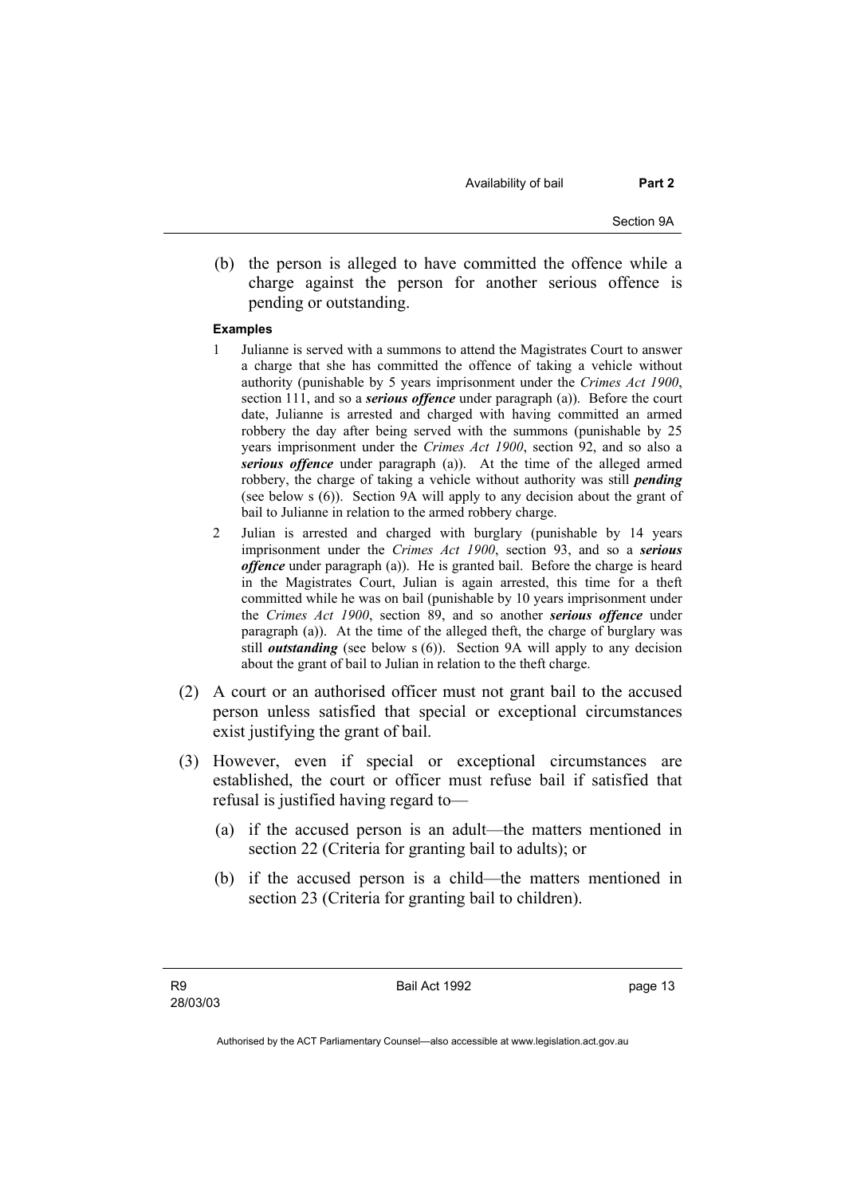(b) the person is alleged to have committed the offence while a charge against the person for another serious offence is pending or outstanding.

**Examples**

1 Julianne is served with a summons to attend the Magistrates Court to answer a charge that she has committed the offence of taking a vehicle without authority (punishable by 5 years imprisonment under the *Crimes Act 1900*, section 111, and so a ***serious offence*** under paragraph (a)). Before the court date, Julianne is arrested and charged with having committed an armed robbery the day after being served with the summons (punishable by 25 years imprisonment under the *Crimes Act 1900*, section 92, and so also a ***serious offence*** under paragraph (a)). At the time of the alleged armed robbery, the charge of taking a vehicle without authority was still ***pending*** (see below s (6)). Section 9A will apply to any decision about the grant of bail to Julianne in relation to the armed robbery charge.

2 Julian is arrested and charged with burglary (punishable by 14 years imprisonment under the *Crimes Act 1900*, section 93, and so a ***serious offence*** under paragraph (a)). He is granted bail. Before the charge is heard in the Magistrates Court, Julian is again arrested, this time for a theft committed while he was on bail (punishable by 10 years imprisonment under the *Crimes Act 1900*, section 89, and so another ***serious offence*** under paragraph (a)). At the time of the alleged theft, the charge of burglary was still ***outstanding*** (see below s (6)). Section 9A will apply to any decision about the grant of bail to Julian in relation to the theft charge.

(2) A court or an authorised officer must not grant bail to the accused person unless satisfied that special or exceptional circumstances exist justifying the grant of bail.

(3) However, even if special or exceptional circumstances are established, the court or officer must refuse bail if satisfied that refusal is justified having regard to—

(a) if the accused person is an adult—the matters mentioned in section 22 (Criteria for granting bail to adults); or

(b) if the accused person is a child—the matters mentioned in section 23 (Criteria for granting bail to children).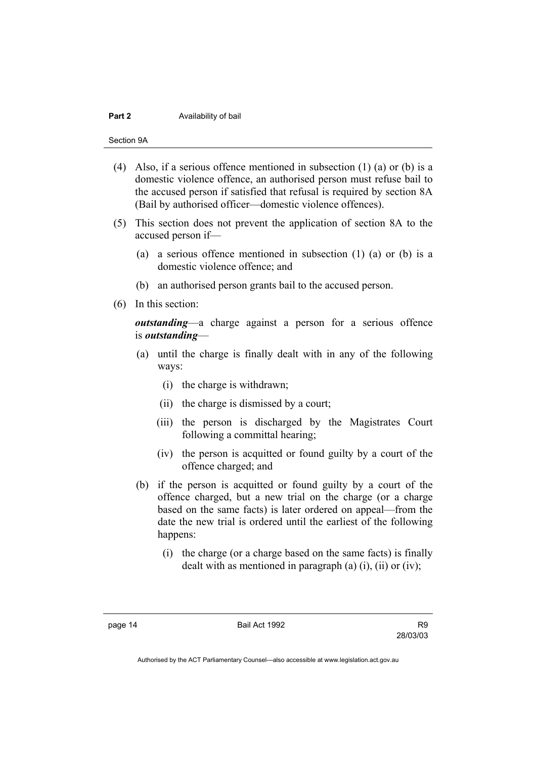(4) Also, if a serious offence mentioned in subsection (1) (a) or (b) is a domestic violence offence, an authorised person must refuse bail to the accused person if satisfied that refusal is required by section 8A (Bail by authorised officer—domestic violence offences).

(5) This section does not prevent the application of section 8A to the accused person if—

(a) a serious offence mentioned in subsection (1) (a) or (b) is a domestic violence offence; and

(b) an authorised person grants bail to the accused person.

(6) In this section:

***outstanding***—a charge against a person for a serious offence is ***outstanding***—

(a) until the charge is finally dealt with in any of the following ways:

(i) the charge is withdrawn;

(ii) the charge is dismissed by a court;

(iii) the person is discharged by the Magistrates Court following a committal hearing;

(iv) the person is acquitted or found guilty by a court of the offence charged; and

(b) if the person is acquitted or found guilty by a court of the offence charged, but a new trial on the charge (or a charge based on the same facts) is later ordered on appeal—from the date the new trial is ordered until the earliest of the following happens:

(i) the charge (or a charge based on the same facts) is finally dealt with as mentioned in paragraph (a) (i), (ii) or (iv);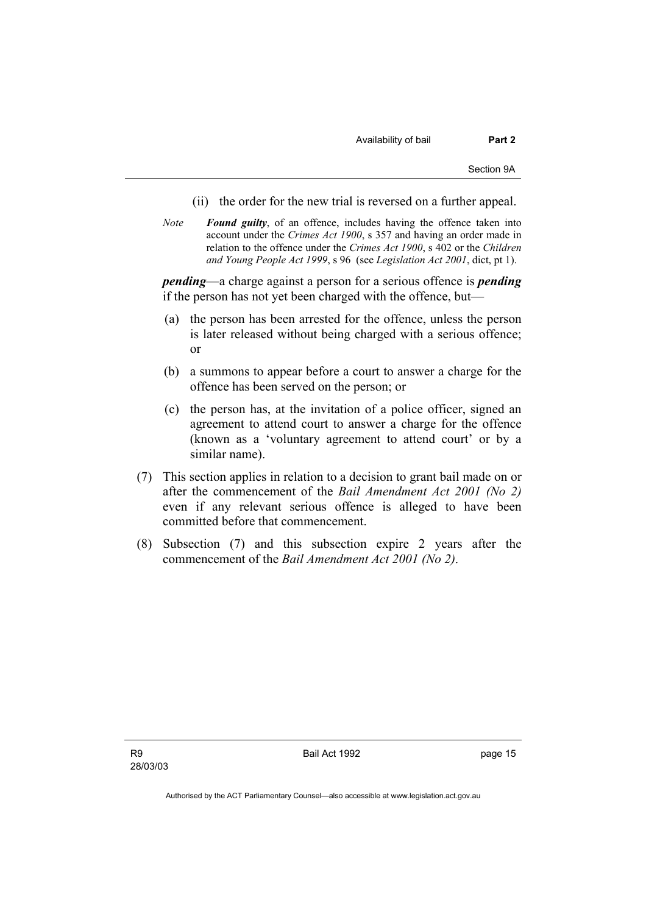(ii) the order for the new trial is reversed on a further appeal.

*Note* ***Found guilty***, of an offence, includes having the offence taken into account under the *Crimes Act 1900*, s 357 and having an order made in relation to the offence under the *Crimes Act 1900*, s 402 or the *Children and Young People Act 1999*, s 96 (see *Legislation Act 2001*, dict, pt 1).

***pending***—a charge against a person for a serious offence is ***pending*** if the person has not yet been charged with the offence, but—

(a) the person has been arrested for the offence, unless the person is later released without being charged with a serious offence; or

(b) a summons to appear before a court to answer a charge for the offence has been served on the person; or

(c) the person has, at the invitation of a police officer, signed an agreement to attend court to answer a charge for the offence (known as a 'voluntary agreement to attend court' or by a similar name).

(7) This section applies in relation to a decision to grant bail made on or after the commencement of the *Bail Amendment Act 2001 (No 2)* even if any relevant serious offence is alleged to have been committed before that commencement.

(8) Subsection (7) and this subsection expire 2 years after the commencement of the *Bail Amendment Act 2001 (No 2)*.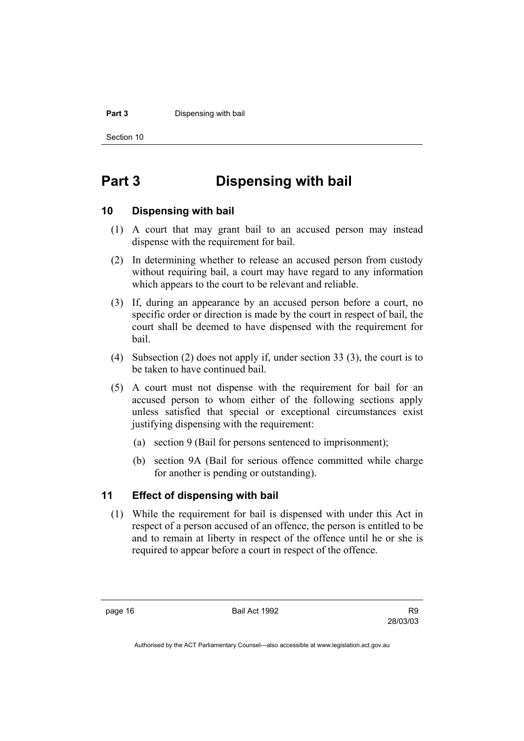# Part 3 Dispensing with bail

## 10 Dispensing with bail

(1) A court that may grant bail to an accused person may instead dispense with the requirement for bail.

(2) In determining whether to release an accused person from custody without requiring bail, a court may have regard to any information which appears to the court to be relevant and reliable.

(3) If, during an appearance by an accused person before a court, no specific order or direction is made by the court in respect of bail, the court shall be deemed to have dispensed with the requirement for bail.

(4) Subsection (2) does not apply if, under section 33 (3), the court is to be taken to have continued bail.

(5) A court must not dispense with the requirement for bail for an accused person to whom either of the following sections apply unless satisfied that special or exceptional circumstances exist justifying dispensing with the requirement:

- (a) section 9 (Bail for persons sentenced to imprisonment);
- (b) section 9A (Bail for serious offence committed while charge for another is pending or outstanding).

## 11 Effect of dispensing with bail

(1) While the requirement for bail is dispensed with under this Act in respect of a person accused of an offence, the person is entitled to be and to remain at liberty in respect of the offence until he or she is required to appear before a court in respect of the offence.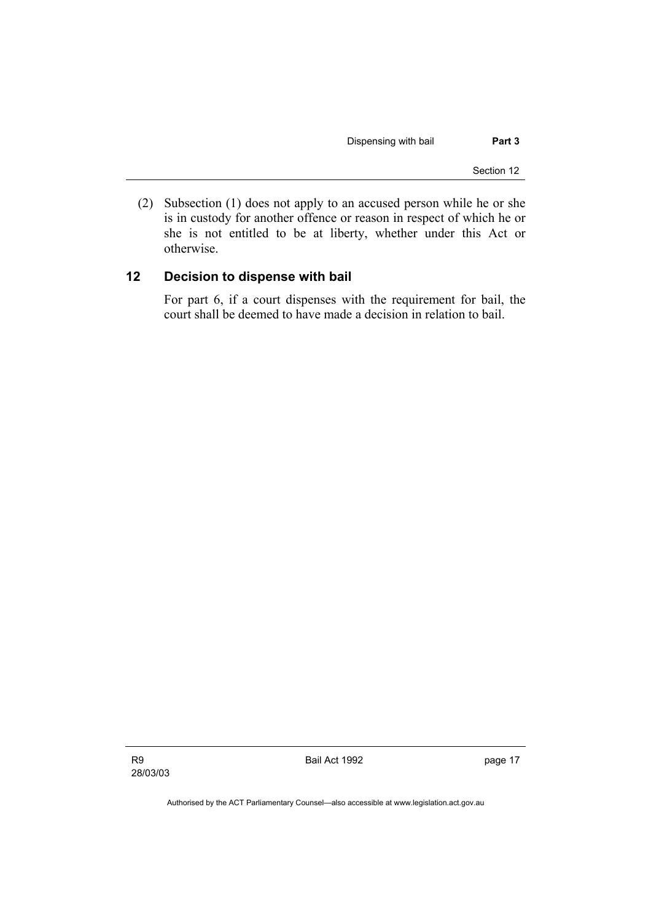(2) Subsection (1) does not apply to an accused person while he or she is in custody for another offence or reason in respect of which he or she is not entitled to be at liberty, whether under this Act or otherwise.

## 12 Decision to dispense with bail

For part 6, if a court dispenses with the requirement for bail, the court shall be deemed to have made a decision in relation to bail.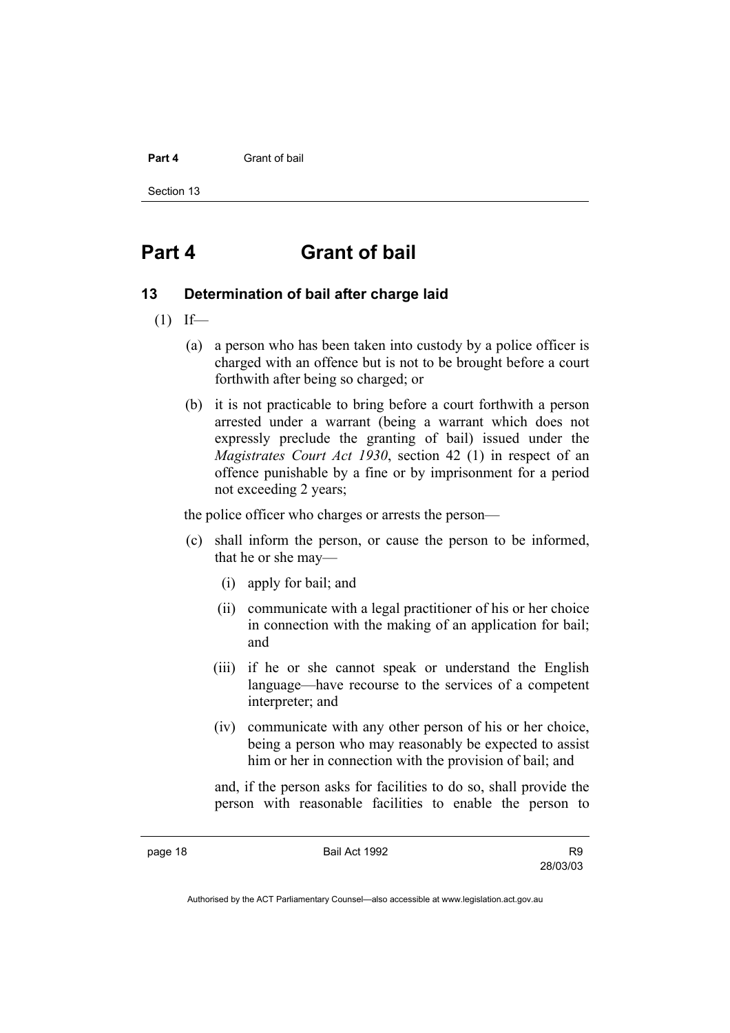# Part 4 Grant of bail

## 13 Determination of bail after charge laid

(1) If—

(a) a person who has been taken into custody by a police officer is charged with an offence but is not to be brought before a court forthwith after being so charged; or

(b) it is not practicable to bring before a court forthwith a person arrested under a warrant (being a warrant which does not expressly preclude the granting of bail) issued under the *Magistrates Court Act 1930*, section 42 (1) in respect of an offence punishable by a fine or by imprisonment for a period not exceeding 2 years;

the police officer who charges or arrests the person—

(c) shall inform the person, or cause the person to be informed, that he or she may—

(i) apply for bail; and

(ii) communicate with a legal practitioner of his or her choice in connection with the making of an application for bail; and

(iii) if he or she cannot speak or understand the English language—have recourse to the services of a competent interpreter; and

(iv) communicate with any other person of his or her choice, being a person who may reasonably be expected to assist him or her in connection with the provision of bail; and

and, if the person asks for facilities to do so, shall provide the person with reasonable facilities to enable the person to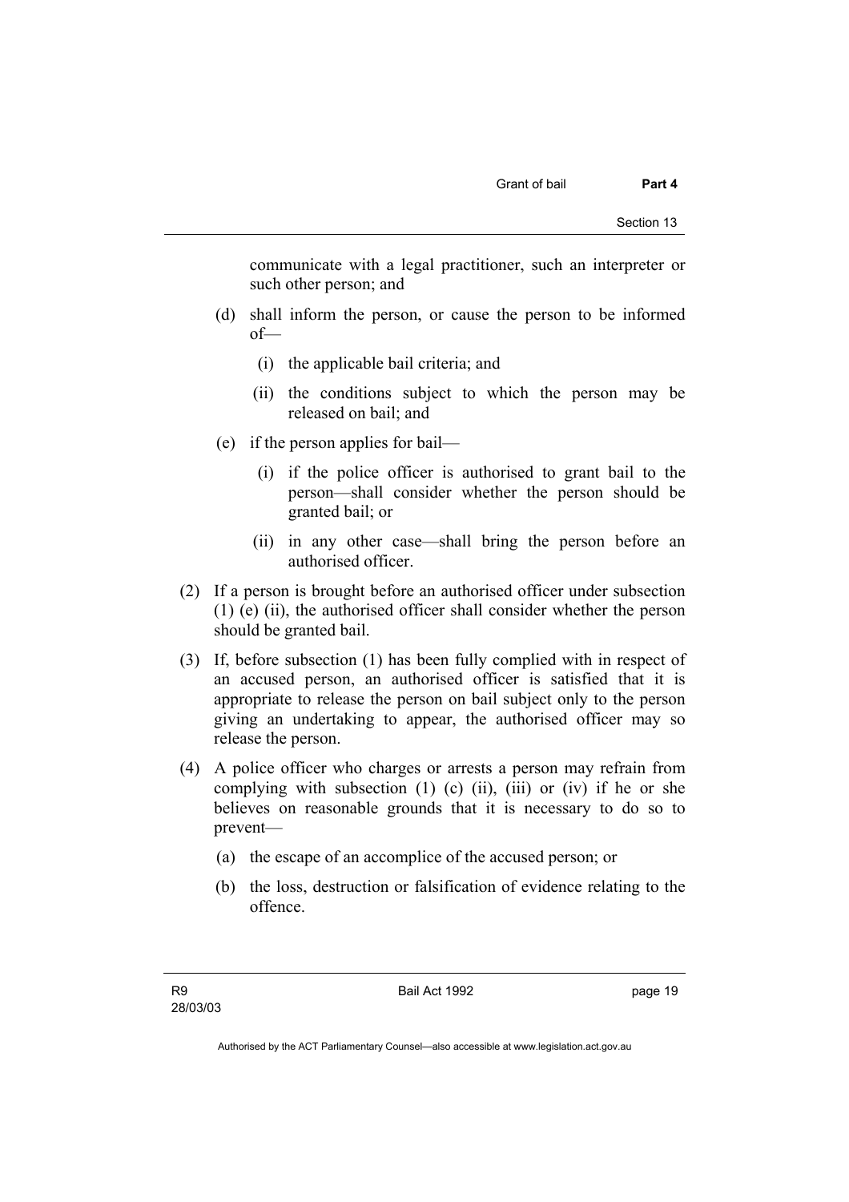communicate with a legal practitioner, such an interpreter or such other person; and

(d) shall inform the person, or cause the person to be informed of—

(i) the applicable bail criteria; and

(ii) the conditions subject to which the person may be released on bail; and

(e) if the person applies for bail—

(i) if the police officer is authorised to grant bail to the person—shall consider whether the person should be granted bail; or

(ii) in any other case—shall bring the person before an authorised officer.

(2) If a person is brought before an authorised officer under subsection (1) (e) (ii), the authorised officer shall consider whether the person should be granted bail.

(3) If, before subsection (1) has been fully complied with in respect of an accused person, an authorised officer is satisfied that it is appropriate to release the person on bail subject only to the person giving an undertaking to appear, the authorised officer may so release the person.

(4) A police officer who charges or arrests a person may refrain from complying with subsection (1) (c) (ii), (iii) or (iv) if he or she believes on reasonable grounds that it is necessary to do so to prevent—

(a) the escape of an accomplice of the accused person; or

(b) the loss, destruction or falsification of evidence relating to the offence.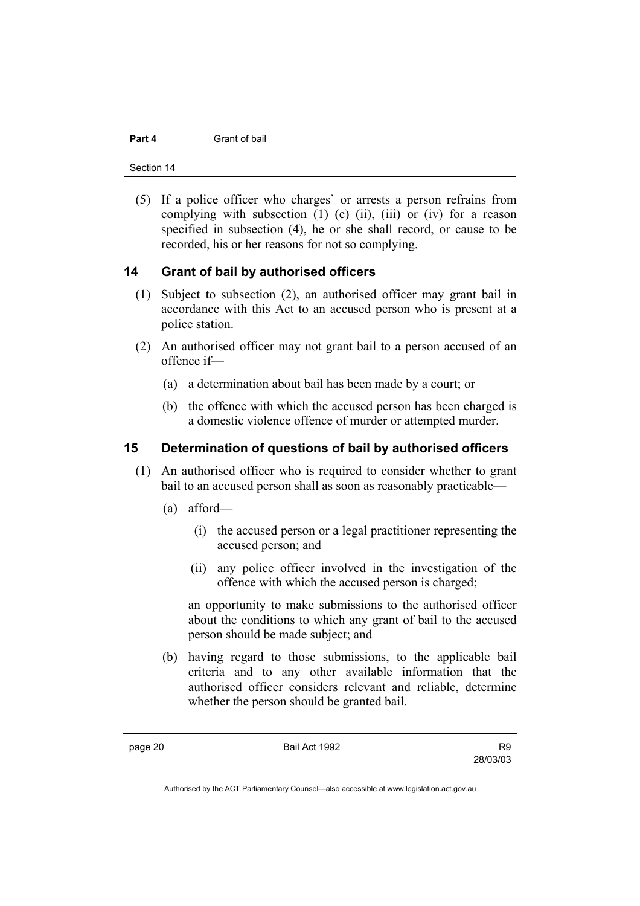(5) If a police officer who charges` or arrests a person refrains from complying with subsection (1) (c) (ii), (iii) or (iv) for a reason specified in subsection (4), he or she shall record, or cause to be recorded, his or her reasons for not so complying.

## 14 Grant of bail by authorised officers

(1) Subject to subsection (2), an authorised officer may grant bail in accordance with this Act to an accused person who is present at a police station.

(2) An authorised officer may not grant bail to a person accused of an offence if—

(a) a determination about bail has been made by a court; or

(b) the offence with which the accused person has been charged is a domestic violence offence of murder or attempted murder.

## 15 Determination of questions of bail by authorised officers

(1) An authorised officer who is required to consider whether to grant bail to an accused person shall as soon as reasonably practicable—

(a) afford—

(i) the accused person or a legal practitioner representing the accused person; and

(ii) any police officer involved in the investigation of the offence with which the accused person is charged;

an opportunity to make submissions to the authorised officer about the conditions to which any grant of bail to the accused person should be made subject; and

(b) having regard to those submissions, to the applicable bail criteria and to any other available information that the authorised officer considers relevant and reliable, determine whether the person should be granted bail.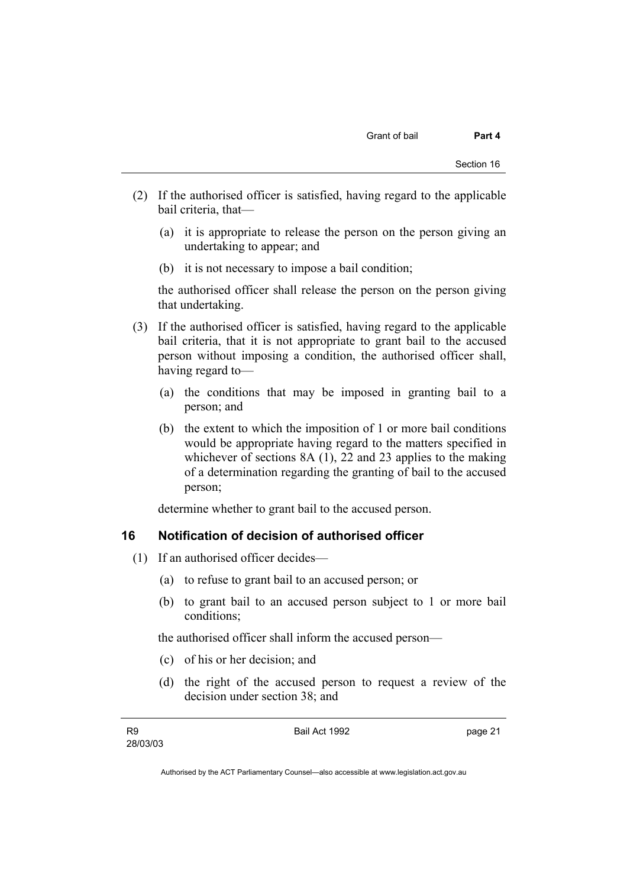(2) If the authorised officer is satisfied, having regard to the applicable bail criteria, that—

  (a) it is appropriate to release the person on the person giving an undertaking to appear; and

  (b) it is not necessary to impose a bail condition;

  the authorised officer shall release the person on the person giving that undertaking.

(3) If the authorised officer is satisfied, having regard to the applicable bail criteria, that it is not appropriate to grant bail to the accused person without imposing a condition, the authorised officer shall, having regard to—

  (a) the conditions that may be imposed in granting bail to a person; and

  (b) the extent to which the imposition of 1 or more bail conditions would be appropriate having regard to the matters specified in whichever of sections 8A (1), 22 and 23 applies to the making of a determination regarding the granting of bail to the accused person;

  determine whether to grant bail to the accused person.

## 16 Notification of decision of authorised officer

(1) If an authorised officer decides—

  (a) to refuse to grant bail to an accused person; or

  (b) to grant bail to an accused person subject to 1 or more bail conditions;

  the authorised officer shall inform the accused person—

  (c) of his or her decision; and

  (d) the right of the accused person to request a review of the decision under section 38; and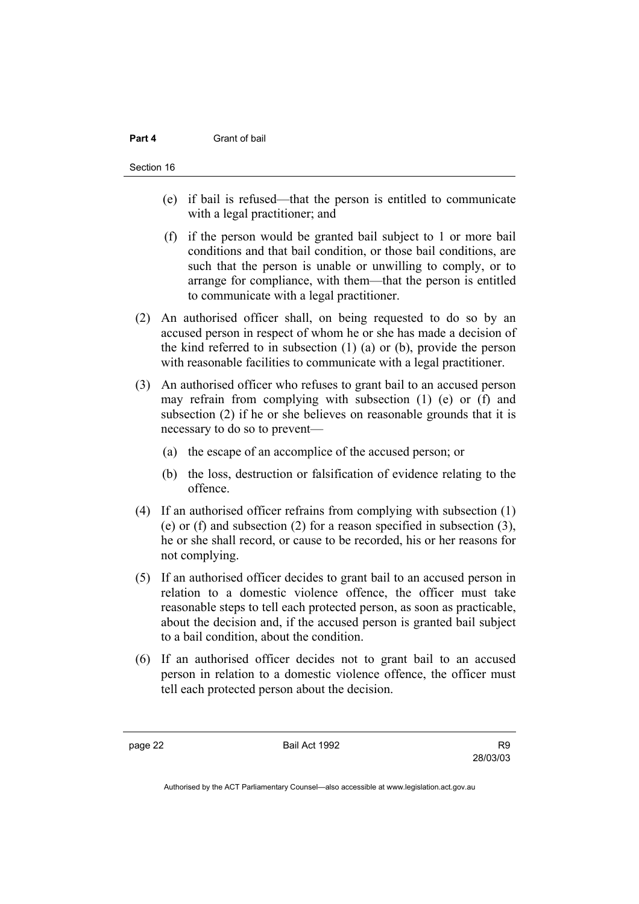(e) if bail is refused—that the person is entitled to communicate with a legal practitioner; and

(f) if the person would be granted bail subject to 1 or more bail conditions and that bail condition, or those bail conditions, are such that the person is unable or unwilling to comply, or to arrange for compliance, with them—that the person is entitled to communicate with a legal practitioner.

(2) An authorised officer shall, on being requested to do so by an accused person in respect of whom he or she has made a decision of the kind referred to in subsection (1) (a) or (b), provide the person with reasonable facilities to communicate with a legal practitioner.

(3) An authorised officer who refuses to grant bail to an accused person may refrain from complying with subsection (1) (e) or (f) and subsection (2) if he or she believes on reasonable grounds that it is necessary to do so to prevent—

(a) the escape of an accomplice of the accused person; or

(b) the loss, destruction or falsification of evidence relating to the offence.

(4) If an authorised officer refrains from complying with subsection (1) (e) or (f) and subsection (2) for a reason specified in subsection (3), he or she shall record, or cause to be recorded, his or her reasons for not complying.

(5) If an authorised officer decides to grant bail to an accused person in relation to a domestic violence offence, the officer must take reasonable steps to tell each protected person, as soon as practicable, about the decision and, if the accused person is granted bail subject to a bail condition, about the condition.

(6) If an authorised officer decides not to grant bail to an accused person in relation to a domestic violence offence, the officer must tell each protected person about the decision.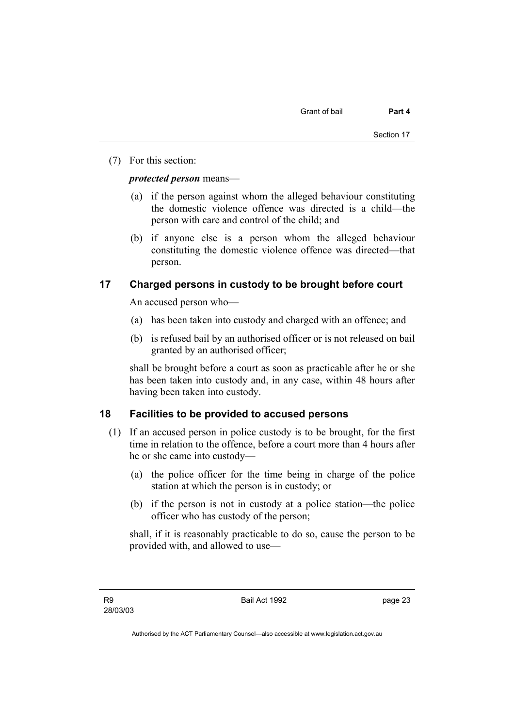(7) For this section:

***protected person*** means—

(a) if the person against whom the alleged behaviour constituting the domestic violence offence was directed is a child—the person with care and control of the child; and

(b) if anyone else is a person whom the alleged behaviour constituting the domestic violence offence was directed—that person.

## 17 Charged persons in custody to be brought before court

An accused person who—

(a) has been taken into custody and charged with an offence; and

(b) is refused bail by an authorised officer or is not released on bail granted by an authorised officer;

shall be brought before a court as soon as practicable after he or she has been taken into custody and, in any case, within 48 hours after having been taken into custody.

## 18 Facilities to be provided to accused persons

(1) If an accused person in police custody is to be brought, for the first time in relation to the offence, before a court more than 4 hours after he or she came into custody—

(a) the police officer for the time being in charge of the police station at which the person is in custody; or

(b) if the person is not in custody at a police station—the police officer who has custody of the person;

shall, if it is reasonably practicable to do so, cause the person to be provided with, and allowed to use—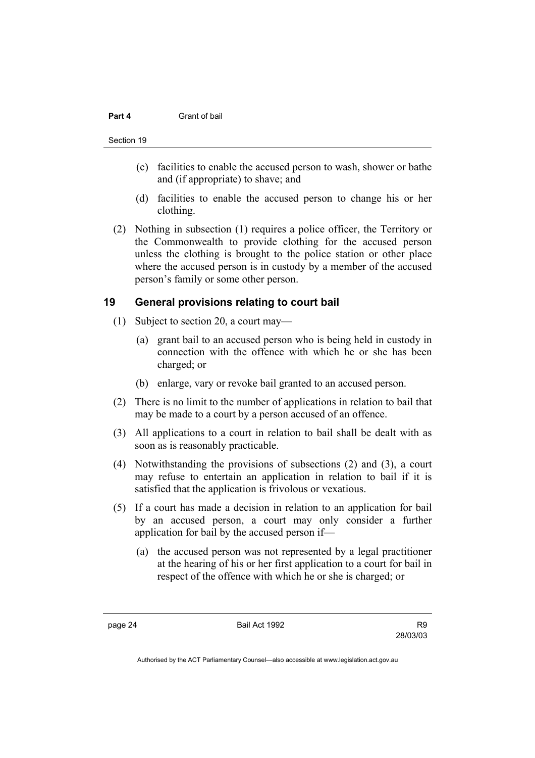(c) facilities to enable the accused person to wash, shower or bathe and (if appropriate) to shave; and

(d) facilities to enable the accused person to change his or her clothing.

(2) Nothing in subsection (1) requires a police officer, the Territory or the Commonwealth to provide clothing for the accused person unless the clothing is brought to the police station or other place where the accused person is in custody by a member of the accused person's family or some other person.

## 19 General provisions relating to court bail

(1) Subject to section 20, a court may—

(a) grant bail to an accused person who is being held in custody in connection with the offence with which he or she has been charged; or

(b) enlarge, vary or revoke bail granted to an accused person.

(2) There is no limit to the number of applications in relation to bail that may be made to a court by a person accused of an offence.

(3) All applications to a court in relation to bail shall be dealt with as soon as is reasonably practicable.

(4) Notwithstanding the provisions of subsections (2) and (3), a court may refuse to entertain an application in relation to bail if it is satisfied that the application is frivolous or vexatious.

(5) If a court has made a decision in relation to an application for bail by an accused person, a court may only consider a further application for bail by the accused person if—

(a) the accused person was not represented by a legal practitioner at the hearing of his or her first application to a court for bail in respect of the offence with which he or she is charged; or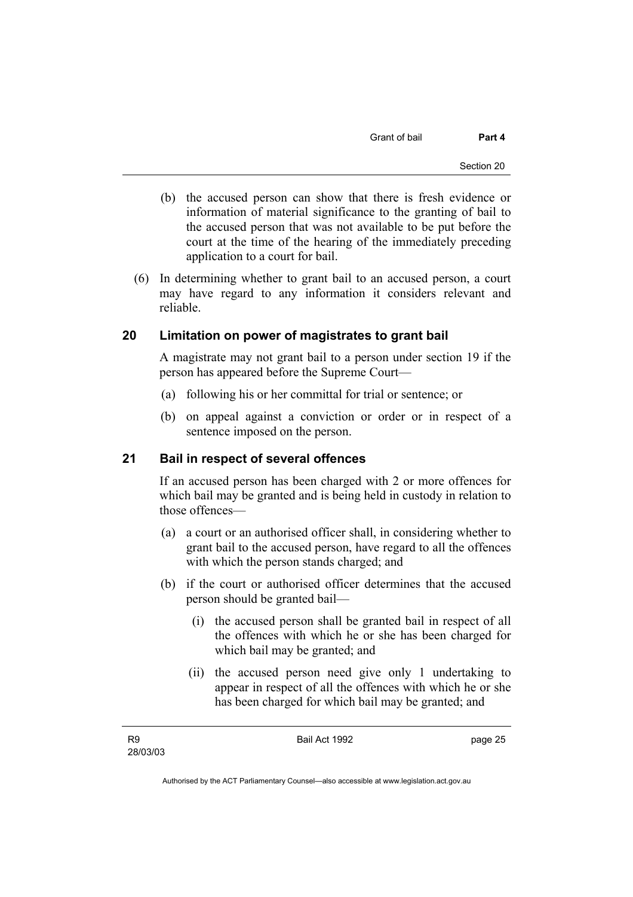(b) the accused person can show that there is fresh evidence or information of material significance to the granting of bail to the accused person that was not available to be put before the court at the time of the hearing of the immediately preceding application to a court for bail.

(6) In determining whether to grant bail to an accused person, a court may have regard to any information it considers relevant and reliable.

## 20 Limitation on power of magistrates to grant bail

A magistrate may not grant bail to a person under section 19 if the person has appeared before the Supreme Court—

(a) following his or her committal for trial or sentence; or

(b) on appeal against a conviction or order or in respect of a sentence imposed on the person.

## 21 Bail in respect of several offences

If an accused person has been charged with 2 or more offences for which bail may be granted and is being held in custody in relation to those offences—

(a) a court or an authorised officer shall, in considering whether to grant bail to the accused person, have regard to all the offences with which the person stands charged; and

(b) if the court or authorised officer determines that the accused person should be granted bail—

(i) the accused person shall be granted bail in respect of all the offences with which he or she has been charged for which bail may be granted; and

(ii) the accused person need give only 1 undertaking to appear in respect of all the offences with which he or she has been charged for which bail may be granted; and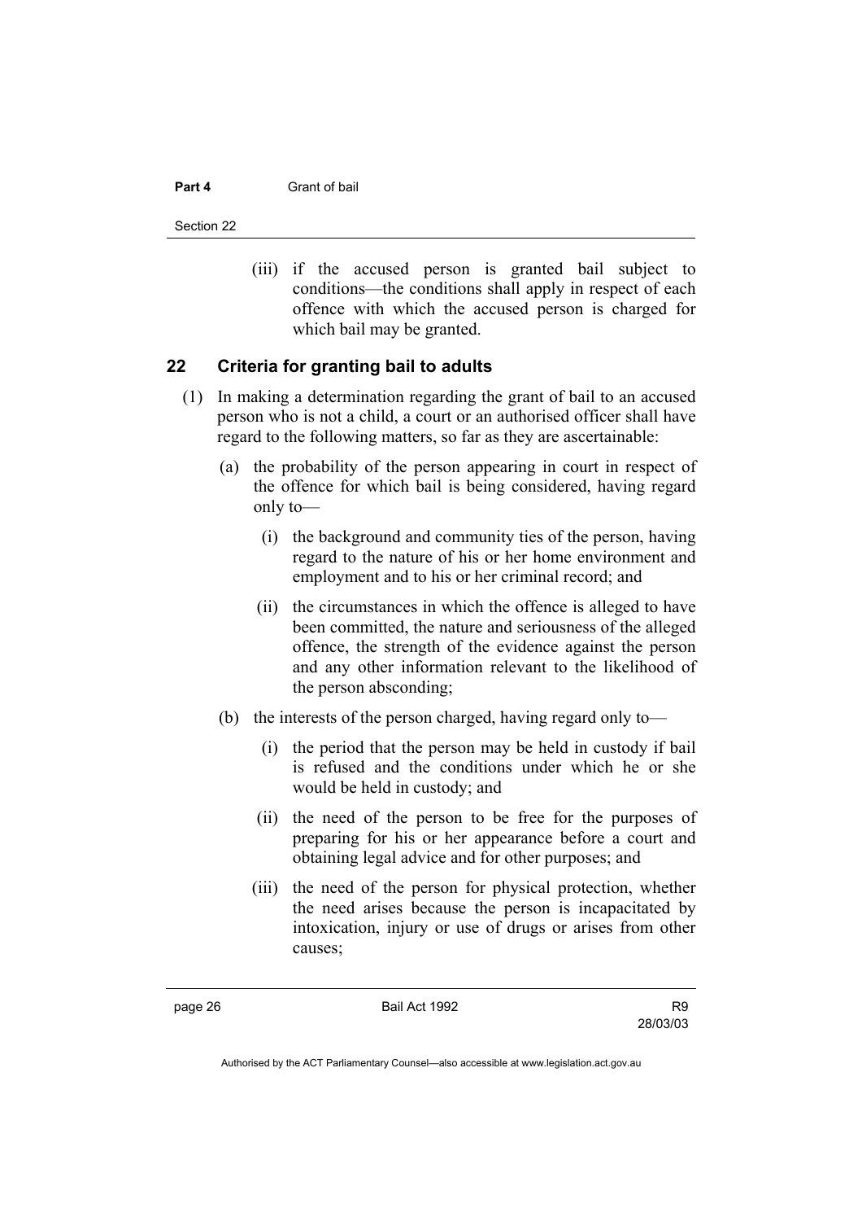(iii) if the accused person is granted bail subject to conditions—the conditions shall apply in respect of each offence with which the accused person is charged for which bail may be granted.

## 22 Criteria for granting bail to adults

(1) In making a determination regarding the grant of bail to an accused person who is not a child, a court or an authorised officer shall have regard to the following matters, so far as they are ascertainable:

(a) the probability of the person appearing in court in respect of the offence for which bail is being considered, having regard only to—

(i) the background and community ties of the person, having regard to the nature of his or her home environment and employment and to his or her criminal record; and

(ii) the circumstances in which the offence is alleged to have been committed, the nature and seriousness of the alleged offence, the strength of the evidence against the person and any other information relevant to the likelihood of the person absconding;

(b) the interests of the person charged, having regard only to—

(i) the period that the person may be held in custody if bail is refused and the conditions under which he or she would be held in custody; and

(ii) the need of the person to be free for the purposes of preparing for his or her appearance before a court and obtaining legal advice and for other purposes; and

(iii) the need of the person for physical protection, whether the need arises because the person is incapacitated by intoxication, injury or use of drugs or arises from other causes;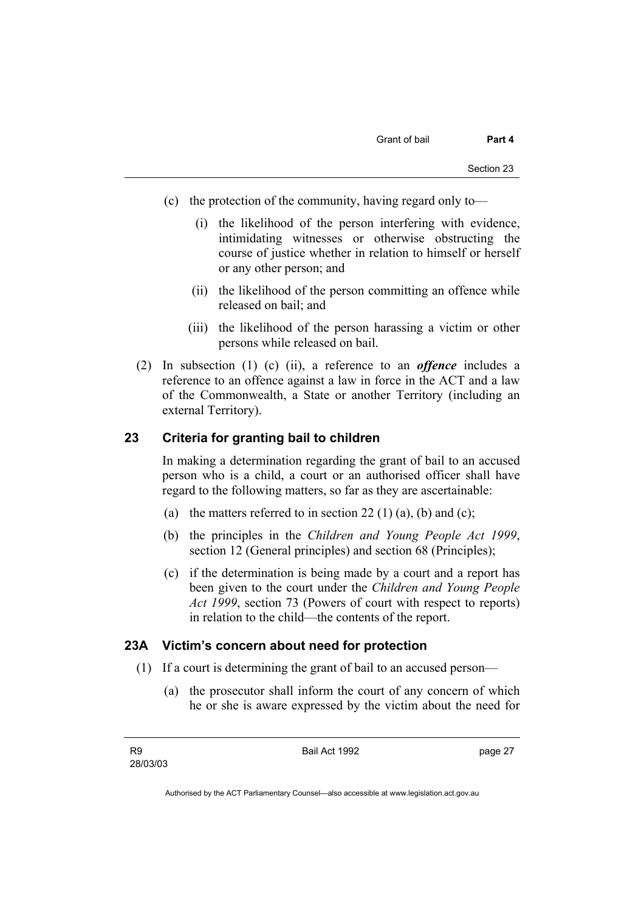(c) the protection of the community, having regard only to—

   (i) the likelihood of the person interfering with evidence, intimidating witnesses or otherwise obstructing the course of justice whether in relation to himself or herself or any other person; and

   (ii) the likelihood of the person committing an offence while released on bail; and

   (iii) the likelihood of the person harassing a victim or other persons while released on bail.

(2) In subsection (1) (c) (ii), a reference to an ***offence*** includes a reference to an offence against a law in force in the ACT and a law of the Commonwealth, a State or another Territory (including an external Territory).

## 23 Criteria for granting bail to children

In making a determination regarding the grant of bail to an accused person who is a child, a court or an authorised officer shall have regard to the following matters, so far as they are ascertainable:

(a) the matters referred to in section 22 (1) (a), (b) and (c);

(b) the principles in the *Children and Young People Act 1999*, section 12 (General principles) and section 68 (Principles);

(c) if the determination is being made by a court and a report has been given to the court under the *Children and Young People Act 1999*, section 73 (Powers of court with respect to reports) in relation to the child—the contents of the report.

## 23A Victim's concern about need for protection

(1) If a court is determining the grant of bail to an accused person—

   (a) the prosecutor shall inform the court of any concern of which he or she is aware expressed by the victim about the need for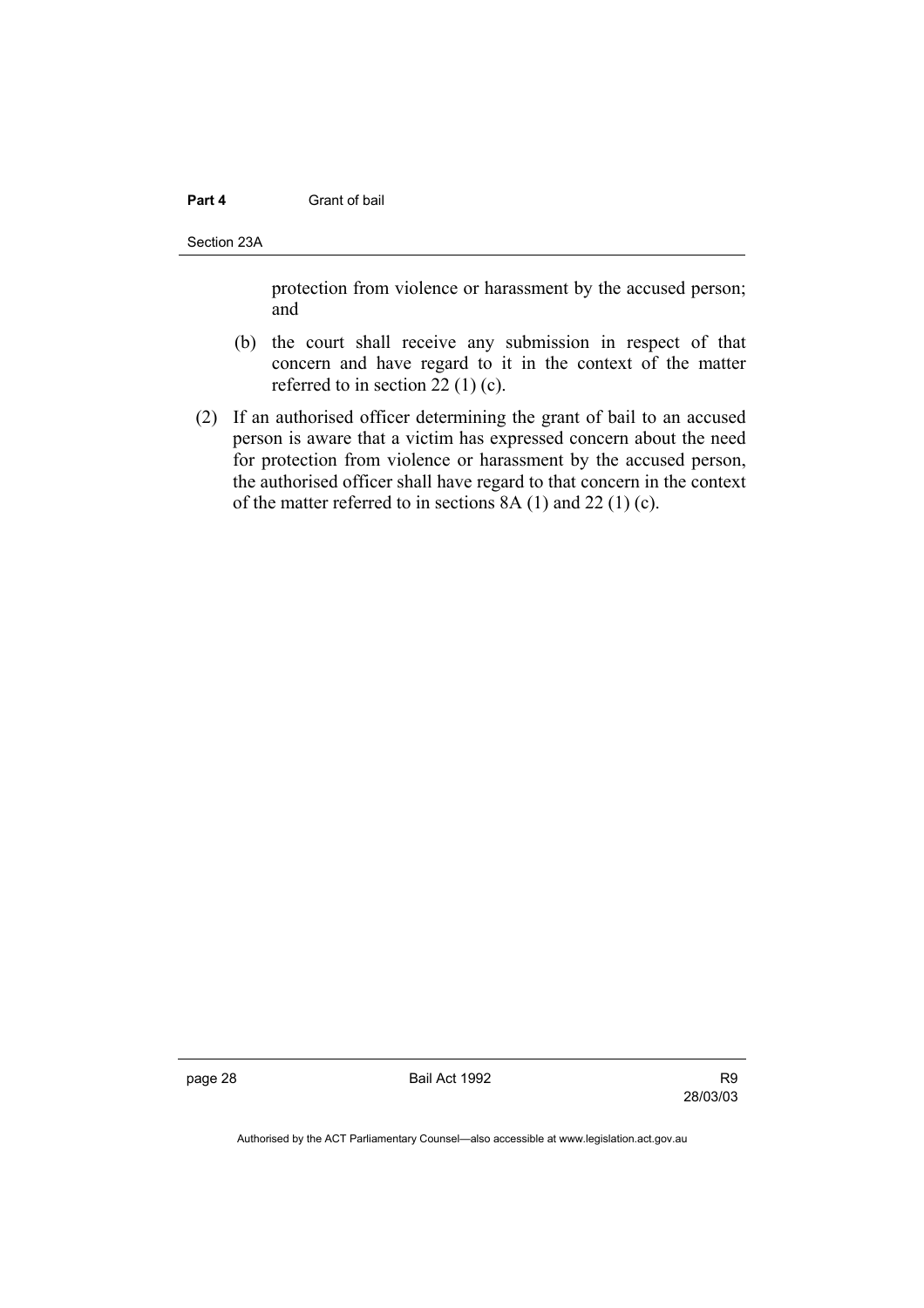protection from violence or harassment by the accused person; and

(b) the court shall receive any submission in respect of that concern and have regard to it in the context of the matter referred to in section 22 (1) (c).

(2) If an authorised officer determining the grant of bail to an accused person is aware that a victim has expressed concern about the need for protection from violence or harassment by the accused person, the authorised officer shall have regard to that concern in the context of the matter referred to in sections 8A (1) and 22 (1) (c).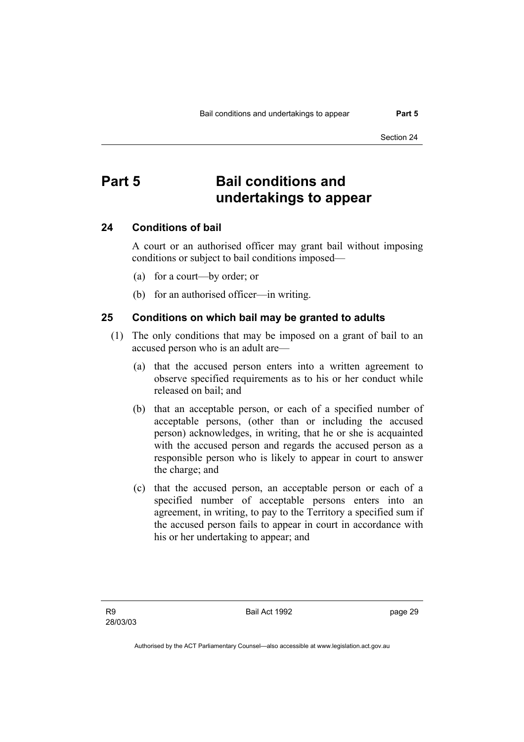# Part 5 Bail conditions and undertakings to appear

## 24 Conditions of bail

A court or an authorised officer may grant bail without imposing conditions or subject to bail conditions imposed—

(a) for a court—by order; or

(b) for an authorised officer—in writing.

## 25 Conditions on which bail may be granted to adults

(1) The only conditions that may be imposed on a grant of bail to an accused person who is an adult are—

(a) that the accused person enters into a written agreement to observe specified requirements as to his or her conduct while released on bail; and

(b) that an acceptable person, or each of a specified number of acceptable persons, (other than or including the accused person) acknowledges, in writing, that he or she is acquainted with the accused person and regards the accused person as a responsible person who is likely to appear in court to answer the charge; and

(c) that the accused person, an acceptable person or each of a specified number of acceptable persons enters into an agreement, in writing, to pay to the Territory a specified sum if the accused person fails to appear in court in accordance with his or her undertaking to appear; and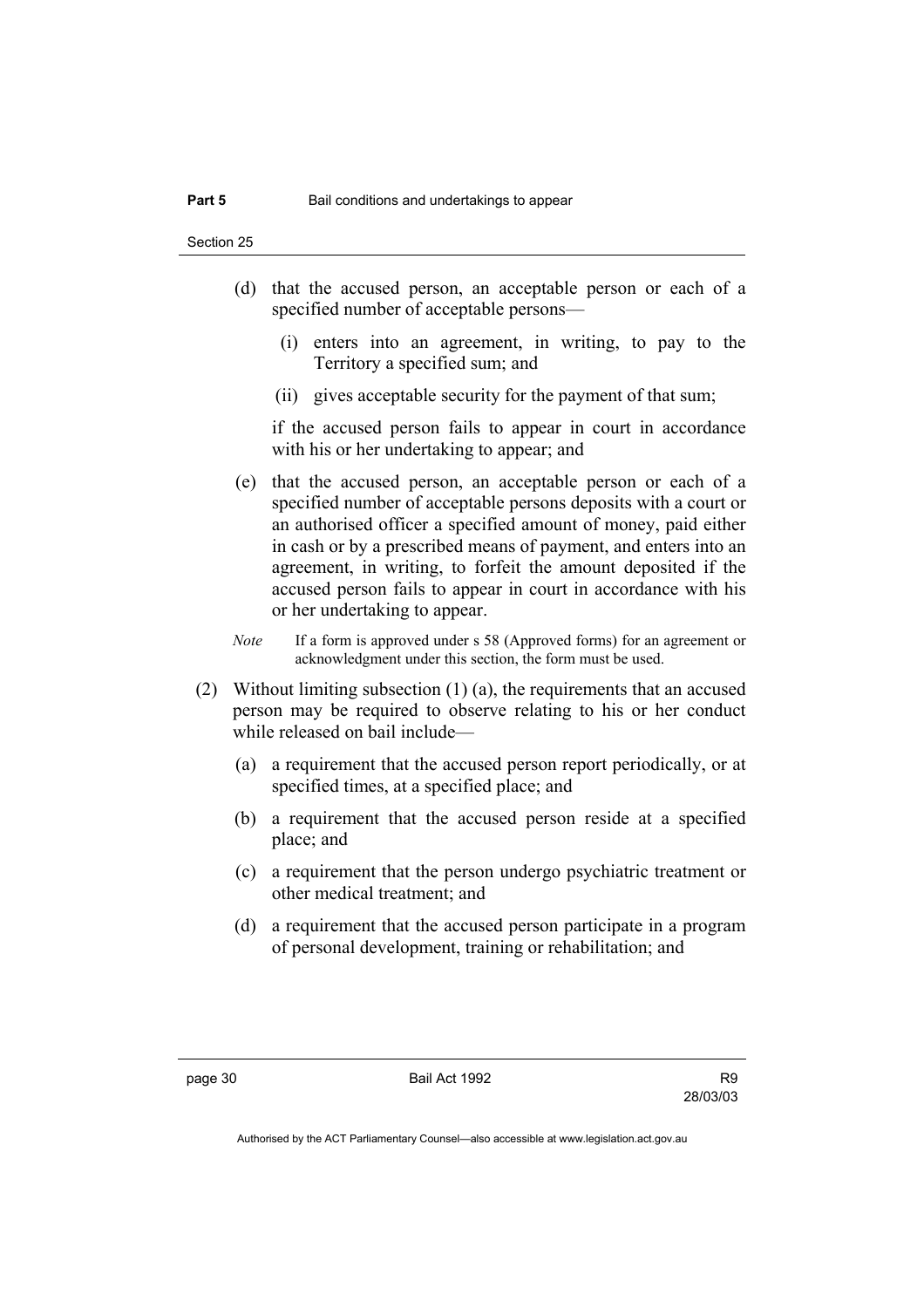(d) that the accused person, an acceptable person or each of a specified number of acceptable persons—

(i) enters into an agreement, in writing, to pay to the Territory a specified sum; and

(ii) gives acceptable security for the payment of that sum;

if the accused person fails to appear in court in accordance with his or her undertaking to appear; and

(e) that the accused person, an acceptable person or each of a specified number of acceptable persons deposits with a court or an authorised officer a specified amount of money, paid either in cash or by a prescribed means of payment, and enters into an agreement, in writing, to forfeit the amount deposited if the accused person fails to appear in court in accordance with his or her undertaking to appear.

*Note* If a form is approved under s 58 (Approved forms) for an agreement or acknowledgment under this section, the form must be used.

(2) Without limiting subsection (1) (a), the requirements that an accused person may be required to observe relating to his or her conduct while released on bail include—

(a) a requirement that the accused person report periodically, or at specified times, at a specified place; and

(b) a requirement that the accused person reside at a specified place; and

(c) a requirement that the person undergo psychiatric treatment or other medical treatment; and

(d) a requirement that the accused person participate in a program of personal development, training or rehabilitation; and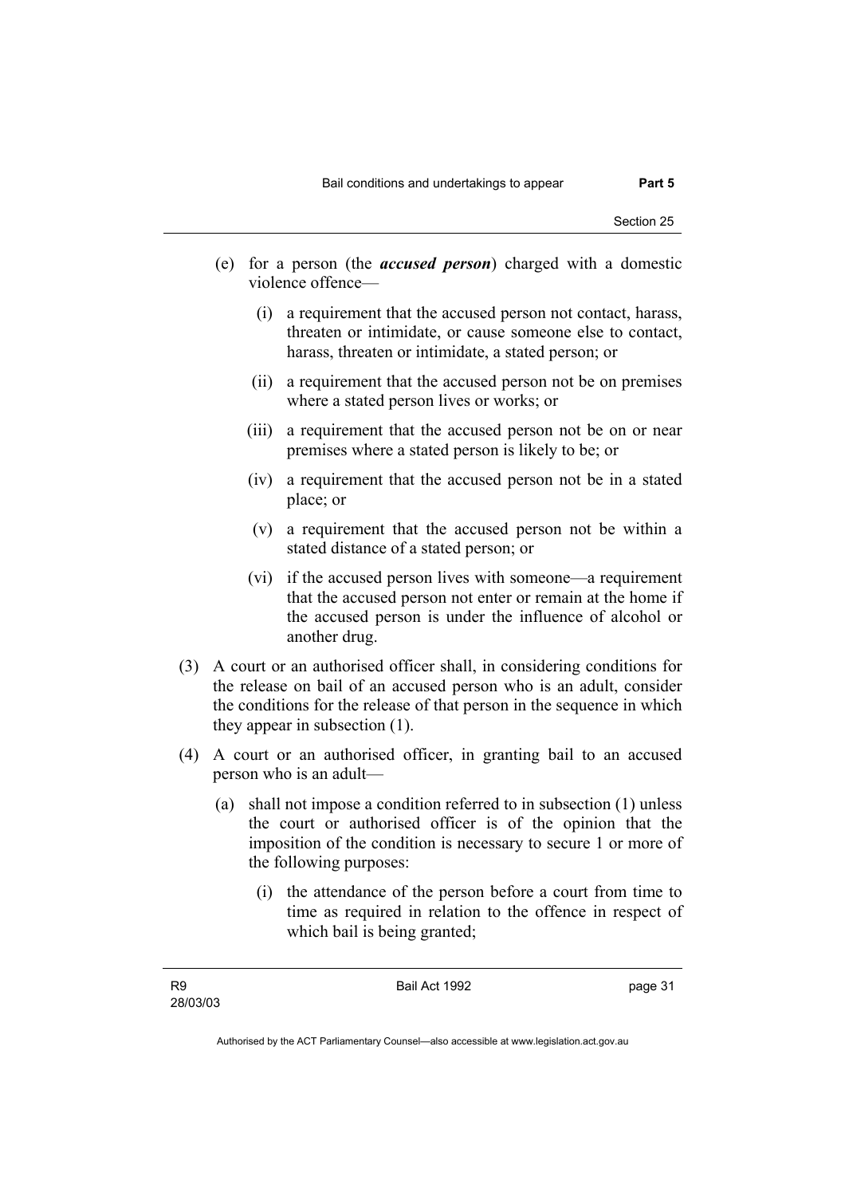(e) for a person (the ***accused person***) charged with a domestic violence offence—

(i) a requirement that the accused person not contact, harass, threaten or intimidate, or cause someone else to contact, harass, threaten or intimidate, a stated person; or

(ii) a requirement that the accused person not be on premises where a stated person lives or works; or

(iii) a requirement that the accused person not be on or near premises where a stated person is likely to be; or

(iv) a requirement that the accused person not be in a stated place; or

(v) a requirement that the accused person not be within a stated distance of a stated person; or

(vi) if the accused person lives with someone—a requirement that the accused person not enter or remain at the home if the accused person is under the influence of alcohol or another drug.

(3) A court or an authorised officer shall, in considering conditions for the release on bail of an accused person who is an adult, consider the conditions for the release of that person in the sequence in which they appear in subsection (1).

(4) A court or an authorised officer, in granting bail to an accused person who is an adult—

(a) shall not impose a condition referred to in subsection (1) unless the court or authorised officer is of the opinion that the imposition of the condition is necessary to secure 1 or more of the following purposes:

(i) the attendance of the person before a court from time to time as required in relation to the offence in respect of which bail is being granted;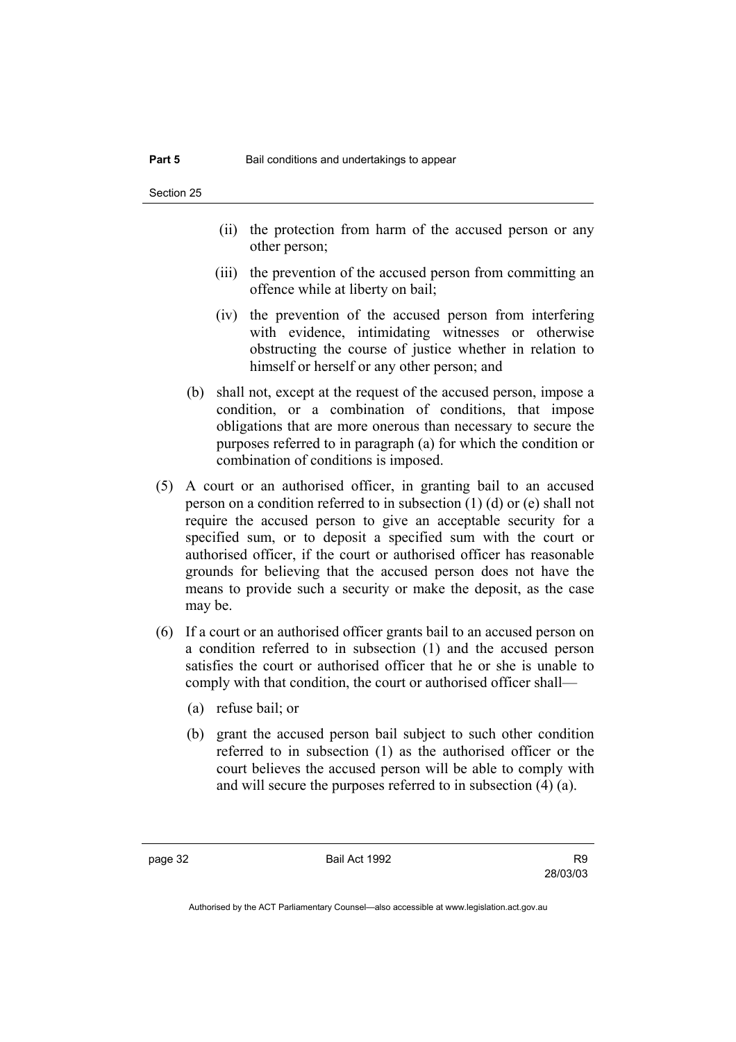(ii) the protection from harm of the accused person or any other person;

(iii) the prevention of the accused person from committing an offence while at liberty on bail;

(iv) the prevention of the accused person from interfering with evidence, intimidating witnesses or otherwise obstructing the course of justice whether in relation to himself or herself or any other person; and

(b) shall not, except at the request of the accused person, impose a condition, or a combination of conditions, that impose obligations that are more onerous than necessary to secure the purposes referred to in paragraph (a) for which the condition or combination of conditions is imposed.

(5) A court or an authorised officer, in granting bail to an accused person on a condition referred to in subsection (1) (d) or (e) shall not require the accused person to give an acceptable security for a specified sum, or to deposit a specified sum with the court or authorised officer, if the court or authorised officer has reasonable grounds for believing that the accused person does not have the means to provide such a security or make the deposit, as the case may be.

(6) If a court or an authorised officer grants bail to an accused person on a condition referred to in subsection (1) and the accused person satisfies the court or authorised officer that he or she is unable to comply with that condition, the court or authorised officer shall—

(a) refuse bail; or

(b) grant the accused person bail subject to such other condition referred to in subsection (1) as the authorised officer or the court believes the accused person will be able to comply with and will secure the purposes referred to in subsection (4) (a).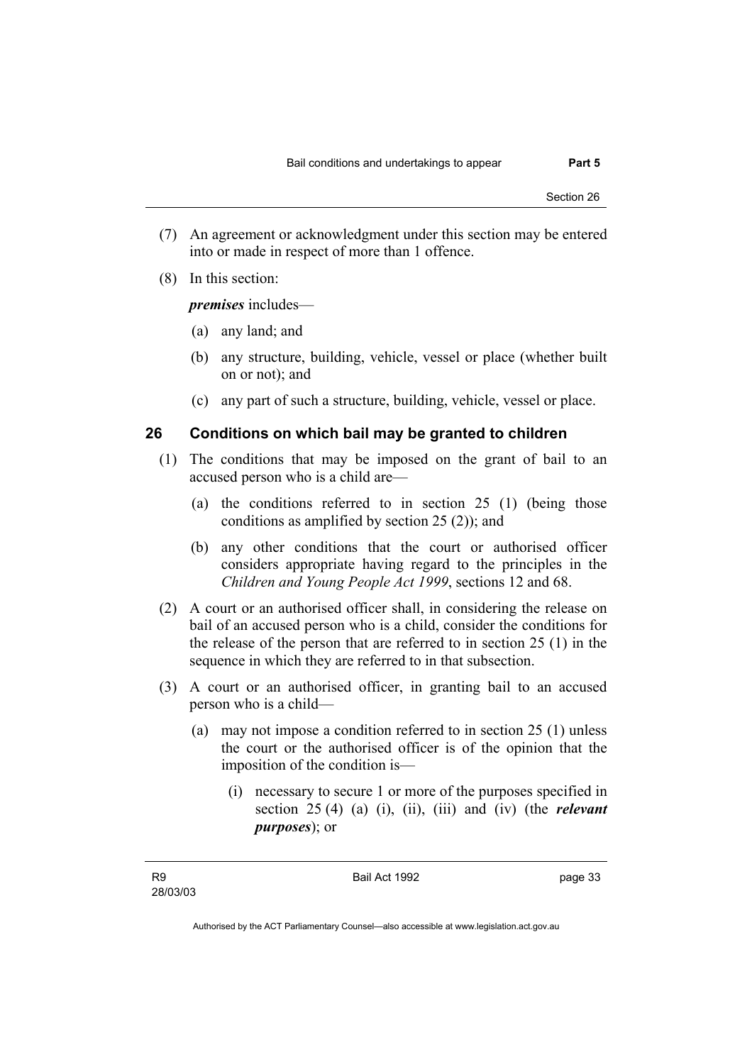(7) An agreement or acknowledgment under this section may be entered into or made in respect of more than 1 offence.

(8) In this section:

***premises*** includes—

(a) any land; and

(b) any structure, building, vehicle, vessel or place (whether built on or not); and

(c) any part of such a structure, building, vehicle, vessel or place.

## 26 Conditions on which bail may be granted to children

(1) The conditions that may be imposed on the grant of bail to an accused person who is a child are—

(a) the conditions referred to in section 25 (1) (being those conditions as amplified by section 25 (2)); and

(b) any other conditions that the court or authorised officer considers appropriate having regard to the principles in the *Children and Young People Act 1999*, sections 12 and 68.

(2) A court or an authorised officer shall, in considering the release on bail of an accused person who is a child, consider the conditions for the release of the person that are referred to in section 25 (1) in the sequence in which they are referred to in that subsection.

(3) A court or an authorised officer, in granting bail to an accused person who is a child—

(a) may not impose a condition referred to in section 25 (1) unless the court or the authorised officer is of the opinion that the imposition of the condition is—

(i) necessary to secure 1 or more of the purposes specified in section 25 (4) (a) (i), (ii), (iii) and (iv) (the ***relevant purposes***); or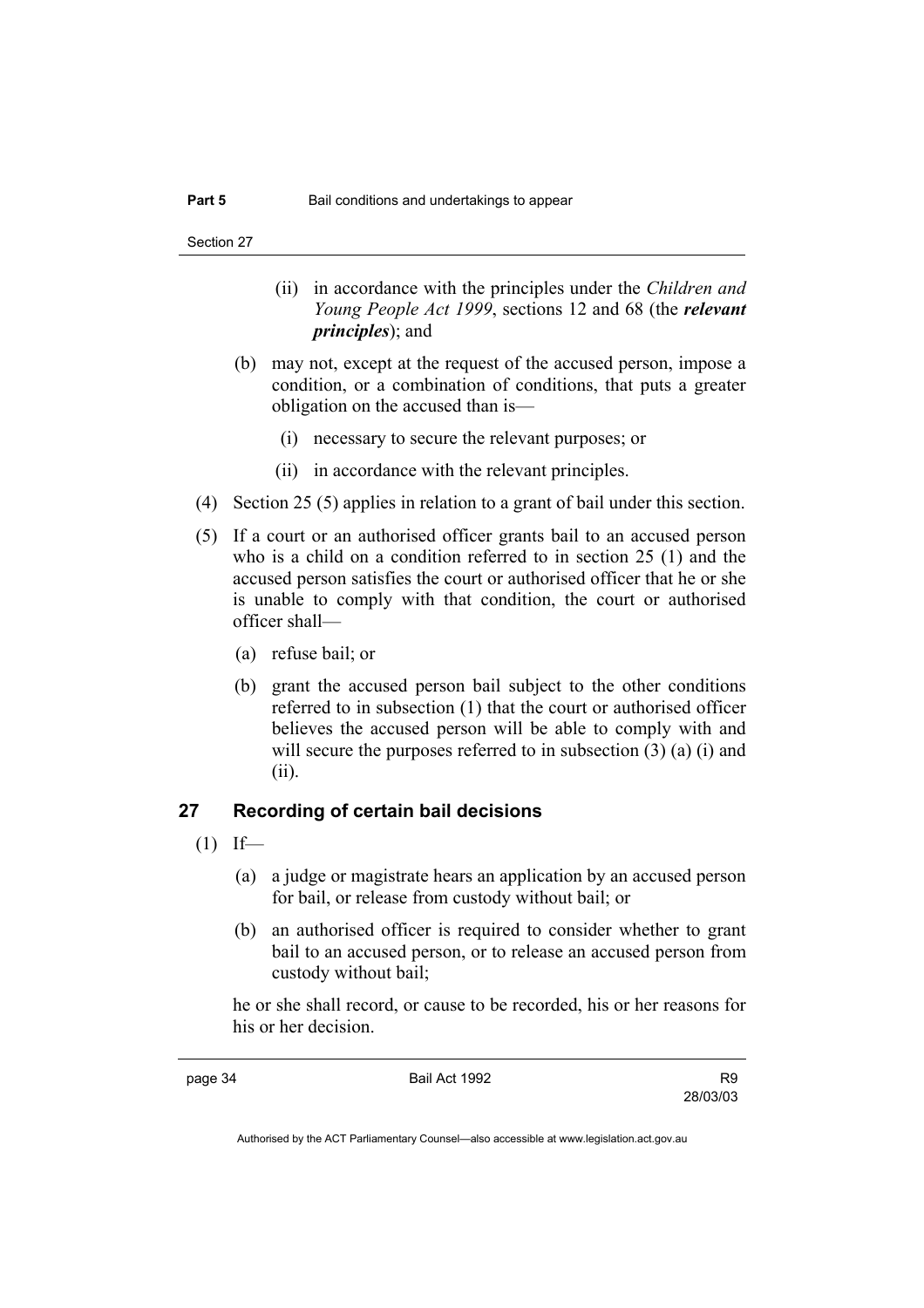(ii) in accordance with the principles under the *Children and Young People Act 1999*, sections 12 and 68 (the ***relevant principles***); and

(b) may not, except at the request of the accused person, impose a condition, or a combination of conditions, that puts a greater obligation on the accused than is—

(i) necessary to secure the relevant purposes; or

(ii) in accordance with the relevant principles.

(4) Section 25 (5) applies in relation to a grant of bail under this section.

(5) If a court or an authorised officer grants bail to an accused person who is a child on a condition referred to in section 25 (1) and the accused person satisfies the court or authorised officer that he or she is unable to comply with that condition, the court or authorised officer shall—

(a) refuse bail; or

(b) grant the accused person bail subject to the other conditions referred to in subsection (1) that the court or authorised officer believes the accused person will be able to comply with and will secure the purposes referred to in subsection (3) (a) (i) and (ii).

## 27 Recording of certain bail decisions

(1) If—

(a) a judge or magistrate hears an application by an accused person for bail, or release from custody without bail; or

(b) an authorised officer is required to consider whether to grant bail to an accused person, or to release an accused person from custody without bail;

he or she shall record, or cause to be recorded, his or her reasons for his or her decision.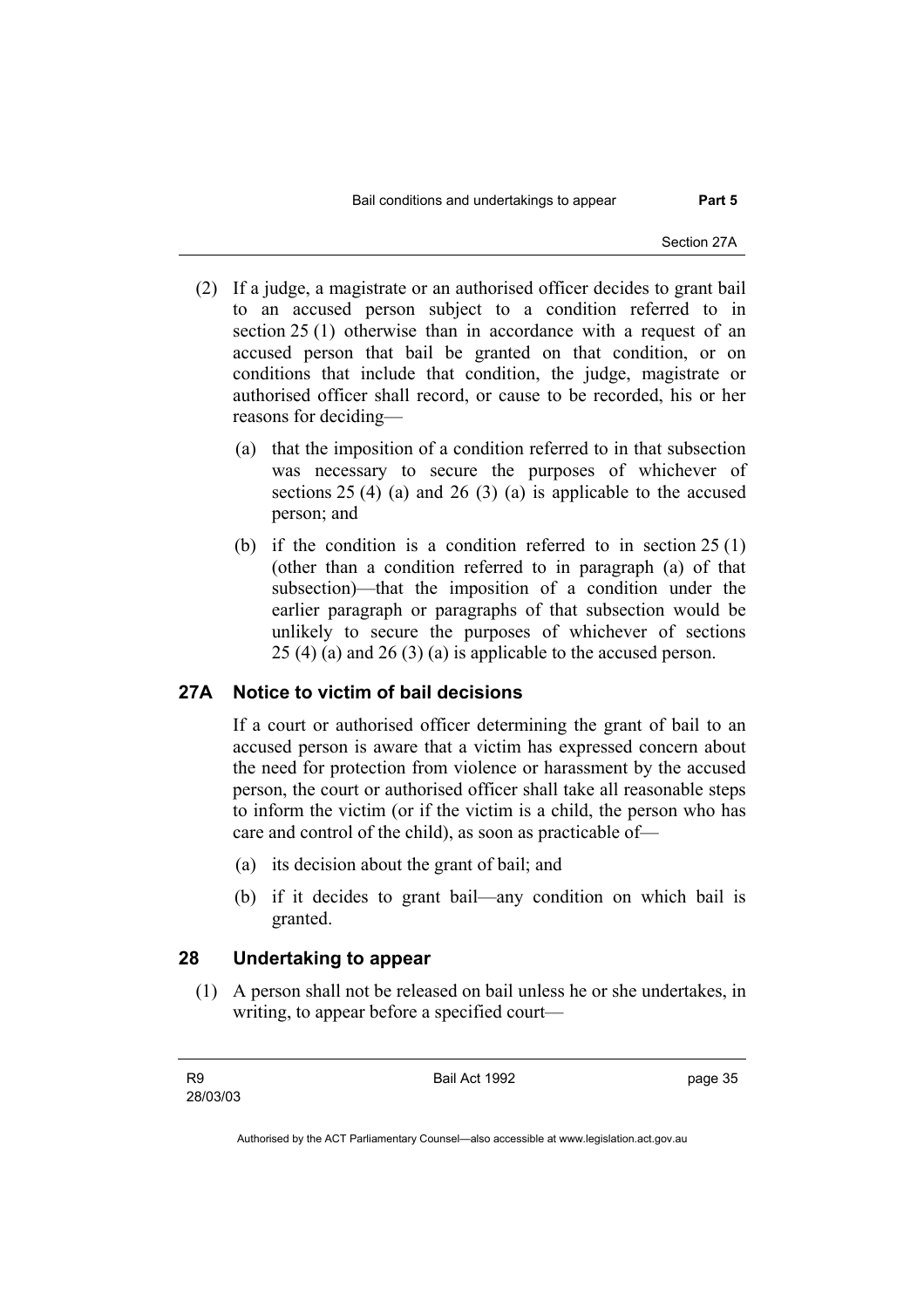(2) If a judge, a magistrate or an authorised officer decides to grant bail to an accused person subject to a condition referred to in section 25 (1) otherwise than in accordance with a request of an accused person that bail be granted on that condition, or on conditions that include that condition, the judge, magistrate or authorised officer shall record, or cause to be recorded, his or her reasons for deciding—

(a) that the imposition of a condition referred to in that subsection was necessary to secure the purposes of whichever of sections 25 (4) (a) and 26 (3) (a) is applicable to the accused person; and

(b) if the condition is a condition referred to in section 25 (1) (other than a condition referred to in paragraph (a) of that subsection)—that the imposition of a condition under the earlier paragraph or paragraphs of that subsection would be unlikely to secure the purposes of whichever of sections 25 (4) (a) and 26 (3) (a) is applicable to the accused person.

## 27A Notice to victim of bail decisions

If a court or authorised officer determining the grant of bail to an accused person is aware that a victim has expressed concern about the need for protection from violence or harassment by the accused person, the court or authorised officer shall take all reasonable steps to inform the victim (or if the victim is a child, the person who has care and control of the child), as soon as practicable of—

(a) its decision about the grant of bail; and

(b) if it decides to grant bail—any condition on which bail is granted.

## 28 Undertaking to appear

(1) A person shall not be released on bail unless he or she undertakes, in writing, to appear before a specified court—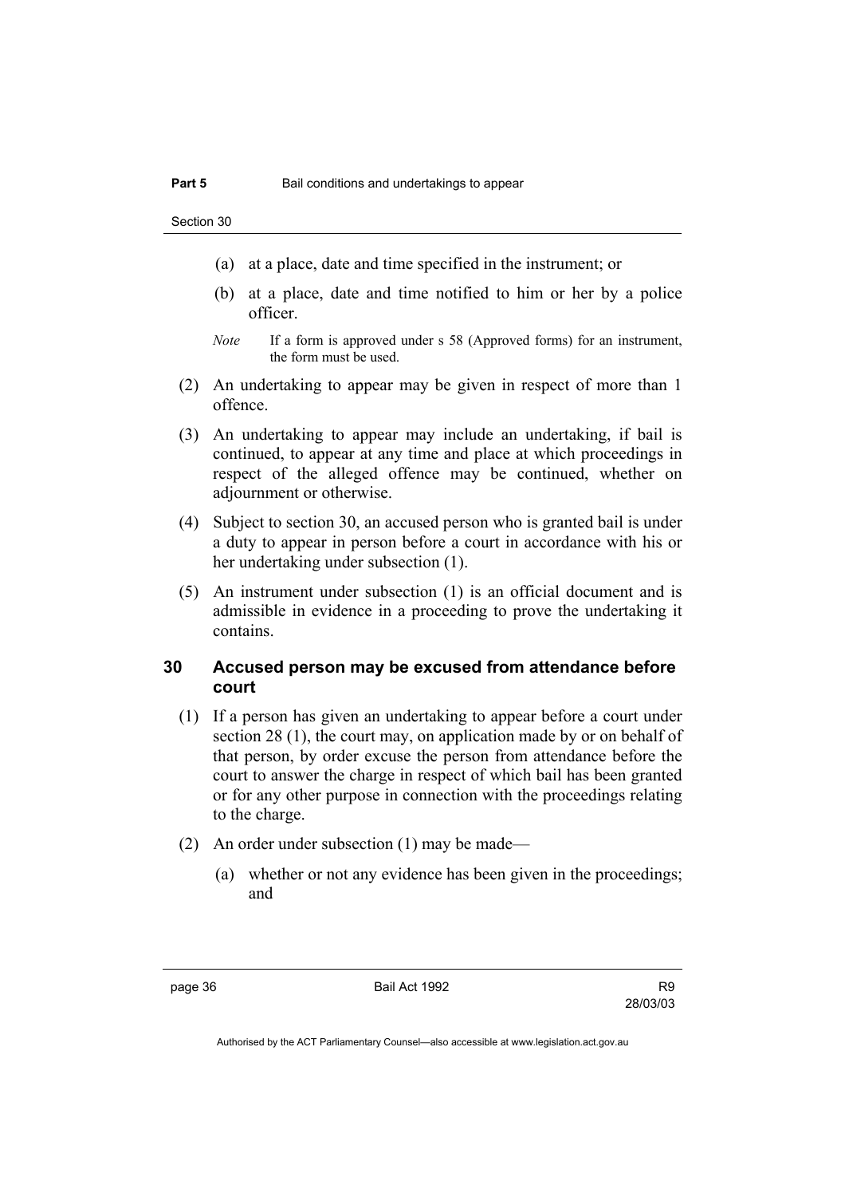(a) at a place, date and time specified in the instrument; or

(b) at a place, date and time notified to him or her by a police officer.

*Note* If a form is approved under s 58 (Approved forms) for an instrument, the form must be used.

(2) An undertaking to appear may be given in respect of more than 1 offence.

(3) An undertaking to appear may include an undertaking, if bail is continued, to appear at any time and place at which proceedings in respect of the alleged offence may be continued, whether on adjournment or otherwise.

(4) Subject to section 30, an accused person who is granted bail is under a duty to appear in person before a court in accordance with his or her undertaking under subsection (1).

(5) An instrument under subsection (1) is an official document and is admissible in evidence in a proceeding to prove the undertaking it contains.

## 30 Accused person may be excused from attendance before court

(1) If a person has given an undertaking to appear before a court under section 28 (1), the court may, on application made by or on behalf of that person, by order excuse the person from attendance before the court to answer the charge in respect of which bail has been granted or for any other purpose in connection with the proceedings relating to the charge.

(2) An order under subsection (1) may be made—

(a) whether or not any evidence has been given in the proceedings; and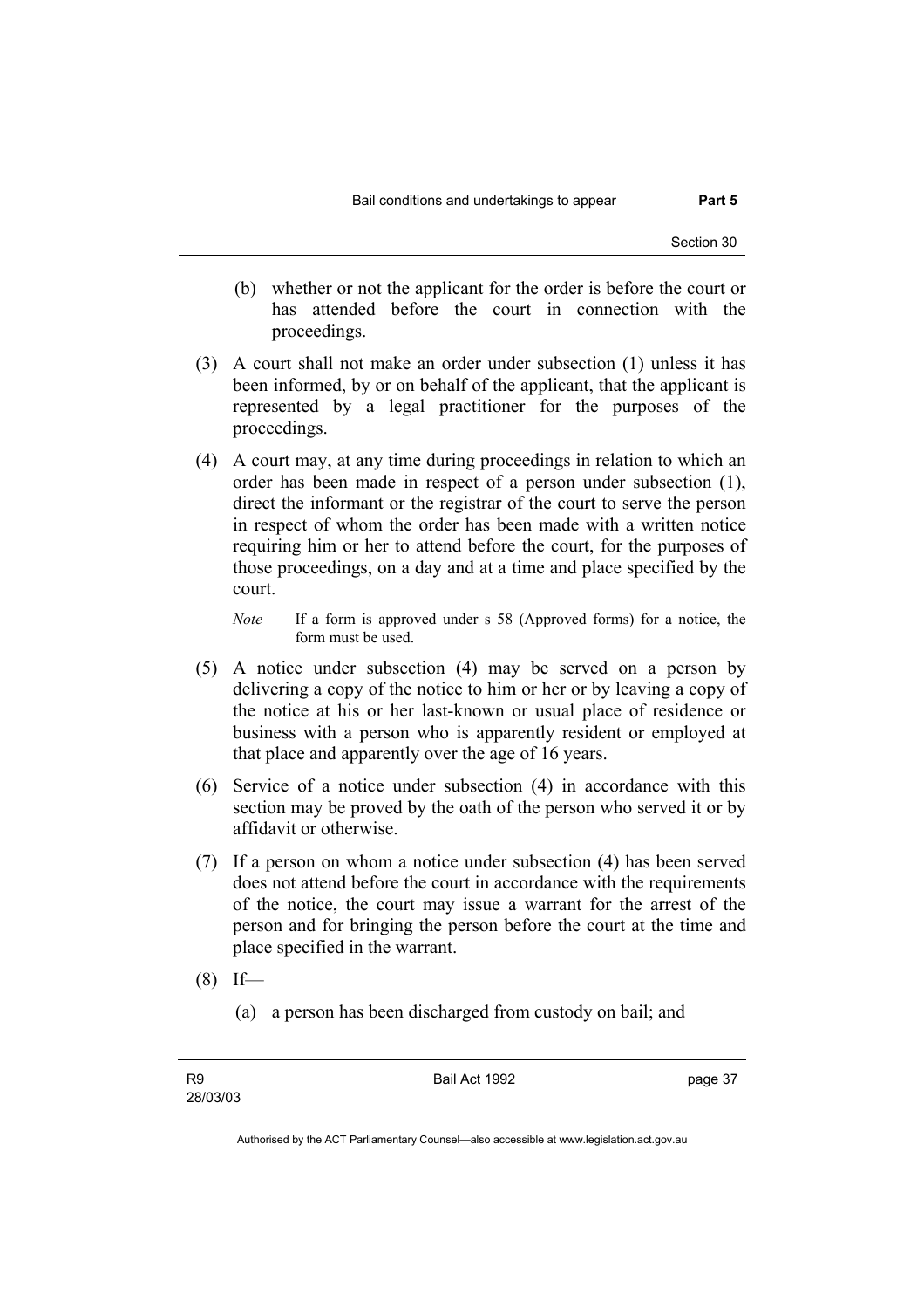(b) whether or not the applicant for the order is before the court or has attended before the court in connection with the proceedings.

(3) A court shall not make an order under subsection (1) unless it has been informed, by or on behalf of the applicant, that the applicant is represented by a legal practitioner for the purposes of the proceedings.

(4) A court may, at any time during proceedings in relation to which an order has been made in respect of a person under subsection (1), direct the informant or the registrar of the court to serve the person in respect of whom the order has been made with a written notice requiring him or her to attend before the court, for the purposes of those proceedings, on a day and at a time and place specified by the court.

*Note* If a form is approved under s 58 (Approved forms) for a notice, the form must be used.

(5) A notice under subsection (4) may be served on a person by delivering a copy of the notice to him or her or by leaving a copy of the notice at his or her last-known or usual place of residence or business with a person who is apparently resident or employed at that place and apparently over the age of 16 years.

(6) Service of a notice under subsection (4) in accordance with this section may be proved by the oath of the person who served it or by affidavit or otherwise.

(7) If a person on whom a notice under subsection (4) has been served does not attend before the court in accordance with the requirements of the notice, the court may issue a warrant for the arrest of the person and for bringing the person before the court at the time and place specified in the warrant.

(8) If—

(a) a person has been discharged from custody on bail; and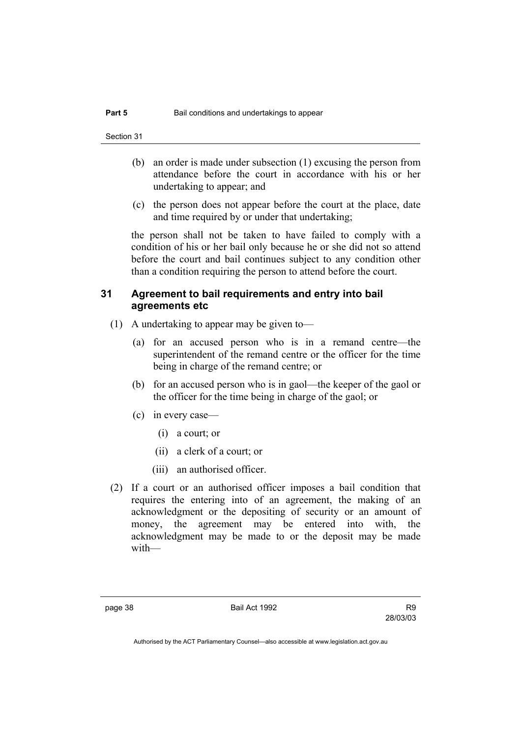(b) an order is made under subsection (1) excusing the person from attendance before the court in accordance with his or her undertaking to appear; and

(c) the person does not appear before the court at the place, date and time required by or under that undertaking;

the person shall not be taken to have failed to comply with a condition of his or her bail only because he or she did not so attend before the court and bail continues subject to any condition other than a condition requiring the person to attend before the court.

## 31 Agreement to bail requirements and entry into bail agreements etc

(1) A undertaking to appear may be given to—

(a) for an accused person who is in a remand centre—the superintendent of the remand centre or the officer for the time being in charge of the remand centre; or

(b) for an accused person who is in gaol—the keeper of the gaol or the officer for the time being in charge of the gaol; or

(c) in every case—

(i) a court; or

(ii) a clerk of a court; or

(iii) an authorised officer.

(2) If a court or an authorised officer imposes a bail condition that requires the entering into of an agreement, the making of an acknowledgment or the depositing of security or an amount of money, the agreement may be entered into with, the acknowledgment may be made to or the deposit may be made with—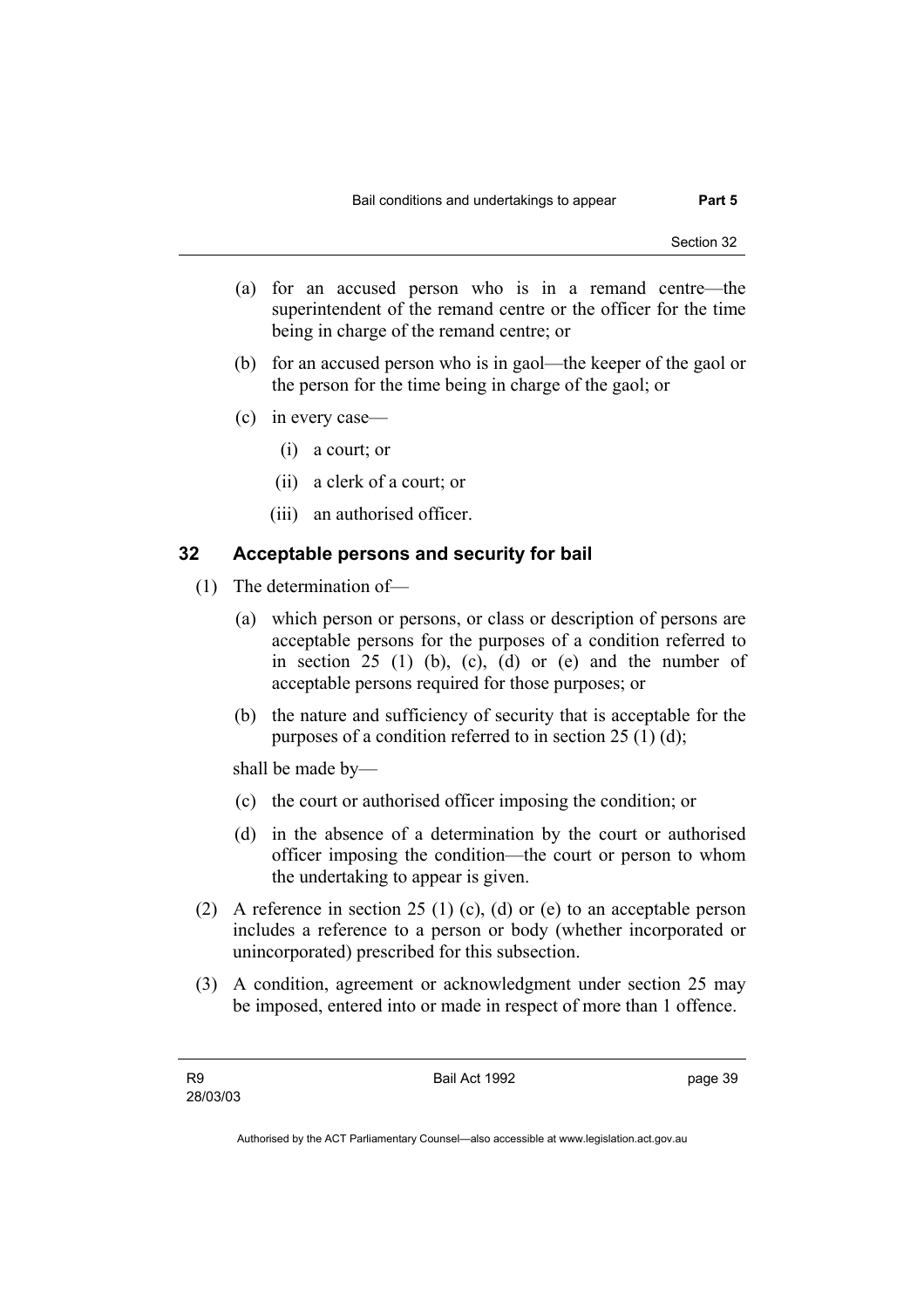(a) for an accused person who is in a remand centre—the superintendent of the remand centre or the officer for the time being in charge of the remand centre; or

(b) for an accused person who is in gaol—the keeper of the gaol or the person for the time being in charge of the gaol; or

(c) in every case—

   (i) a court; or

   (ii) a clerk of a court; or

   (iii) an authorised officer.

## 32 Acceptable persons and security for bail

(1) The determination of—

   (a) which person or persons, or class or description of persons are acceptable persons for the purposes of a condition referred to in section 25 (1) (b), (c), (d) or (e) and the number of acceptable persons required for those purposes; or

   (b) the nature and sufficiency of security that is acceptable for the purposes of a condition referred to in section 25 (1) (d);

   shall be made by—

   (c) the court or authorised officer imposing the condition; or

   (d) in the absence of a determination by the court or authorised officer imposing the condition—the court or person to whom the undertaking to appear is given.

(2) A reference in section 25 (1) (c), (d) or (e) to an acceptable person includes a reference to a person or body (whether incorporated or unincorporated) prescribed for this subsection.

(3) A condition, agreement or acknowledgment under section 25 may be imposed, entered into or made in respect of more than 1 offence.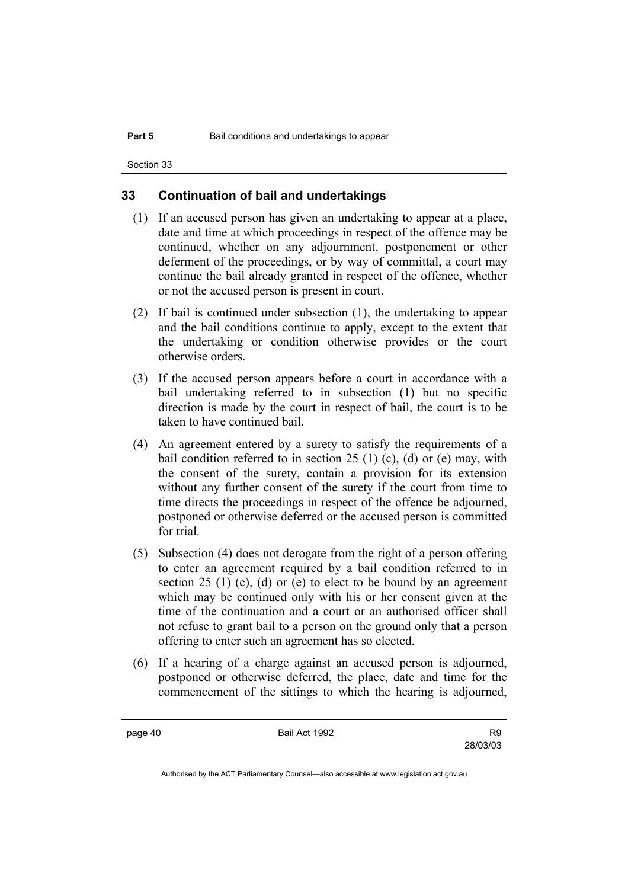## 33 Continuation of bail and undertakings

(1) If an accused person has given an undertaking to appear at a place, date and time at which proceedings in respect of the offence may be continued, whether on any adjournment, postponement or other deferment of the proceedings, or by way of committal, a court may continue the bail already granted in respect of the offence, whether or not the accused person is present in court.

(2) If bail is continued under subsection (1), the undertaking to appear and the bail conditions continue to apply, except to the extent that the undertaking or condition otherwise provides or the court otherwise orders.

(3) If the accused person appears before a court in accordance with a bail undertaking referred to in subsection (1) but no specific direction is made by the court in respect of bail, the court is to be taken to have continued bail.

(4) An agreement entered by a surety to satisfy the requirements of a bail condition referred to in section 25 (1) (c), (d) or (e) may, with the consent of the surety, contain a provision for its extension without any further consent of the surety if the court from time to time directs the proceedings in respect of the offence be adjourned, postponed or otherwise deferred or the accused person is committed for trial.

(5) Subsection (4) does not derogate from the right of a person offering to enter an agreement required by a bail condition referred to in section 25 (1) (c), (d) or (e) to elect to be bound by an agreement which may be continued only with his or her consent given at the time of the continuation and a court or an authorised officer shall not refuse to grant bail to a person on the ground only that a person offering to enter such an agreement has so elected.

(6) If a hearing of a charge against an accused person is adjourned, postponed or otherwise deferred, the place, date and time for the commencement of the sittings to which the hearing is adjourned,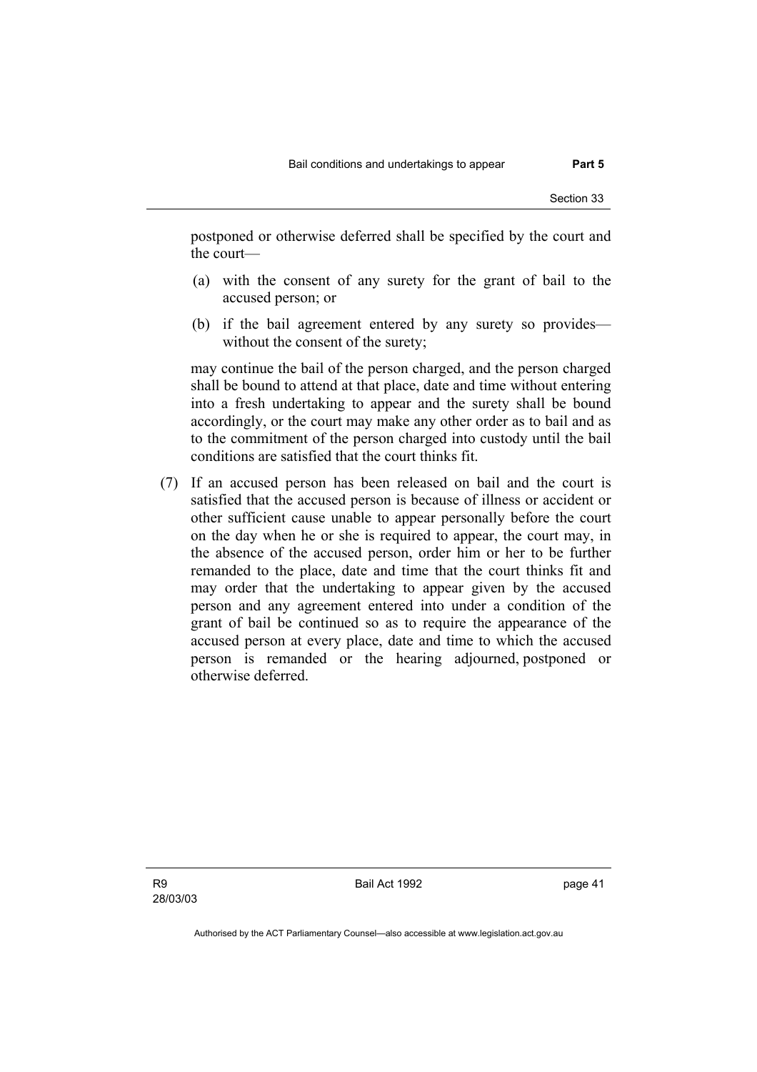postponed or otherwise deferred shall be specified by the court and the court—

(a) with the consent of any surety for the grant of bail to the accused person; or

(b) if the bail agreement entered by any surety so provides—without the consent of the surety;

may continue the bail of the person charged, and the person charged shall be bound to attend at that place, date and time without entering into a fresh undertaking to appear and the surety shall be bound accordingly, or the court may make any other order as to bail and as to the commitment of the person charged into custody until the bail conditions are satisfied that the court thinks fit.

(7) If an accused person has been released on bail and the court is satisfied that the accused person is because of illness or accident or other sufficient cause unable to appear personally before the court on the day when he or she is required to appear, the court may, in the absence of the accused person, order him or her to be further remanded to the place, date and time that the court thinks fit and may order that the undertaking to appear given by the accused person and any agreement entered into under a condition of the grant of bail be continued so as to require the appearance of the accused person at every place, date and time to which the accused person is remanded or the hearing adjourned, postponed or otherwise deferred.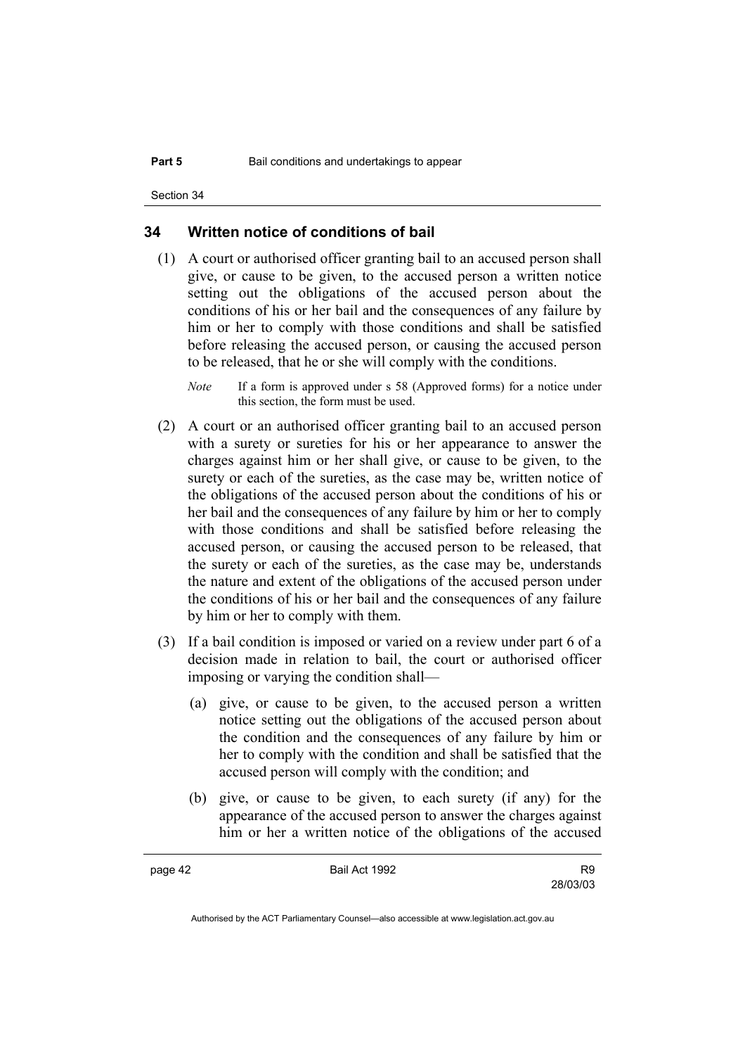## 34 Written notice of conditions of bail

(1) A court or authorised officer granting bail to an accused person shall give, or cause to be given, to the accused person a written notice setting out the obligations of the accused person about the conditions of his or her bail and the consequences of any failure by him or her to comply with those conditions and shall be satisfied before releasing the accused person, or causing the accused person to be released, that he or she will comply with the conditions.

*Note* If a form is approved under s 58 (Approved forms) for a notice under this section, the form must be used.

(2) A court or an authorised officer granting bail to an accused person with a surety or sureties for his or her appearance to answer the charges against him or her shall give, or cause to be given, to the surety or each of the sureties, as the case may be, written notice of the obligations of the accused person about the conditions of his or her bail and the consequences of any failure by him or her to comply with those conditions and shall be satisfied before releasing the accused person, or causing the accused person to be released, that the surety or each of the sureties, as the case may be, understands the nature and extent of the obligations of the accused person under the conditions of his or her bail and the consequences of any failure by him or her to comply with them.

(3) If a bail condition is imposed or varied on a review under part 6 of a decision made in relation to bail, the court or authorised officer imposing or varying the condition shall—

(a) give, or cause to be given, to the accused person a written notice setting out the obligations of the accused person about the condition and the consequences of any failure by him or her to comply with the condition and shall be satisfied that the accused person will comply with the condition; and

(b) give, or cause to be given, to each surety (if any) for the appearance of the accused person to answer the charges against him or her a written notice of the obligations of the accused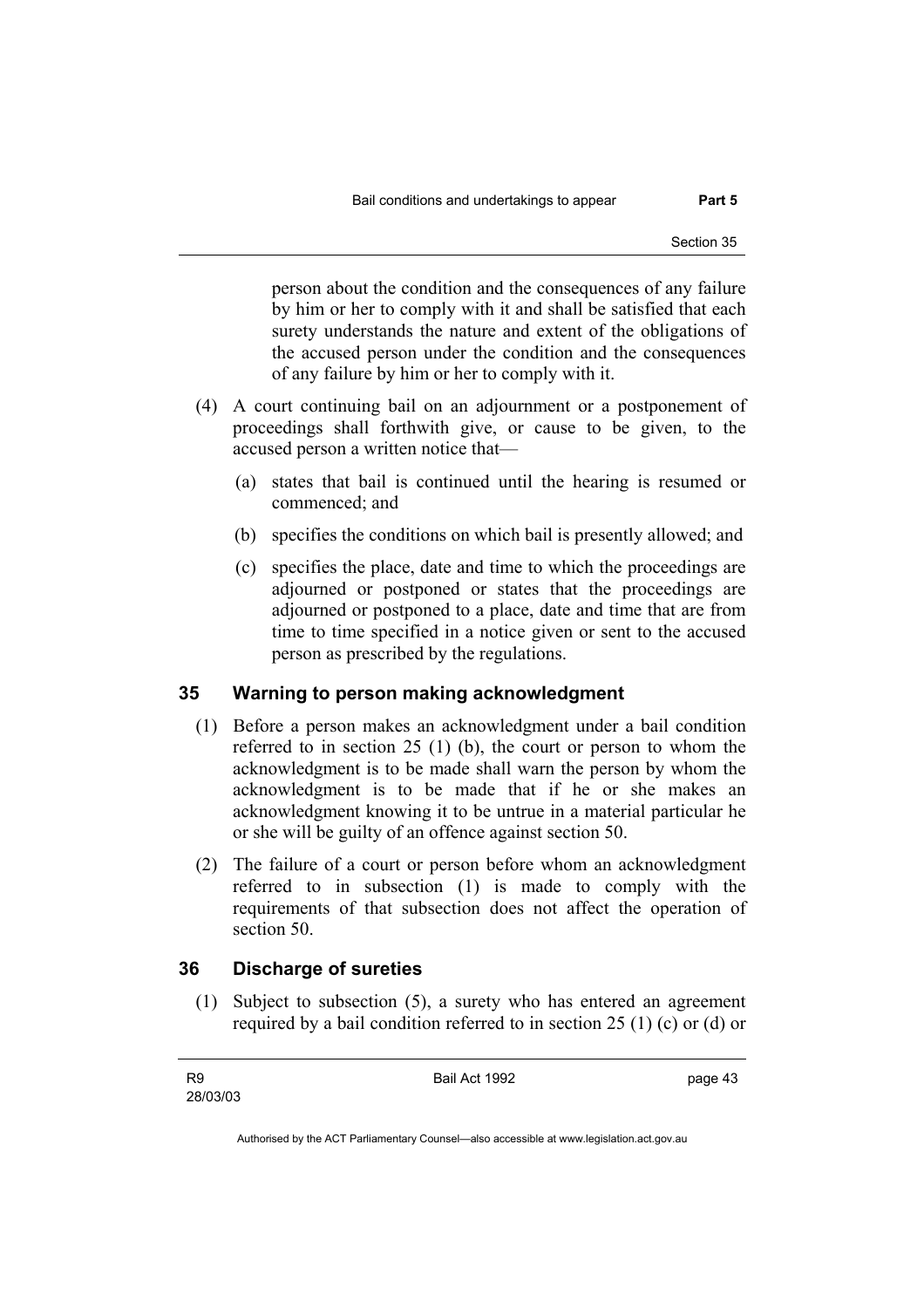person about the condition and the consequences of any failure by him or her to comply with it and shall be satisfied that each surety understands the nature and extent of the obligations of the accused person under the condition and the consequences of any failure by him or her to comply with it.

(4) A court continuing bail on an adjournment or a postponement of proceedings shall forthwith give, or cause to be given, to the accused person a written notice that—

(a) states that bail is continued until the hearing is resumed or commenced; and

(b) specifies the conditions on which bail is presently allowed; and

(c) specifies the place, date and time to which the proceedings are adjourned or postponed or states that the proceedings are adjourned or postponed to a place, date and time that are from time to time specified in a notice given or sent to the accused person as prescribed by the regulations.

## 35 Warning to person making acknowledgment

(1) Before a person makes an acknowledgment under a bail condition referred to in section 25 (1) (b), the court or person to whom the acknowledgment is to be made shall warn the person by whom the acknowledgment is to be made that if he or she makes an acknowledgment knowing it to be untrue in a material particular he or she will be guilty of an offence against section 50.

(2) The failure of a court or person before whom an acknowledgment referred to in subsection (1) is made to comply with the requirements of that subsection does not affect the operation of section 50.

## 36 Discharge of sureties

(1) Subject to subsection (5), a surety who has entered an agreement required by a bail condition referred to in section 25 (1) (c) or (d) or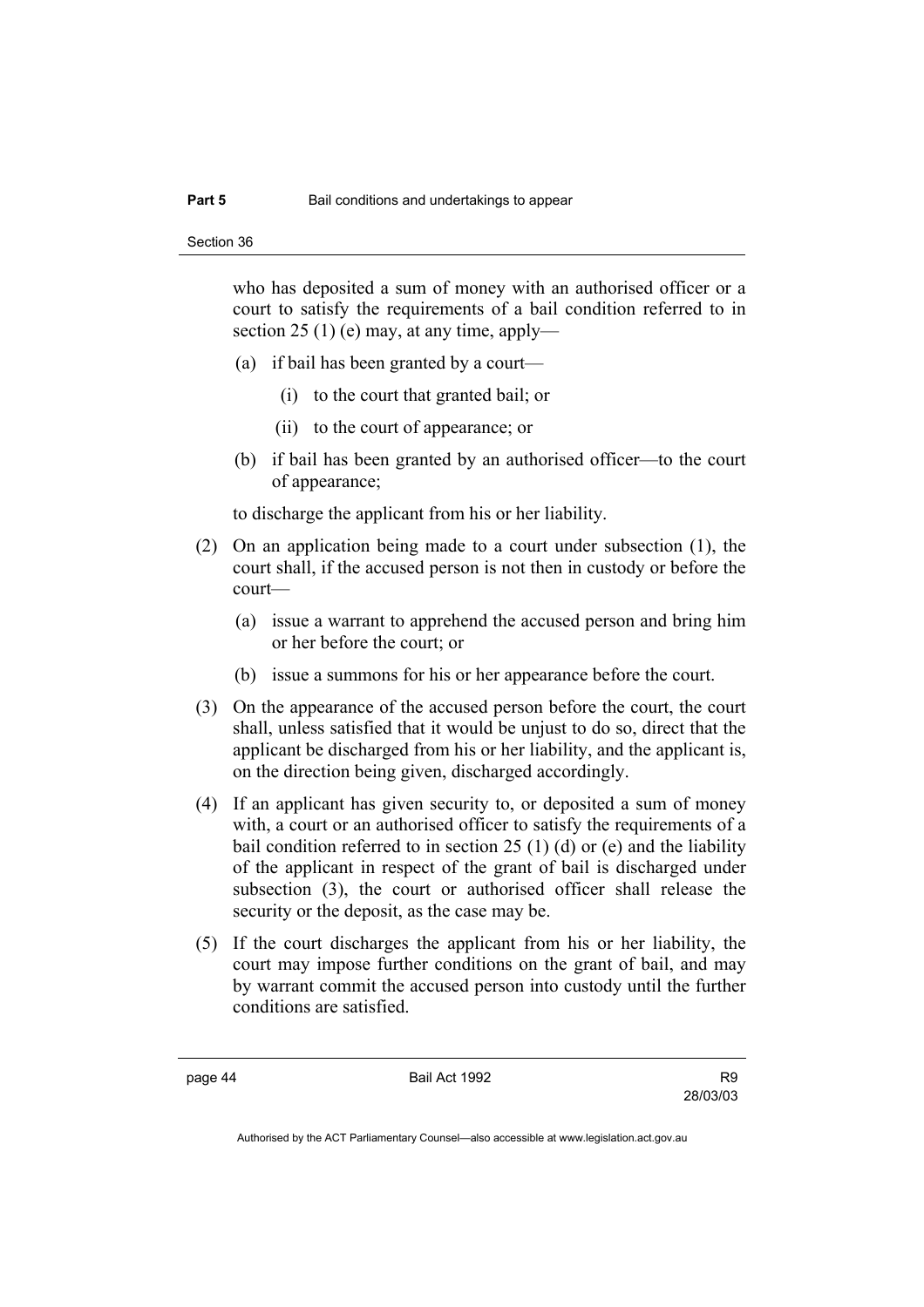who has deposited a sum of money with an authorised officer or a court to satisfy the requirements of a bail condition referred to in section 25 (1) (e) may, at any time, apply—

(a) if bail has been granted by a court—

(i) to the court that granted bail; or

(ii) to the court of appearance; or

(b) if bail has been granted by an authorised officer—to the court of appearance;

to discharge the applicant from his or her liability.

(2) On an application being made to a court under subsection (1), the court shall, if the accused person is not then in custody or before the court—

(a) issue a warrant to apprehend the accused person and bring him or her before the court; or

(b) issue a summons for his or her appearance before the court.

(3) On the appearance of the accused person before the court, the court shall, unless satisfied that it would be unjust to do so, direct that the applicant be discharged from his or her liability, and the applicant is, on the direction being given, discharged accordingly.

(4) If an applicant has given security to, or deposited a sum of money with, a court or an authorised officer to satisfy the requirements of a bail condition referred to in section 25 (1) (d) or (e) and the liability of the applicant in respect of the grant of bail is discharged under subsection (3), the court or authorised officer shall release the security or the deposit, as the case may be.

(5) If the court discharges the applicant from his or her liability, the court may impose further conditions on the grant of bail, and may by warrant commit the accused person into custody until the further conditions are satisfied.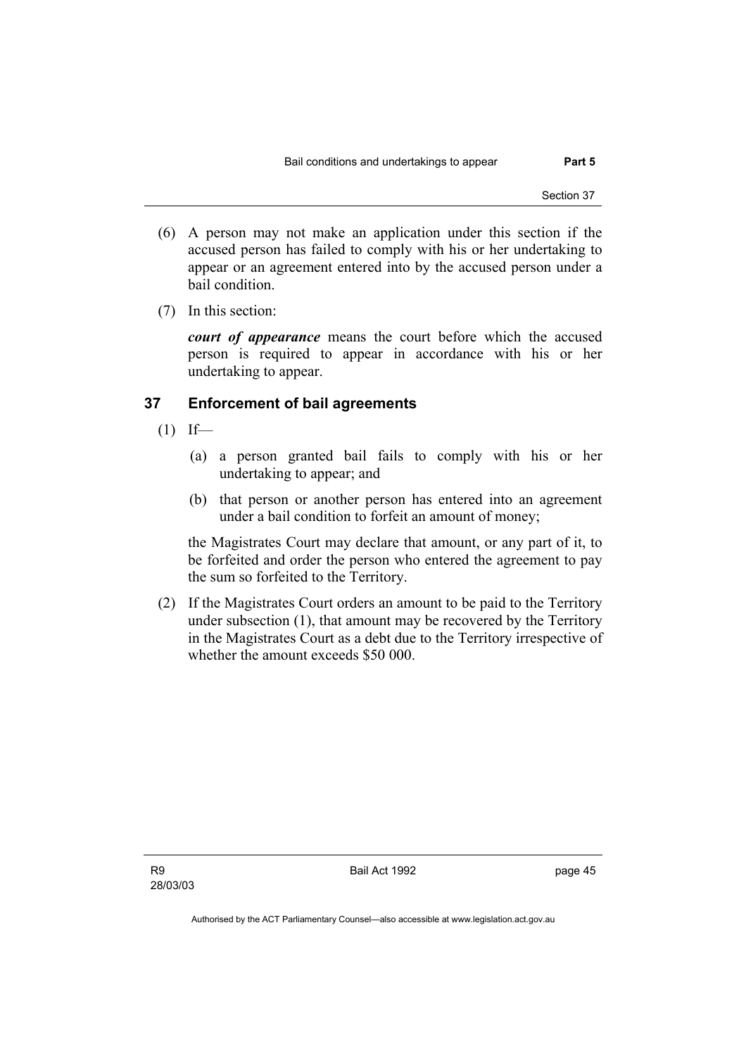(6) A person may not make an application under this section if the accused person has failed to comply with his or her undertaking to appear or an agreement entered into by the accused person under a bail condition.

(7) In this section:

***court of appearance*** means the court before which the accused person is required to appear in accordance with his or her undertaking to appear.

## 37 Enforcement of bail agreements

(1) If—

(a) a person granted bail fails to comply with his or her undertaking to appear; and

(b) that person or another person has entered into an agreement under a bail condition to forfeit an amount of money;

the Magistrates Court may declare that amount, or any part of it, to be forfeited and order the person who entered the agreement to pay the sum so forfeited to the Territory.

(2) If the Magistrates Court orders an amount to be paid to the Territory under subsection (1), that amount may be recovered by the Territory in the Magistrates Court as a debt due to the Territory irrespective of whether the amount exceeds $50 000.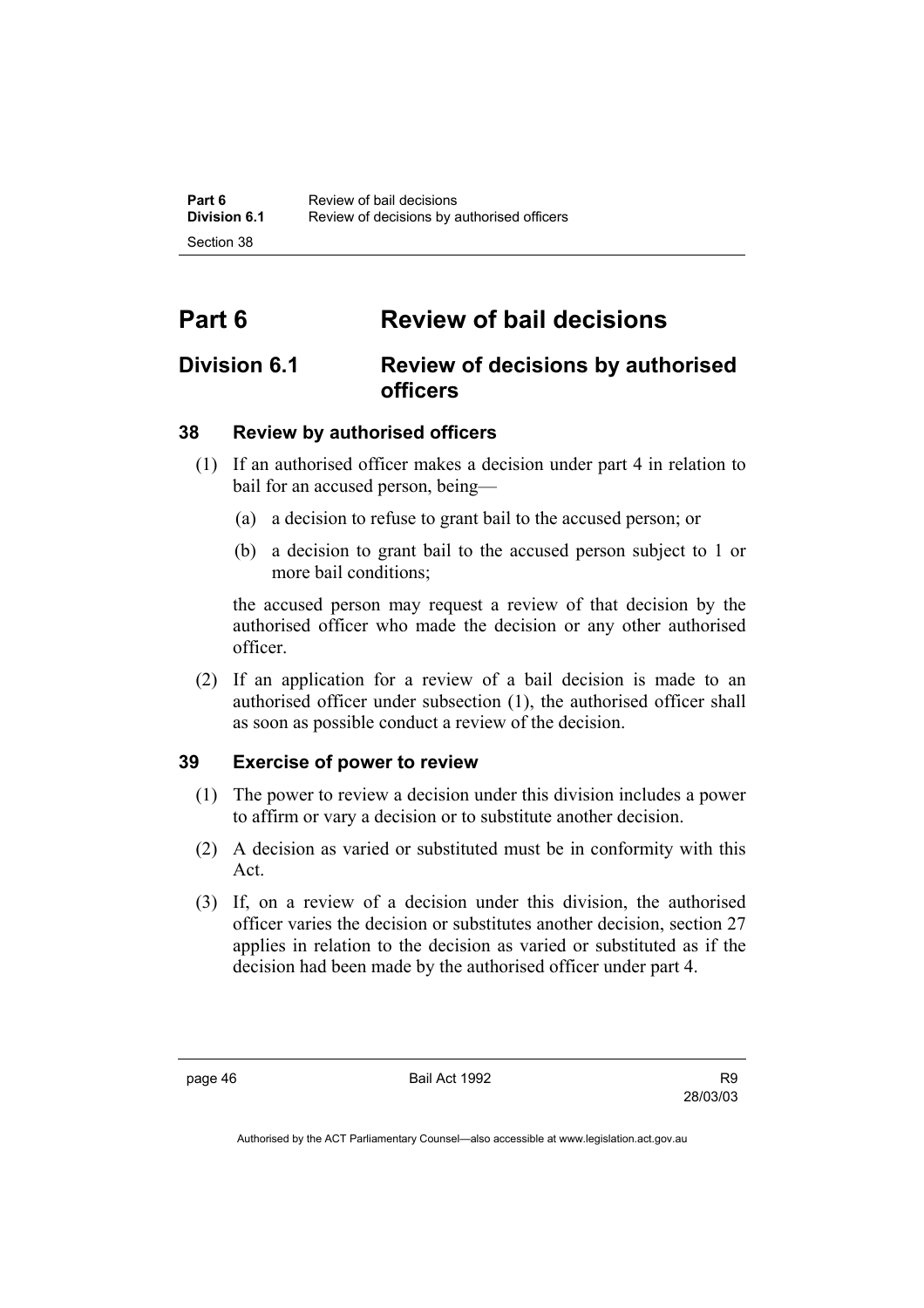# Part 6 Review of bail decisions

## Division 6.1 Review of decisions by authorised officers

### 38 Review by authorised officers

(1) If an authorised officer makes a decision under part 4 in relation to bail for an accused person, being—

(a) a decision to refuse to grant bail to the accused person; or

(b) a decision to grant bail to the accused person subject to 1 or more bail conditions;

the accused person may request a review of that decision by the authorised officer who made the decision or any other authorised officer.

(2) If an application for a review of a bail decision is made to an authorised officer under subsection (1), the authorised officer shall as soon as possible conduct a review of the decision.

### 39 Exercise of power to review

(1) The power to review a decision under this division includes a power to affirm or vary a decision or to substitute another decision.

(2) A decision as varied or substituted must be in conformity with this Act.

(3) If, on a review of a decision under this division, the authorised officer varies the decision or substitutes another decision, section 27 applies in relation to the decision as varied or substituted as if the decision had been made by the authorised officer under part 4.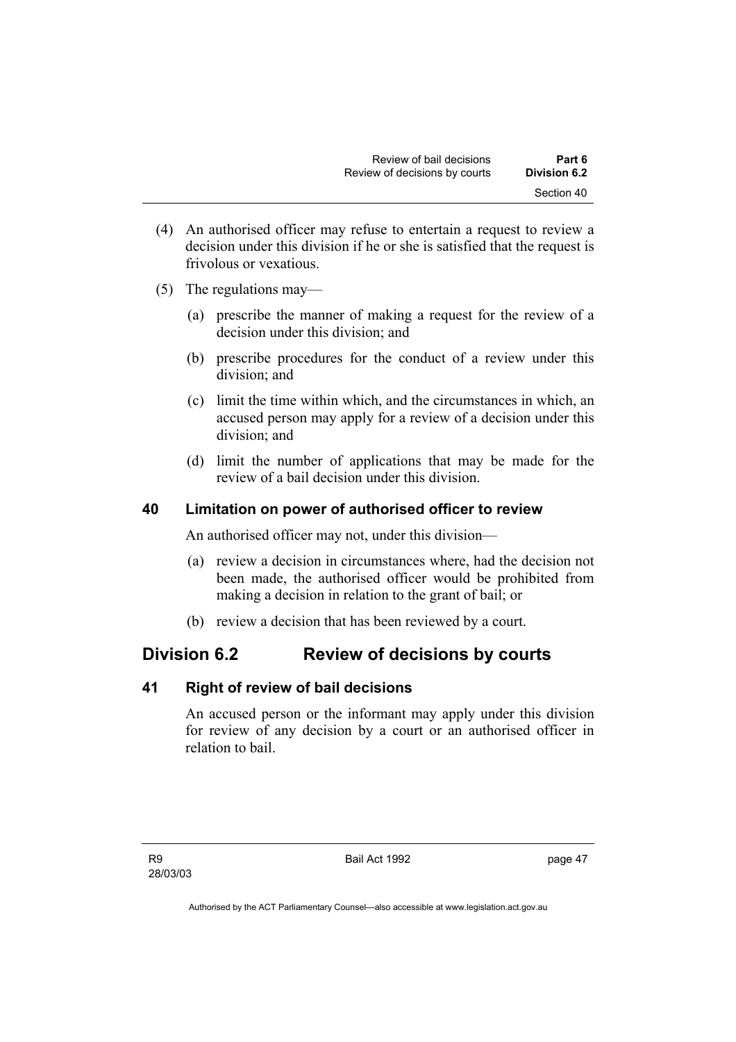(4) An authorised officer may refuse to entertain a request to review a decision under this division if he or she is satisfied that the request is frivolous or vexatious.

(5) The regulations may—

(a) prescribe the manner of making a request for the review of a decision under this division; and

(b) prescribe procedures for the conduct of a review under this division; and

(c) limit the time within which, and the circumstances in which, an accused person may apply for a review of a decision under this division; and

(d) limit the number of applications that may be made for the review of a bail decision under this division.

### 40 Limitation on power of authorised officer to review

An authorised officer may not, under this division—

(a) review a decision in circumstances where, had the decision not been made, the authorised officer would be prohibited from making a decision in relation to the grant of bail; or

(b) review a decision that has been reviewed by a court.

## Division 6.2 Review of decisions by courts

### 41 Right of review of bail decisions

An accused person or the informant may apply under this division for review of any decision by a court or an authorised officer in relation to bail.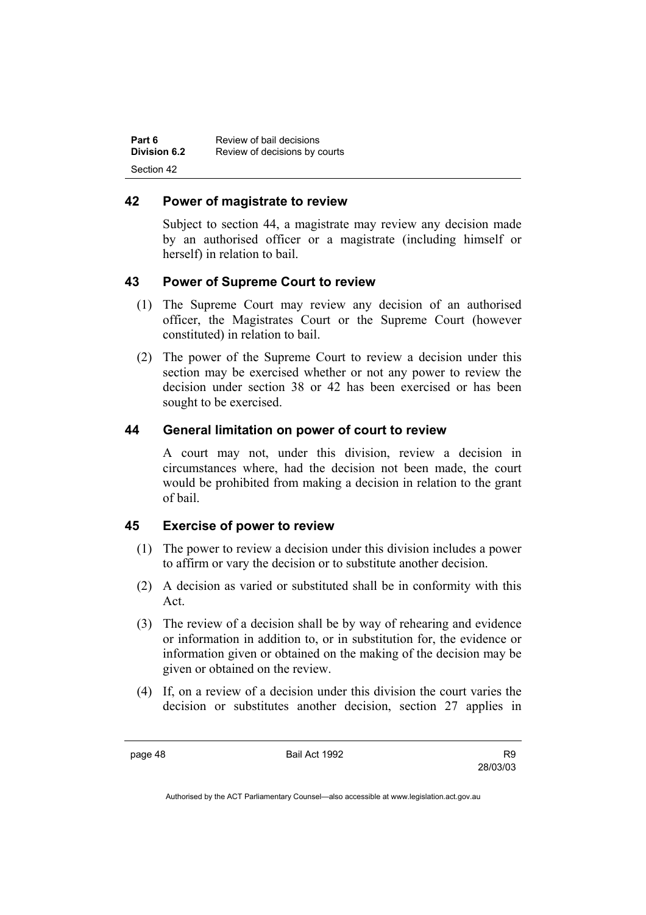## 42 Power of magistrate to review

Subject to section 44, a magistrate may review any decision made by an authorised officer or a magistrate (including himself or herself) in relation to bail.

## 43 Power of Supreme Court to review

(1) The Supreme Court may review any decision of an authorised officer, the Magistrates Court or the Supreme Court (however constituted) in relation to bail.

(2) The power of the Supreme Court to review a decision under this section may be exercised whether or not any power to review the decision under section 38 or 42 has been exercised or has been sought to be exercised.

## 44 General limitation on power of court to review

A court may not, under this division, review a decision in circumstances where, had the decision not been made, the court would be prohibited from making a decision in relation to the grant of bail.

## 45 Exercise of power to review

(1) The power to review a decision under this division includes a power to affirm or vary the decision or to substitute another decision.

(2) A decision as varied or substituted shall be in conformity with this Act.

(3) The review of a decision shall be by way of rehearing and evidence or information in addition to, or in substitution for, the evidence or information given or obtained on the making of the decision may be given or obtained on the review.

(4) If, on a review of a decision under this division the court varies the decision or substitutes another decision, section 27 applies in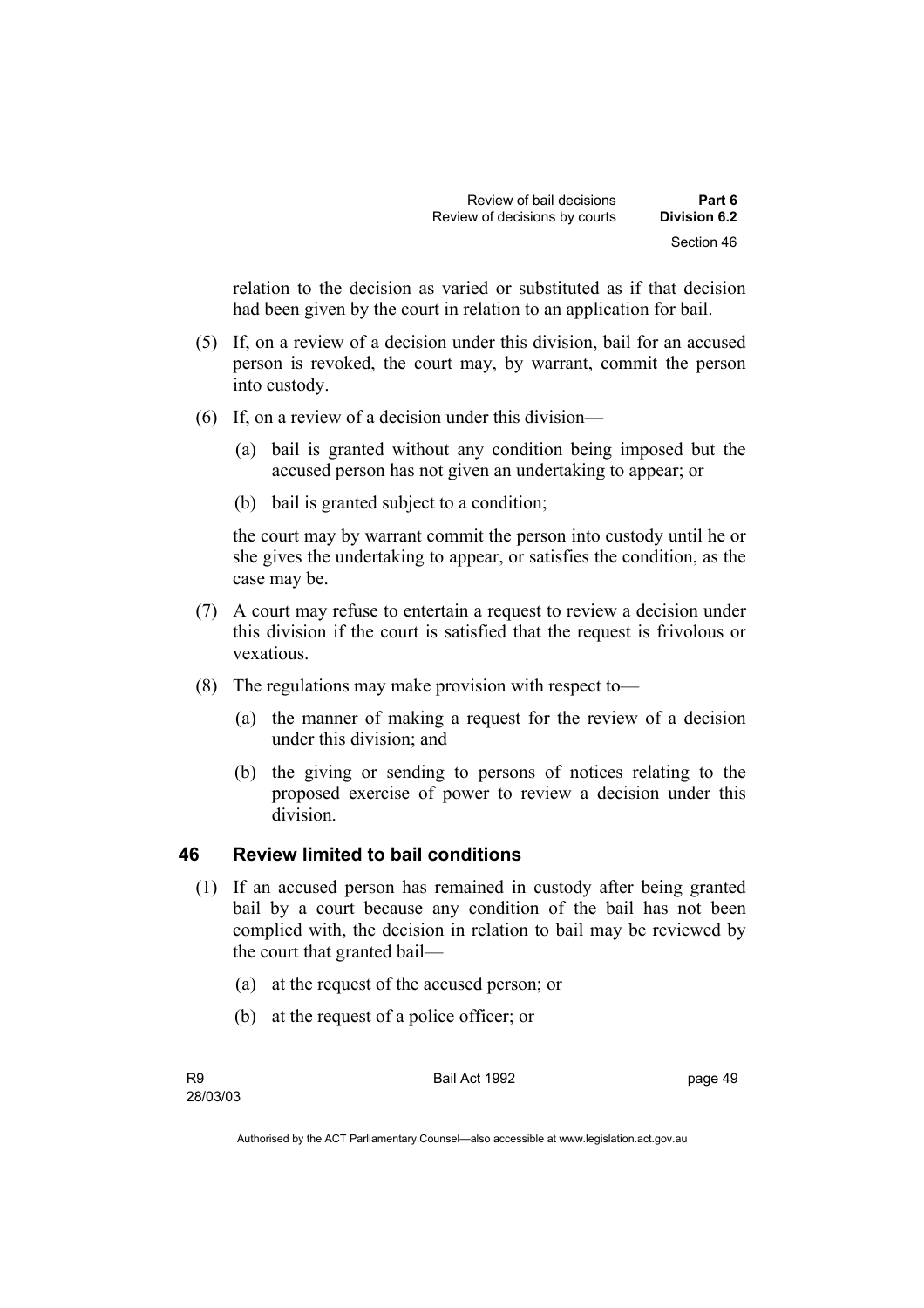relation to the decision as varied or substituted as if that decision had been given by the court in relation to an application for bail.

(5) If, on a review of a decision under this division, bail for an accused person is revoked, the court may, by warrant, commit the person into custody.

(6) If, on a review of a decision under this division—

  (a) bail is granted without any condition being imposed but the accused person has not given an undertaking to appear; or

  (b) bail is granted subject to a condition;

the court may by warrant commit the person into custody until he or she gives the undertaking to appear, or satisfies the condition, as the case may be.

(7) A court may refuse to entertain a request to review a decision under this division if the court is satisfied that the request is frivolous or vexatious.

(8) The regulations may make provision with respect to—

  (a) the manner of making a request for the review of a decision under this division; and

  (b) the giving or sending to persons of notices relating to the proposed exercise of power to review a decision under this division.

## 46 Review limited to bail conditions

(1) If an accused person has remained in custody after being granted bail by a court because any condition of the bail has not been complied with, the decision in relation to bail may be reviewed by the court that granted bail—

  (a) at the request of the accused person; or

  (b) at the request of a police officer; or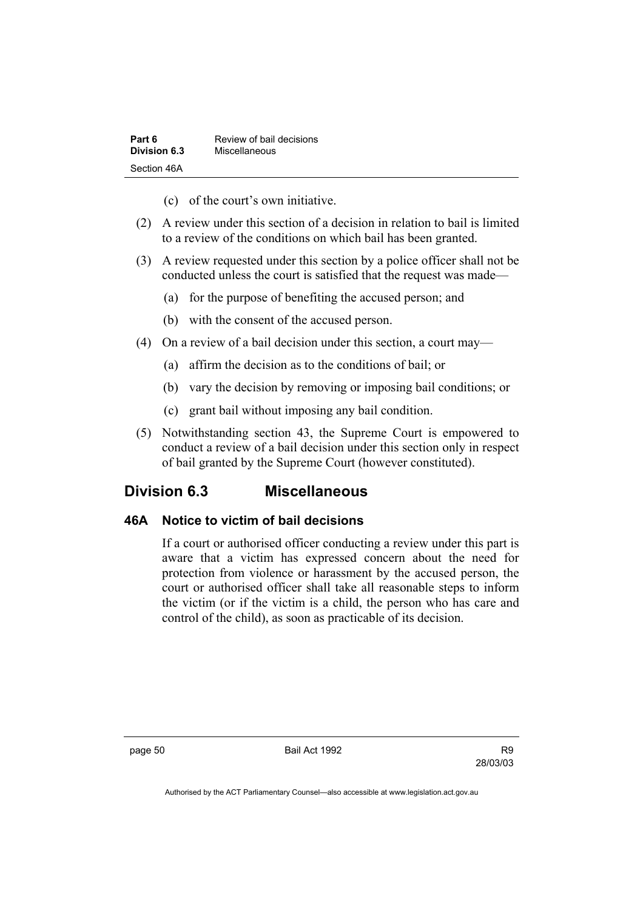(c) of the court's own initiative.

(2) A review under this section of a decision in relation to bail is limited to a review of the conditions on which bail has been granted.

(3) A review requested under this section by a police officer shall not be conducted unless the court is satisfied that the request was made—

(a) for the purpose of benefiting the accused person; and

(b) with the consent of the accused person.

(4) On a review of a bail decision under this section, a court may—

(a) affirm the decision as to the conditions of bail; or

(b) vary the decision by removing or imposing bail conditions; or

(c) grant bail without imposing any bail condition.

(5) Notwithstanding section 43, the Supreme Court is empowered to conduct a review of a bail decision under this section only in respect of bail granted by the Supreme Court (however constituted).

## Division 6.3 Miscellaneous

### 46A Notice to victim of bail decisions

If a court or authorised officer conducting a review under this part is aware that a victim has expressed concern about the need for protection from violence or harassment by the accused person, the court or authorised officer shall take all reasonable steps to inform the victim (or if the victim is a child, the person who has care and control of the child), as soon as practicable of its decision.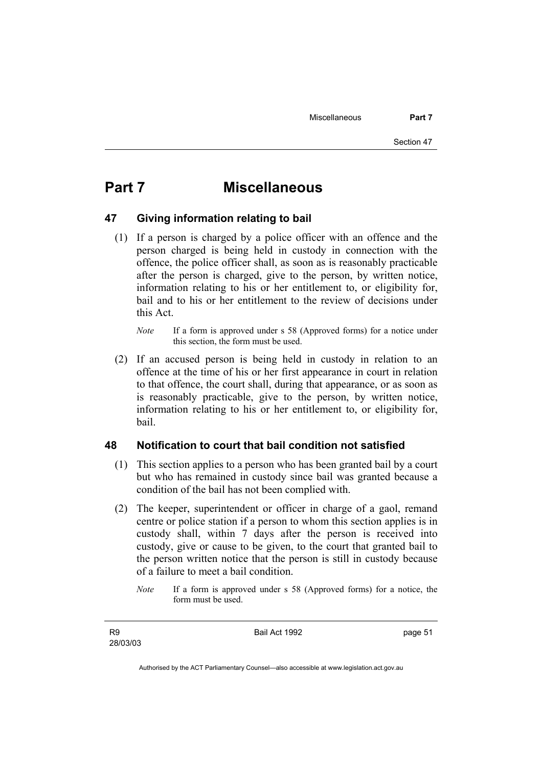# Part 7 Miscellaneous

## 47 Giving information relating to bail

(1) If a person is charged by a police officer with an offence and the person charged is being held in custody in connection with the offence, the police officer shall, as soon as is reasonably practicable after the person is charged, give to the person, by written notice, information relating to his or her entitlement to, or eligibility for, bail and to his or her entitlement to the review of decisions under this Act.

*Note* If a form is approved under s 58 (Approved forms) for a notice under this section, the form must be used.

(2) If an accused person is being held in custody in relation to an offence at the time of his or her first appearance in court in relation to that offence, the court shall, during that appearance, or as soon as is reasonably practicable, give to the person, by written notice, information relating to his or her entitlement to, or eligibility for, bail.

## 48 Notification to court that bail condition not satisfied

(1) This section applies to a person who has been granted bail by a court but who has remained in custody since bail was granted because a condition of the bail has not been complied with.

(2) The keeper, superintendent or officer in charge of a gaol, remand centre or police station if a person to whom this section applies is in custody shall, within 7 days after the person is received into custody, give or cause to be given, to the court that granted bail to the person written notice that the person is still in custody because of a failure to meet a bail condition.

*Note* If a form is approved under s 58 (Approved forms) for a notice, the form must be used.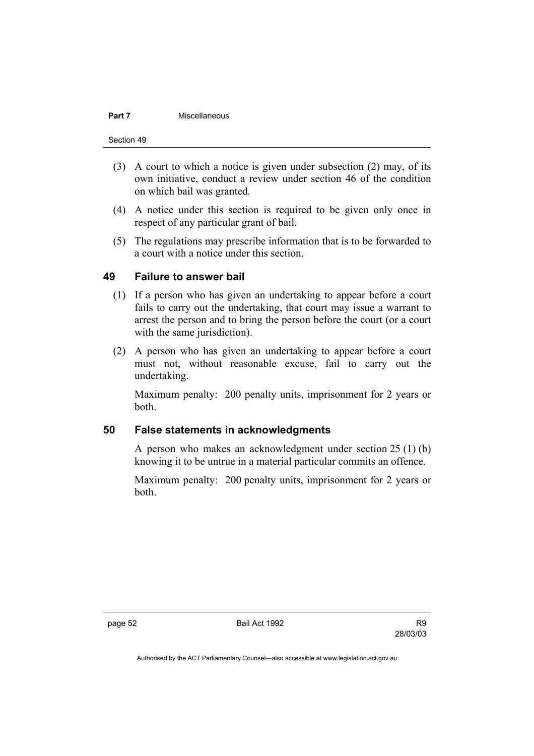(3) A court to which a notice is given under subsection (2) may, of its own initiative, conduct a review under section 46 of the condition on which bail was granted.

(4) A notice under this section is required to be given only once in respect of any particular grant of bail.

(5) The regulations may prescribe information that is to be forwarded to a court with a notice under this section.

## 49 Failure to answer bail

(1) If a person who has given an undertaking to appear before a court fails to carry out the undertaking, that court may issue a warrant to arrest the person and to bring the person before the court (or a court with the same jurisdiction).

(2) A person who has given an undertaking to appear before a court must not, without reasonable excuse, fail to carry out the undertaking.

Maximum penalty: 200 penalty units, imprisonment for 2 years or both.

## 50 False statements in acknowledgments

A person who makes an acknowledgment under section 25 (1) (b) knowing it to be untrue in a material particular commits an offence.

Maximum penalty: 200 penalty units, imprisonment for 2 years or both.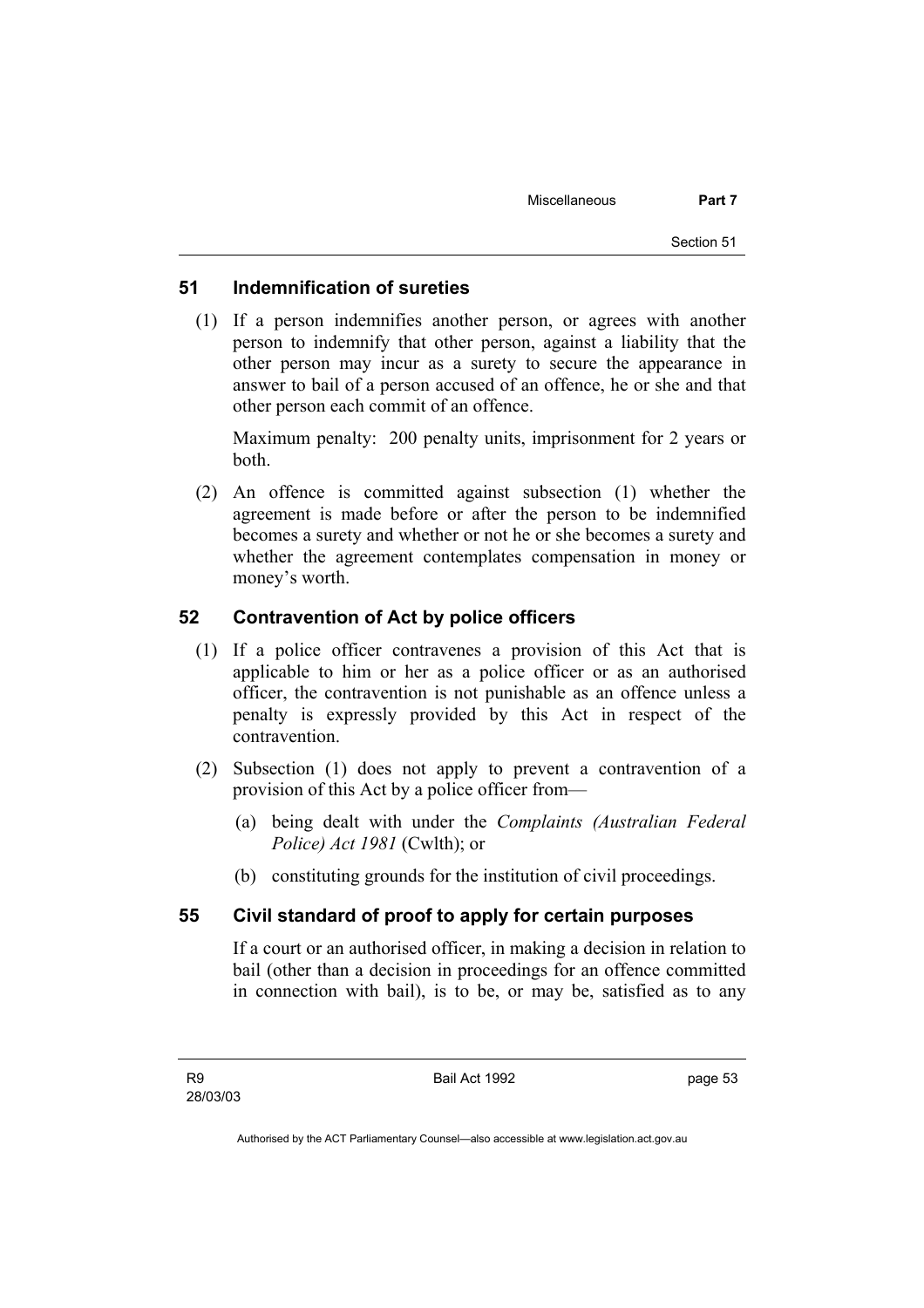## 51 Indemnification of sureties

(1) If a person indemnifies another person, or agrees with another person to indemnify that other person, against a liability that the other person may incur as a surety to secure the appearance in answer to bail of a person accused of an offence, he or she and that other person each commit of an offence.

Maximum penalty: 200 penalty units, imprisonment for 2 years or both.

(2) An offence is committed against subsection (1) whether the agreement is made before or after the person to be indemnified becomes a surety and whether or not he or she becomes a surety and whether the agreement contemplates compensation in money or money's worth.

## 52 Contravention of Act by police officers

(1) If a police officer contravenes a provision of this Act that is applicable to him or her as a police officer or as an authorised officer, the contravention is not punishable as an offence unless a penalty is expressly provided by this Act in respect of the contravention.

(2) Subsection (1) does not apply to prevent a contravention of a provision of this Act by a police officer from—

(a) being dealt with under the *Complaints (Australian Federal Police) Act 1981* (Cwlth); or

(b) constituting grounds for the institution of civil proceedings.

## 55 Civil standard of proof to apply for certain purposes

If a court or an authorised officer, in making a decision in relation to bail (other than a decision in proceedings for an offence committed in connection with bail), is to be, or may be, satisfied as to any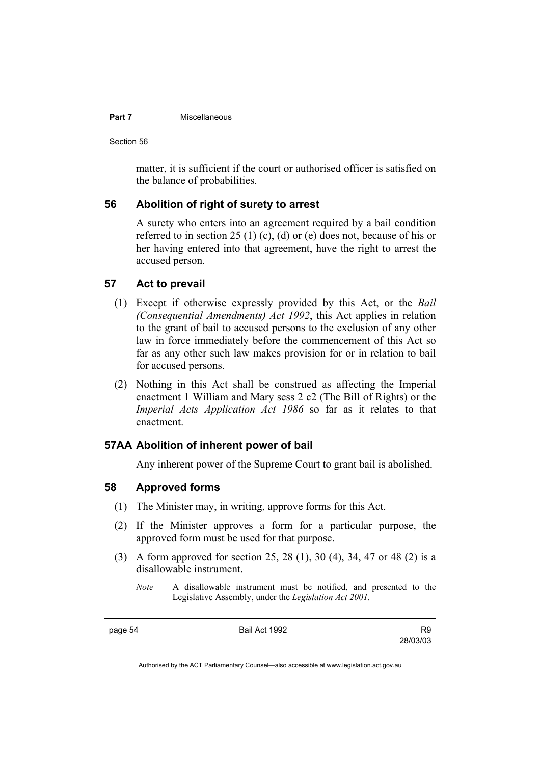matter, it is sufficient if the court or authorised officer is satisfied on the balance of probabilities.

### 56 Abolition of right of surety to arrest

A surety who enters into an agreement required by a bail condition referred to in section 25 (1) (c), (d) or (e) does not, because of his or her having entered into that agreement, have the right to arrest the accused person.

### 57 Act to prevail

(1) Except if otherwise expressly provided by this Act, or the *Bail (Consequential Amendments) Act 1992*, this Act applies in relation to the grant of bail to accused persons to the exclusion of any other law in force immediately before the commencement of this Act so far as any other such law makes provision for or in relation to bail for accused persons.

(2) Nothing in this Act shall be construed as affecting the Imperial enactment 1 William and Mary sess 2 c2 (The Bill of Rights) or the *Imperial Acts Application Act 1986* so far as it relates to that enactment.

### 57AA Abolition of inherent power of bail

Any inherent power of the Supreme Court to grant bail is abolished.

### 58 Approved forms

(1) The Minister may, in writing, approve forms for this Act.

(2) If the Minister approves a form for a particular purpose, the approved form must be used for that purpose.

(3) A form approved for section 25, 28 (1), 30 (4), 34, 47 or 48 (2) is a disallowable instrument.

*Note* A disallowable instrument must be notified, and presented to the Legislative Assembly, under the *Legislation Act 2001*.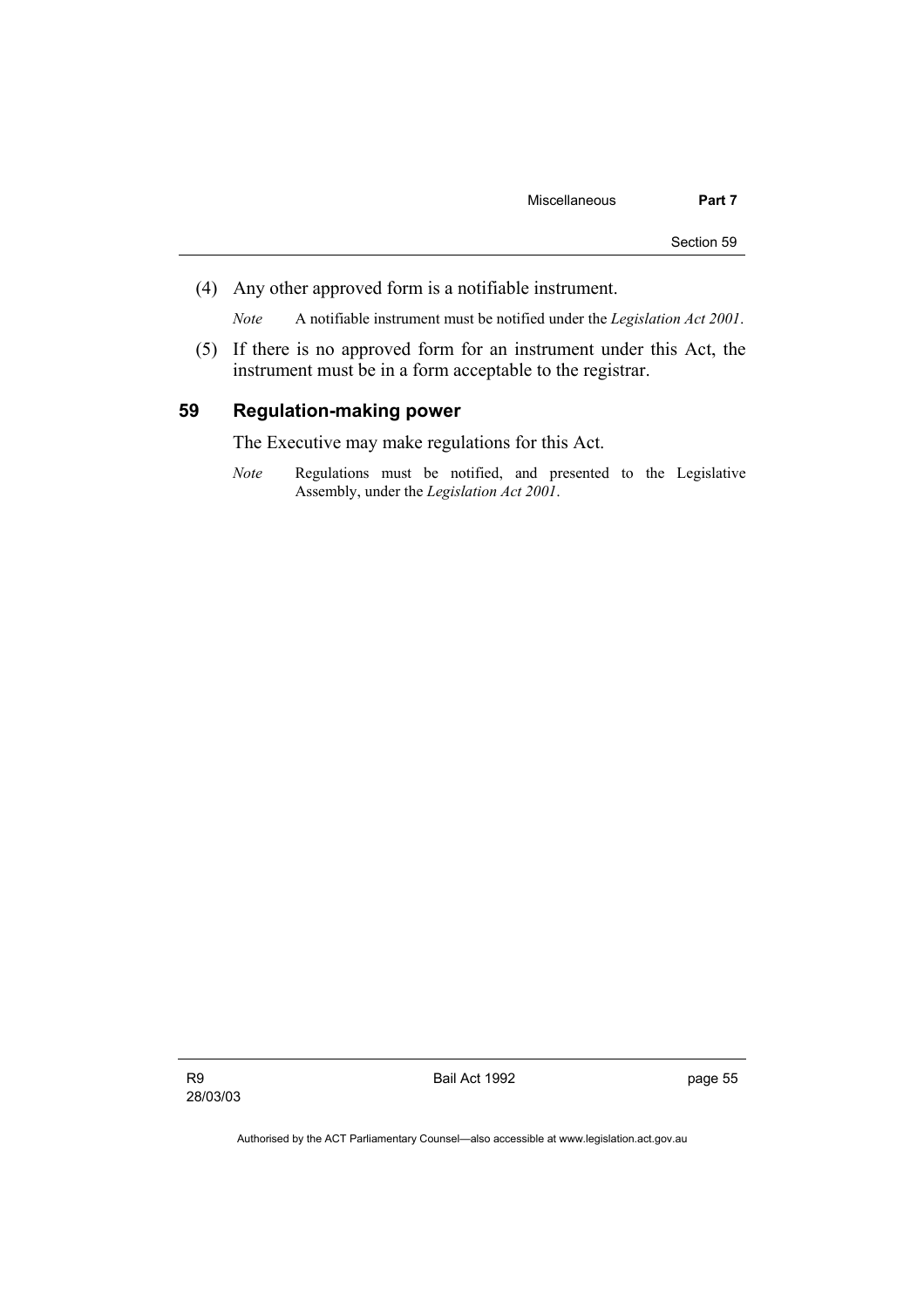(4) Any other approved form is a notifiable instrument.

*Note* A notifiable instrument must be notified under the *Legislation Act 2001*.

(5) If there is no approved form for an instrument under this Act, the instrument must be in a form acceptable to the registrar.

## 59 Regulation-making power

The Executive may make regulations for this Act.

*Note* Regulations must be notified, and presented to the Legislative Assembly, under the *Legislation Act 2001*.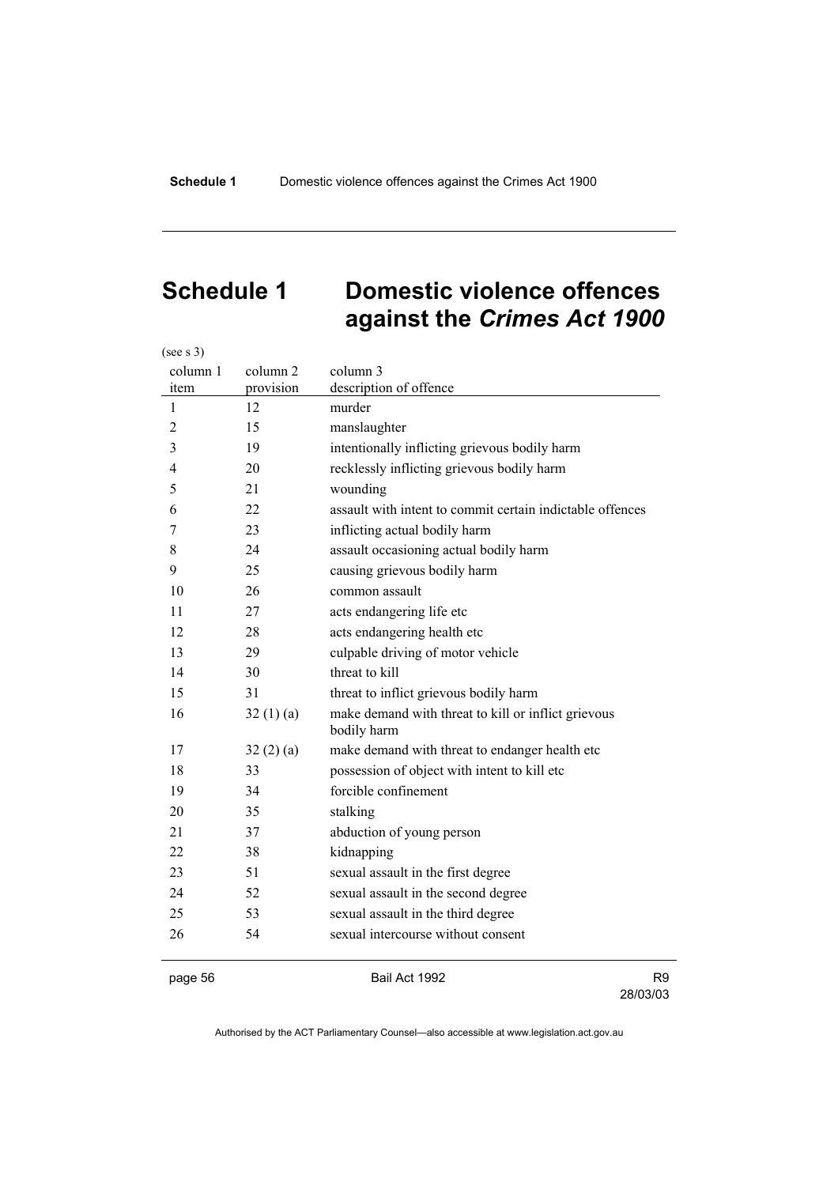# Schedule 1 Domestic violence offences against the *Crimes Act 1900*

(see s 3)

| column 1 item | column 2 provision | column 3 description of offence |
|---|---|---|
| 1 | 12 | murder |
| 2 | 15 | manslaughter |
| 3 | 19 | intentionally inflicting grievous bodily harm |
| 4 | 20 | recklessly inflicting grievous bodily harm |
| 5 | 21 | wounding |
| 6 | 22 | assault with intent to commit certain indictable offences |
| 7 | 23 | inflicting actual bodily harm |
| 8 | 24 | assault occasioning actual bodily harm |
| 9 | 25 | causing grievous bodily harm |
| 10 | 26 | common assault |
| 11 | 27 | acts endangering life etc |
| 12 | 28 | acts endangering health etc |
| 13 | 29 | culpable driving of motor vehicle |
| 14 | 30 | threat to kill |
| 15 | 31 | threat to inflict grievous bodily harm |
| 16 | 32 (1) (a) | make demand with threat to kill or inflict grievous bodily harm |
| 17 | 32 (2) (a) | make demand with threat to endanger health etc |
| 18 | 33 | possession of object with intent to kill etc |
| 19 | 34 | forcible confinement |
| 20 | 35 | stalking |
| 21 | 37 | abduction of young person |
| 22 | 38 | kidnapping |
| 23 | 51 | sexual assault in the first degree |
| 24 | 52 | sexual assault in the second degree |
| 25 | 53 | sexual assault in the third degree |
| 26 | 54 | sexual intercourse without consent |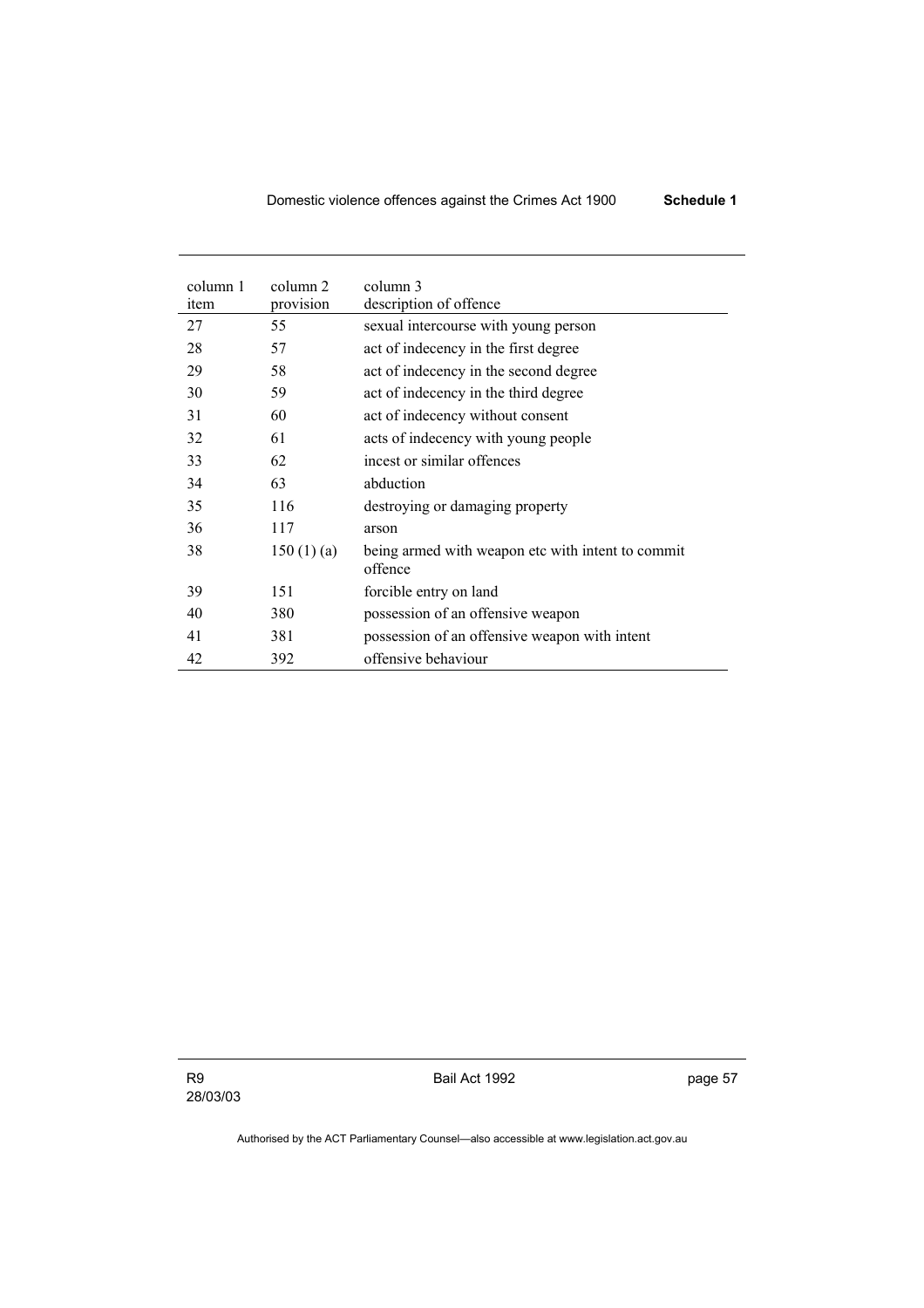| column 1 item | column 2 provision | column 3 description of offence |
|---|---|---|
| 27 | 55 | sexual intercourse with young person |
| 28 | 57 | act of indecency in the first degree |
| 29 | 58 | act of indecency in the second degree |
| 30 | 59 | act of indecency in the third degree |
| 31 | 60 | act of indecency without consent |
| 32 | 61 | acts of indecency with young people |
| 33 | 62 | incest or similar offences |
| 34 | 63 | abduction |
| 35 | 116 | destroying or damaging property |
| 36 | 117 | arson |
| 38 | 150 (1) (a) | being armed with weapon etc with intent to commit offence |
| 39 | 151 | forcible entry on land |
| 40 | 380 | possession of an offensive weapon |
| 41 | 381 | possession of an offensive weapon with intent |
| 42 | 392 | offensive behaviour |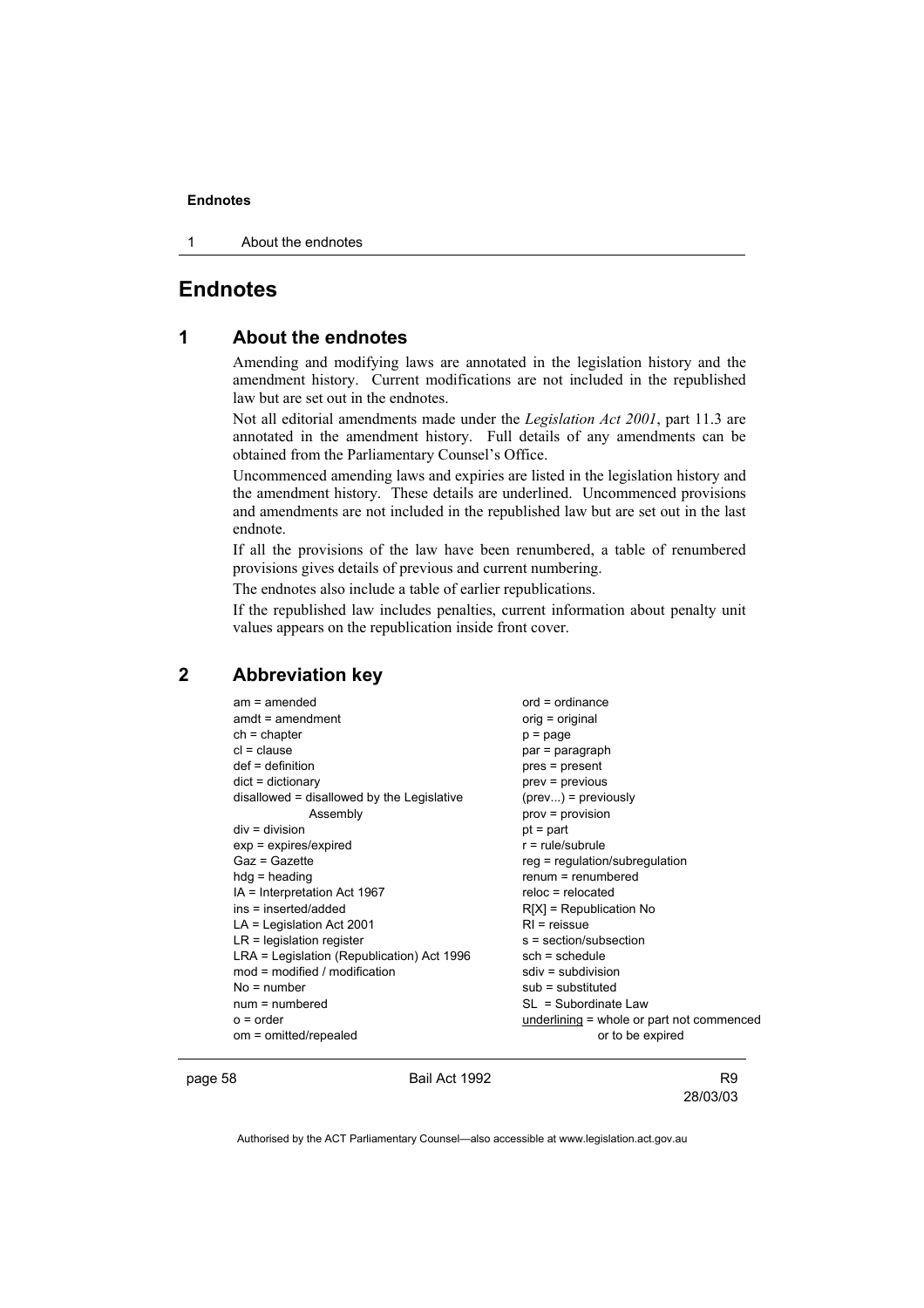# Endnotes

## 1 About the endnotes

Amending and modifying laws are annotated in the legislation history and the amendment history. Current modifications are not included in the republished law but are set out in the endnotes.

Not all editorial amendments made under the *Legislation Act 2001*, part 11.3 are annotated in the amendment history. Full details of any amendments can be obtained from the Parliamentary Counsel's Office.

Uncommenced amending laws and expiries are listed in the legislation history and the amendment history. These details are underlined. Uncommenced provisions and amendments are not included in the republished law but are set out in the last endnote.

If all the provisions of the law have been renumbered, a table of renumbered provisions gives details of previous and current numbering.

The endnotes also include a table of earlier republications.

If the republished law includes penalties, current information about penalty unit values appears on the republication inside front cover.

## 2 Abbreviation key

am = amended
amdt = amendment
ch = chapter
cl = clause
def = definition
dict = dictionary
disallowed = disallowed by the Legislative Assembly
div = division
exp = expires/expired
Gaz = Gazette
hdg = heading
IA = Interpretation Act 1967
ins = inserted/added
LA = Legislation Act 2001
LR = legislation register
LRA = Legislation (Republication) Act 1996
mod = modified / modification
No = number
num = numbered
o = order
om = omitted/repealed
ord = ordinance
orig = original
p = page
par = paragraph
pres = present
prev = previous
(prev...) = previously
prov = provision
pt = part
r = rule/subrule
reg = regulation/subregulation
renum = renumbered
reloc = relocated
R[X] = Republication No
RI = reissue
s = section/subsection
sch = schedule
sdiv = subdivision
sub = substituted
SL = Subordinate Law
underlining = whole or part not commenced or to be expired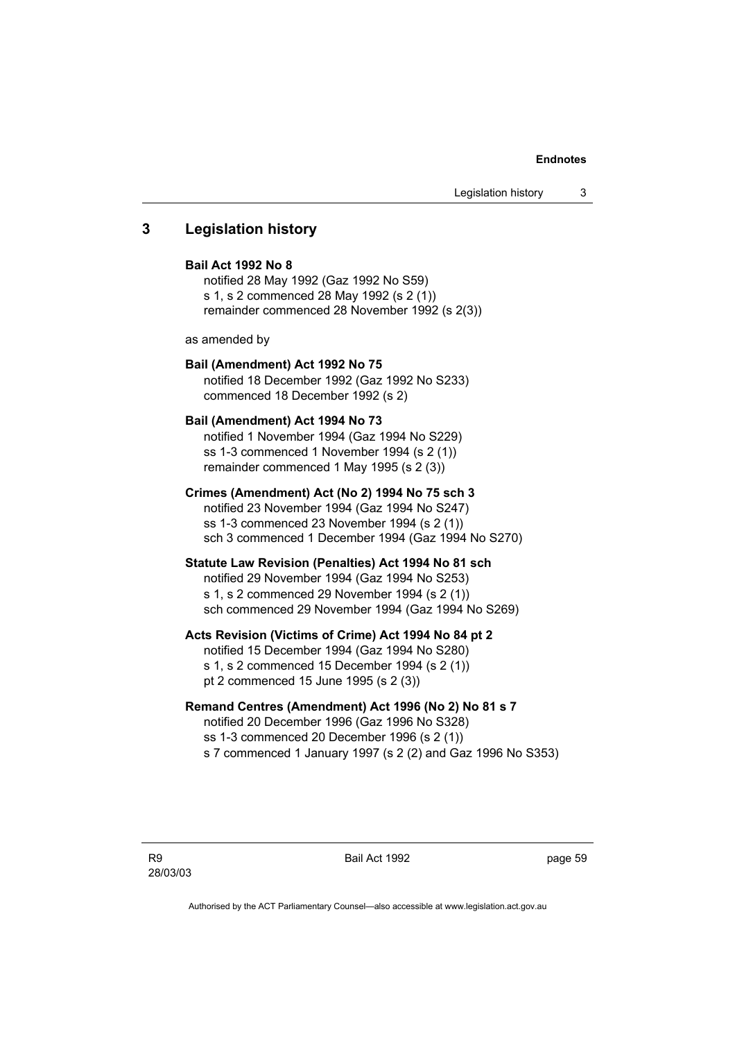## 3 Legislation history

**Bail Act 1992 No 8**

notified 28 May 1992 (Gaz 1992 No S59)
s 1, s 2 commenced 28 May 1992 (s 2 (1))
remainder commenced 28 November 1992 (s 2(3))

as amended by

**Bail (Amendment) Act 1992 No 75**

notified 18 December 1992 (Gaz 1992 No S233)
commenced 18 December 1992 (s 2)

**Bail (Amendment) Act 1994 No 73**

notified 1 November 1994 (Gaz 1994 No S229)
ss 1-3 commenced 1 November 1994 (s 2 (1))
remainder commenced 1 May 1995 (s 2 (3))

**Crimes (Amendment) Act (No 2) 1994 No 75 sch 3**

notified 23 November 1994 (Gaz 1994 No S247)
ss 1-3 commenced 23 November 1994 (s 2 (1))
sch 3 commenced 1 December 1994 (Gaz 1994 No S270)

**Statute Law Revision (Penalties) Act 1994 No 81 sch**

notified 29 November 1994 (Gaz 1994 No S253)
s 1, s 2 commenced 29 November 1994 (s 2 (1))
sch commenced 29 November 1994 (Gaz 1994 No S269)

**Acts Revision (Victims of Crime) Act 1994 No 84 pt 2**

notified 15 December 1994 (Gaz 1994 No S280)
s 1, s 2 commenced 15 December 1994 (s 2 (1))
pt 2 commenced 15 June 1995 (s 2 (3))

**Remand Centres (Amendment) Act 1996 (No 2) No 81 s 7**

notified 20 December 1996 (Gaz 1996 No S328)
ss 1-3 commenced 20 December 1996 (s 2 (1))
s 7 commenced 1 January 1997 (s 2 (2) and Gaz 1996 No S353)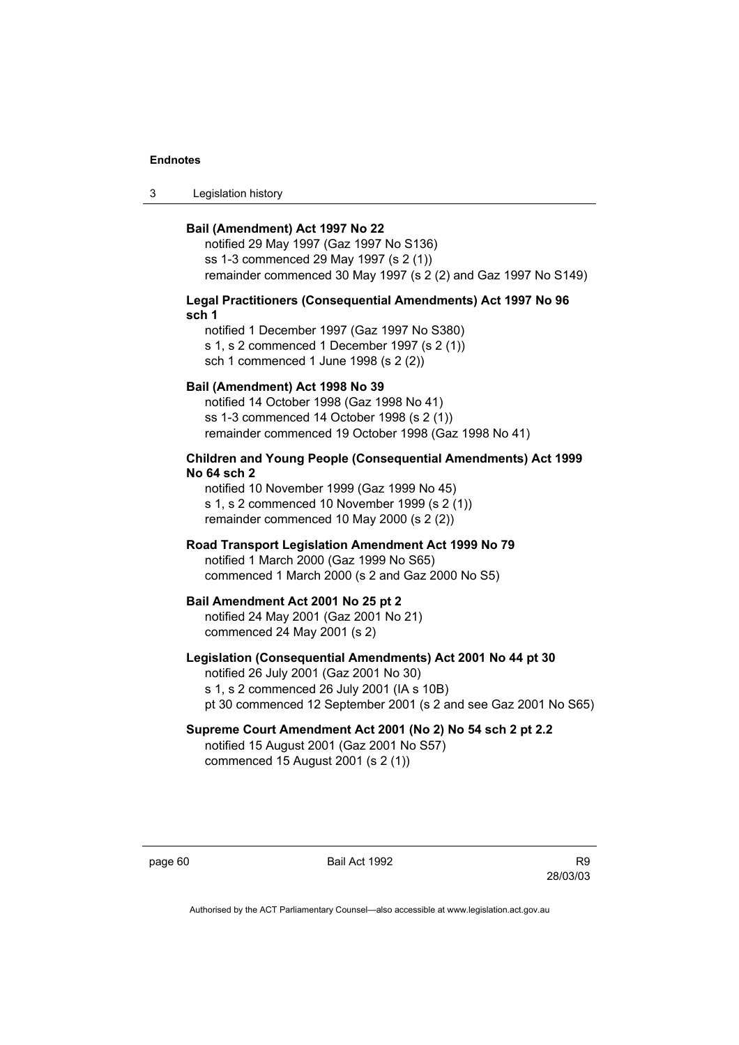**Bail (Amendment) Act 1997 No 22**

notified 29 May 1997 (Gaz 1997 No S136)
ss 1-3 commenced 29 May 1997 (s 2 (1))
remainder commenced 30 May 1997 (s 2 (2) and Gaz 1997 No S149)

**Legal Practitioners (Consequential Amendments) Act 1997 No 96 sch 1**

notified 1 December 1997 (Gaz 1997 No S380)
s 1, s 2 commenced 1 December 1997 (s 2 (1))
sch 1 commenced 1 June 1998 (s 2 (2))

**Bail (Amendment) Act 1998 No 39**

notified 14 October 1998 (Gaz 1998 No 41)
ss 1-3 commenced 14 October 1998 (s 2 (1))
remainder commenced 19 October 1998 (Gaz 1998 No 41)

**Children and Young People (Consequential Amendments) Act 1999 No 64 sch 2**

notified 10 November 1999 (Gaz 1999 No 45)
s 1, s 2 commenced 10 November 1999 (s 2 (1))
remainder commenced 10 May 2000 (s 2 (2))

**Road Transport Legislation Amendment Act 1999 No 79**

notified 1 March 2000 (Gaz 1999 No S65)
commenced 1 March 2000 (s 2 and Gaz 2000 No S5)

**Bail Amendment Act 2001 No 25 pt 2**

notified 24 May 2001 (Gaz 2001 No 21)
commenced 24 May 2001 (s 2)

**Legislation (Consequential Amendments) Act 2001 No 44 pt 30**

notified 26 July 2001 (Gaz 2001 No 30)
s 1, s 2 commenced 26 July 2001 (IA s 10B)
pt 30 commenced 12 September 2001 (s 2 and see Gaz 2001 No S65)

**Supreme Court Amendment Act 2001 (No 2) No 54 sch 2 pt 2.2**

notified 15 August 2001 (Gaz 2001 No S57)
commenced 15 August 2001 (s 2 (1))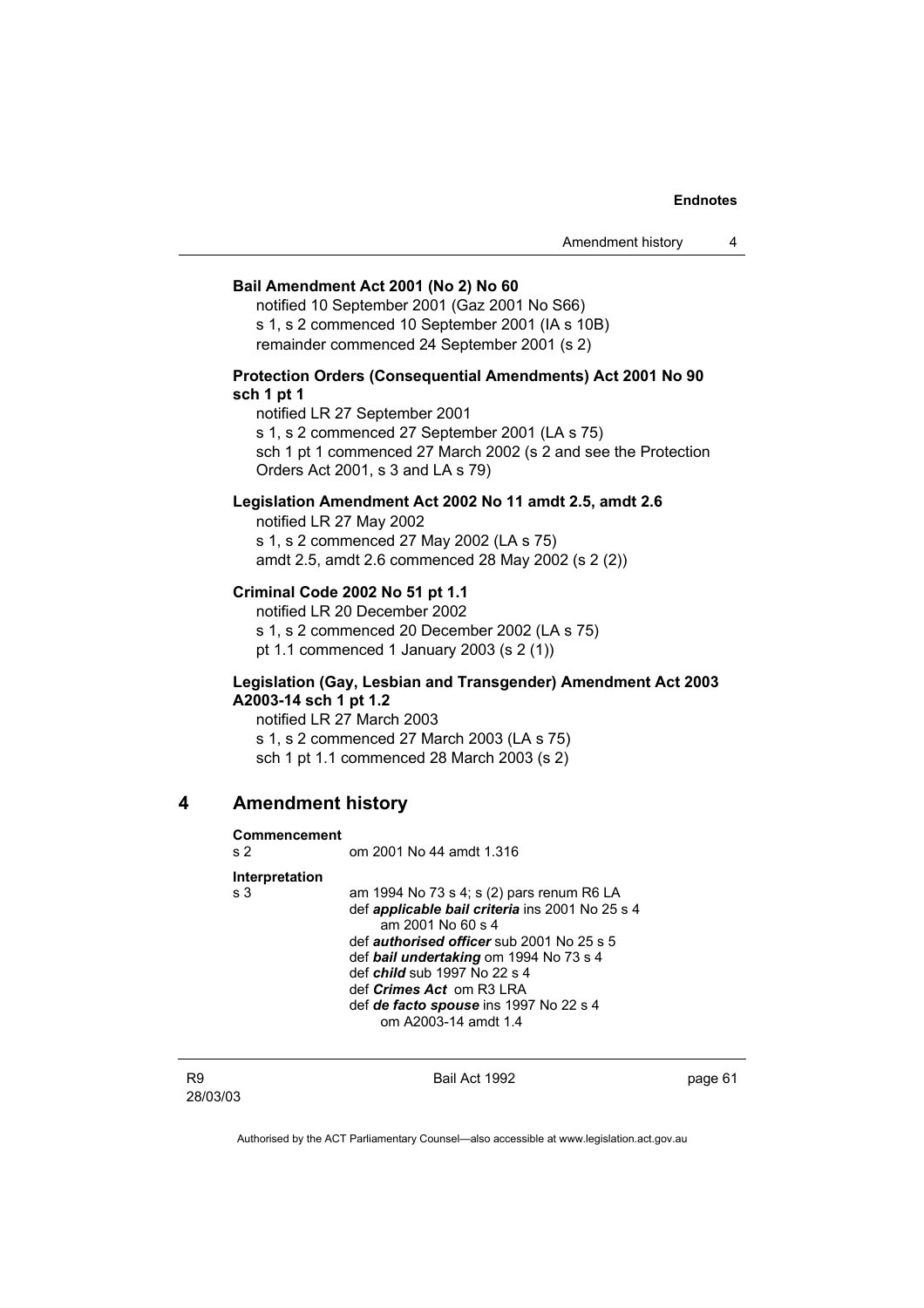**Bail Amendment Act 2001 (No 2) No 60**

notified 10 September 2001 (Gaz 2001 No S66)
s 1, s 2 commenced 10 September 2001 (IA s 10B)
remainder commenced 24 September 2001 (s 2)

**Protection Orders (Consequential Amendments) Act 2001 No 90 sch 1 pt 1**

notified LR 27 September 2001
s 1, s 2 commenced 27 September 2001 (LA s 75)
sch 1 pt 1 commenced 27 March 2002 (s 2 and see the Protection Orders Act 2001, s 3 and LA s 79)

**Legislation Amendment Act 2002 No 11 amdt 2.5, amdt 2.6**

notified LR 27 May 2002
s 1, s 2 commenced 27 May 2002 (LA s 75)
amdt 2.5, amdt 2.6 commenced 28 May 2002 (s 2 (2))

**Criminal Code 2002 No 51 pt 1.1**

notified LR 20 December 2002
s 1, s 2 commenced 20 December 2002 (LA s 75)
pt 1.1 commenced 1 January 2003 (s 2 (1))

**Legislation (Gay, Lesbian and Transgender) Amendment Act 2003 A2003-14 sch 1 pt 1.2**

notified LR 27 March 2003
s 1, s 2 commenced 27 March 2003 (LA s 75)
sch 1 pt 1.1 commenced 28 March 2003 (s 2)

## 4 Amendment history

**Commencement**

s 2 om 2001 No 44 amdt 1.316

**Interpretation**

s 3 am 1994 No 73 s 4; s (2) pars renum R6 LA
def ***applicable bail criteria*** ins 2001 No 25 s 4
am 2001 No 60 s 4
def ***authorised officer*** sub 2001 No 25 s 5
def ***bail undertaking*** om 1994 No 73 s 4
def ***child*** sub 1997 No 22 s 4
def ***Crimes Act*** om R3 LRA
def ***de facto spouse*** ins 1997 No 22 s 4
om A2003-14 amdt 1.4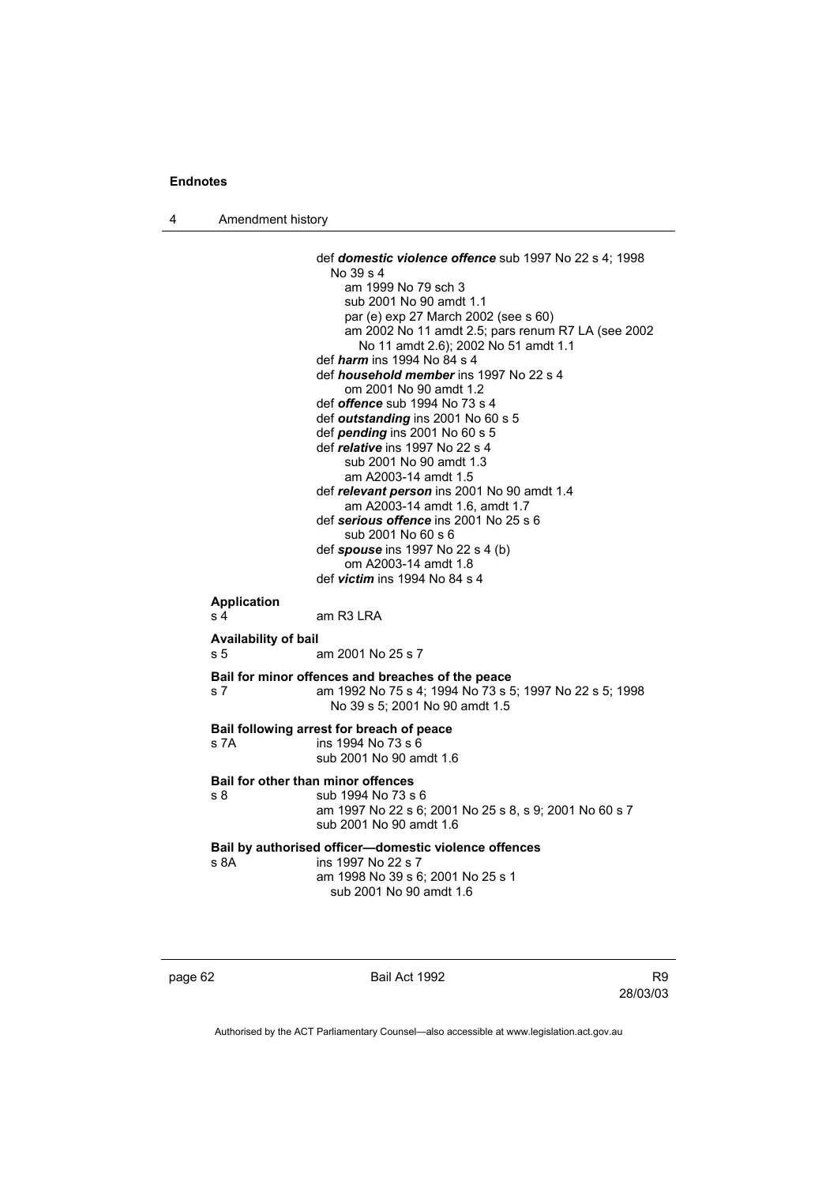def ***domestic violence offence*** sub 1997 No 22 s 4; 1998 No 39 s 4
am 1999 No 79 sch 3
sub 2001 No 90 amdt 1.1
par (e) exp 27 March 2002 (see s 60)
am 2002 No 11 amdt 2.5; pars renum R7 LA (see 2002 No 11 amdt 2.6); 2002 No 51 amdt 1.1
def ***harm*** ins 1994 No 84 s 4
def ***household member*** ins 1997 No 22 s 4
om 2001 No 90 amdt 1.2
def ***offence*** sub 1994 No 73 s 4
def ***outstanding*** ins 2001 No 60 s 5
def ***pending*** ins 2001 No 60 s 5
def ***relative*** ins 1997 No 22 s 4
sub 2001 No 90 amdt 1.3
am A2003-14 amdt 1.5
def ***relevant person*** ins 2001 No 90 amdt 1.4
am A2003-14 amdt 1.6, amdt 1.7
def ***serious offence*** ins 2001 No 25 s 6
sub 2001 No 60 s 6
def ***spouse*** ins 1997 No 22 s 4 (b)
om A2003-14 amdt 1.8
def ***victim*** ins 1994 No 84 s 4

**Application**
s 4 am R3 LRA

**Availability of bail**
s 5 am 2001 No 25 s 7

**Bail for minor offences and breaches of the peace**
s 7 am 1992 No 75 s 4; 1994 No 73 s 5; 1997 No 22 s 5; 1998 No 39 s 5; 2001 No 90 amdt 1.5

**Bail following arrest for breach of peace**
s 7A ins 1994 No 73 s 6
sub 2001 No 90 amdt 1.6

**Bail for other than minor offences**
s 8 sub 1994 No 73 s 6
am 1997 No 22 s 6; 2001 No 25 s 8, s 9; 2001 No 60 s 7
sub 2001 No 90 amdt 1.6

**Bail by authorised officer—domestic violence offences**
s 8A ins 1997 No 22 s 7
am 1998 No 39 s 6; 2001 No 25 s 1
sub 2001 No 90 amdt 1.6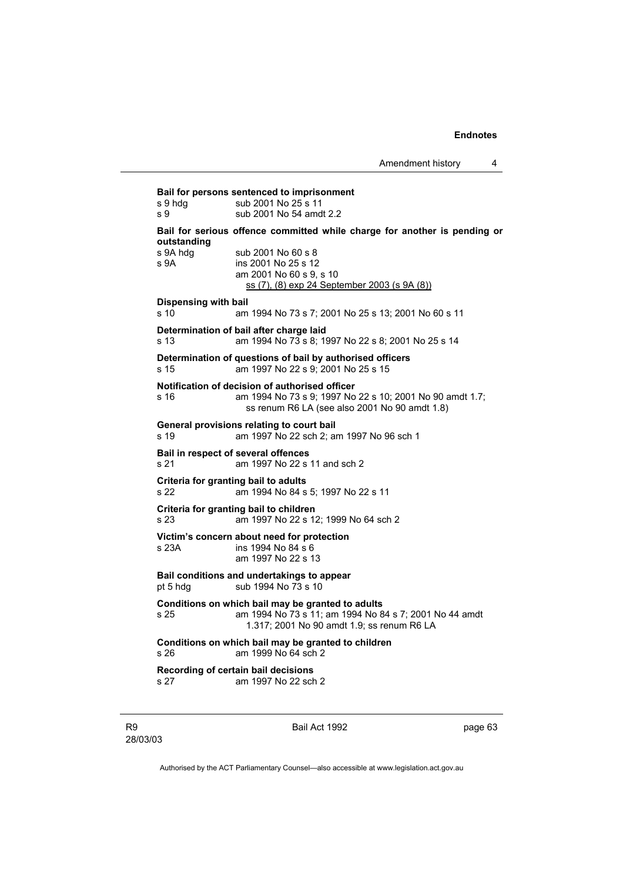**Bail for persons sentenced to imprisonment**

s 9 hdg sub 2001 No 25 s 11

s 9 sub 2001 No 54 amdt 2.2

**Bail for serious offence committed while charge for another is pending or outstanding**

s 9A hdg sub 2001 No 60 s 8

s 9A ins 2001 No 25 s 12

am 2001 No 60 s 9, s 10

ss (7), (8) exp 24 September 2003 (s 9A (8))

**Dispensing with bail**

s 10 am 1994 No 73 s 7; 2001 No 25 s 13; 2001 No 60 s 11

**Determination of bail after charge laid**

s 13 am 1994 No 73 s 8; 1997 No 22 s 8; 2001 No 25 s 14

**Determination of questions of bail by authorised officers**

s 15 am 1997 No 22 s 9; 2001 No 25 s 15

**Notification of decision of authorised officer**

s 16 am 1994 No 73 s 9; 1997 No 22 s 10; 2001 No 90 amdt 1.7; ss renum R6 LA (see also 2001 No 90 amdt 1.8)

**General provisions relating to court bail**

s 19 am 1997 No 22 sch 2; am 1997 No 96 sch 1

**Bail in respect of several offences**

s 21 am 1997 No 22 s 11 and sch 2

**Criteria for granting bail to adults**

s 22 am 1994 No 84 s 5; 1997 No 22 s 11

**Criteria for granting bail to children**

s 23 am 1997 No 22 s 12; 1999 No 64 sch 2

**Victim's concern about need for protection**

s 23A ins 1994 No 84 s 6

am 1997 No 22 s 13

**Bail conditions and undertakings to appear**

pt 5 hdg sub 1994 No 73 s 10

**Conditions on which bail may be granted to adults**

s 25 am 1994 No 73 s 11; am 1994 No 84 s 7; 2001 No 44 amdt 1.317; 2001 No 90 amdt 1.9; ss renum R6 LA

**Conditions on which bail may be granted to children**

s 26 am 1999 No 64 sch 2

**Recording of certain bail decisions**

s 27 am 1997 No 22 sch 2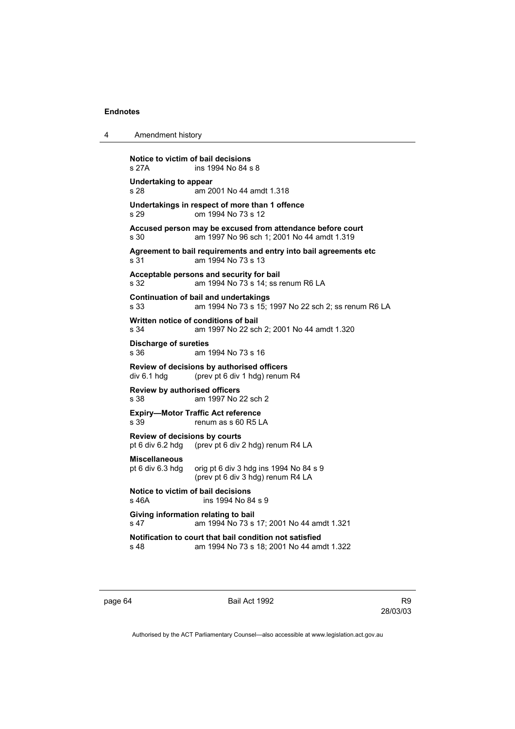**Notice to victim of bail decisions**
s 27A ins 1994 No 84 s 8

**Undertaking to appear**
s 28 am 2001 No 44 amdt 1.318

**Undertakings in respect of more than 1 offence**
s 29 om 1994 No 73 s 12

**Accused person may be excused from attendance before court**
s 30 am 1997 No 96 sch 1; 2001 No 44 amdt 1.319

**Agreement to bail requirements and entry into bail agreements etc**
s 31 am 1994 No 73 s 13

**Acceptable persons and security for bail**
s 32 am 1994 No 73 s 14; ss renum R6 LA

**Continuation of bail and undertakings**
s 33 am 1994 No 73 s 15; 1997 No 22 sch 2; ss renum R6 LA

**Written notice of conditions of bail**
s 34 am 1997 No 22 sch 2; 2001 No 44 amdt 1.320

**Discharge of sureties**
s 36 am 1994 No 73 s 16

**Review of decisions by authorised officers**
div 6.1 hdg (prev pt 6 div 1 hdg) renum R4

**Review by authorised officers**
s 38 am 1997 No 22 sch 2

**Expiry—Motor Traffic Act reference**
s 39 renum as s 60 R5 LA

**Review of decisions by courts**
pt 6 div 6.2 hdg (prev pt 6 div 2 hdg) renum R4 LA

**Miscellaneous**
pt 6 div 6.3 hdg orig pt 6 div 3 hdg ins 1994 No 84 s 9
(prev pt 6 div 3 hdg) renum R4 LA

**Notice to victim of bail decisions**
s 46A ins 1994 No 84 s 9

**Giving information relating to bail**
s 47 am 1994 No 73 s 17; 2001 No 44 amdt 1.321

**Notification to court that bail condition not satisfied**
s 48 am 1994 No 73 s 18; 2001 No 44 amdt 1.322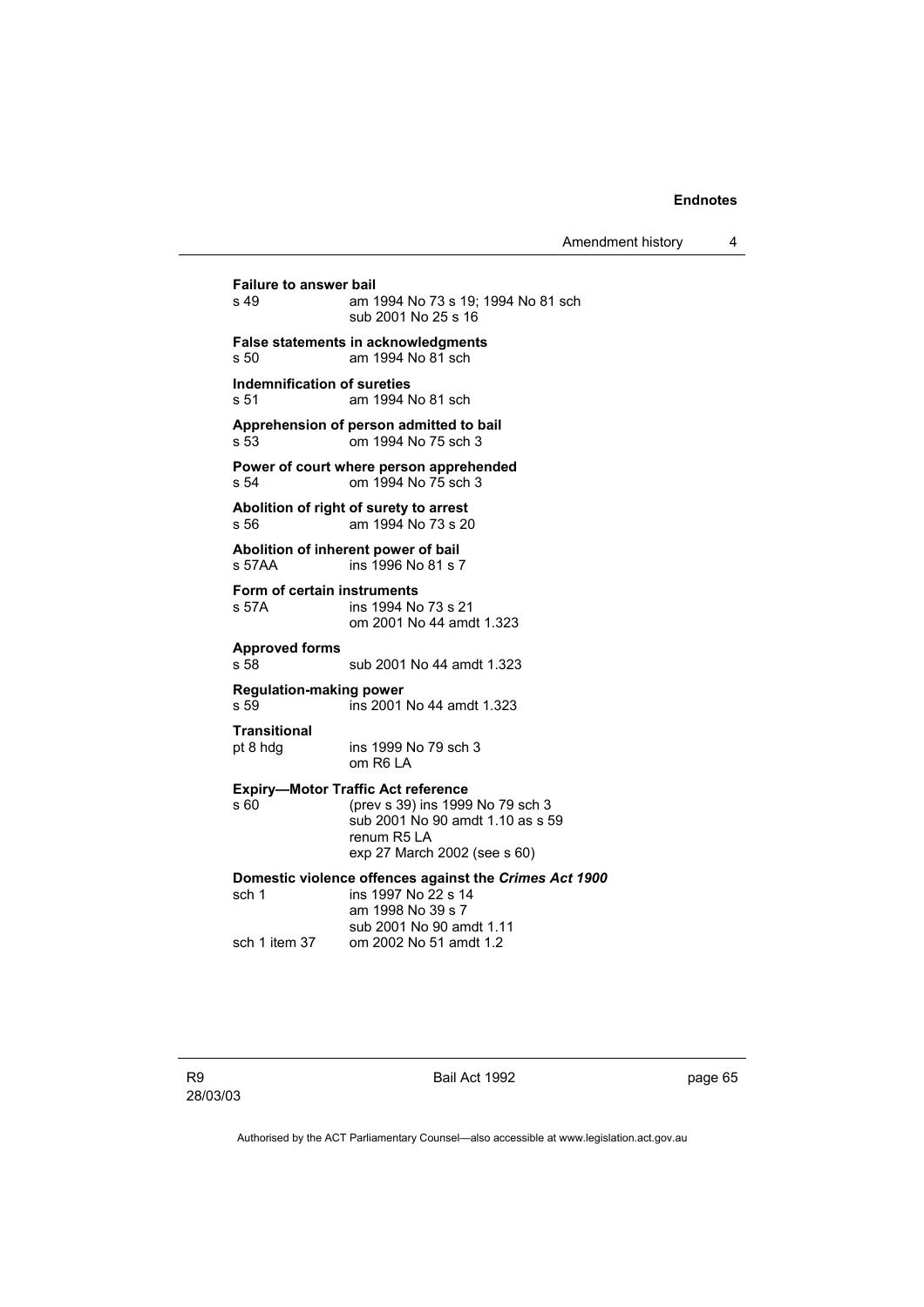**Failure to answer bail**

s 49 am 1994 No 73 s 19; 1994 No 81 sch
sub 2001 No 25 s 16

**False statements in acknowledgments**

s 50 am 1994 No 81 sch

**Indemnification of sureties**

s 51 am 1994 No 81 sch

**Apprehension of person admitted to bail**

s 53 om 1994 No 75 sch 3

**Power of court where person apprehended**

s 54 om 1994 No 75 sch 3

**Abolition of right of surety to arrest**

s 56 am 1994 No 73 s 20

**Abolition of inherent power of bail**

s 57AA ins 1996 No 81 s 7

**Form of certain instruments**

s 57A ins 1994 No 73 s 21
om 2001 No 44 amdt 1.323

**Approved forms**

s 58 sub 2001 No 44 amdt 1.323

**Regulation-making power**

s 59 ins 2001 No 44 amdt 1.323

**Transitional**

pt 8 hdg ins 1999 No 79 sch 3
om R6 LA

**Expiry—Motor Traffic Act reference**

s 60 (prev s 39) ins 1999 No 79 sch 3
sub 2001 No 90 amdt 1.10 as s 59
renum R5 LA
exp 27 March 2002 (see s 60)

**Domestic violence offences against the *Crimes Act 1900***

sch 1 ins 1997 No 22 s 14
am 1998 No 39 s 7
sub 2001 No 90 amdt 1.11

sch 1 item 37 om 2002 No 51 amdt 1.2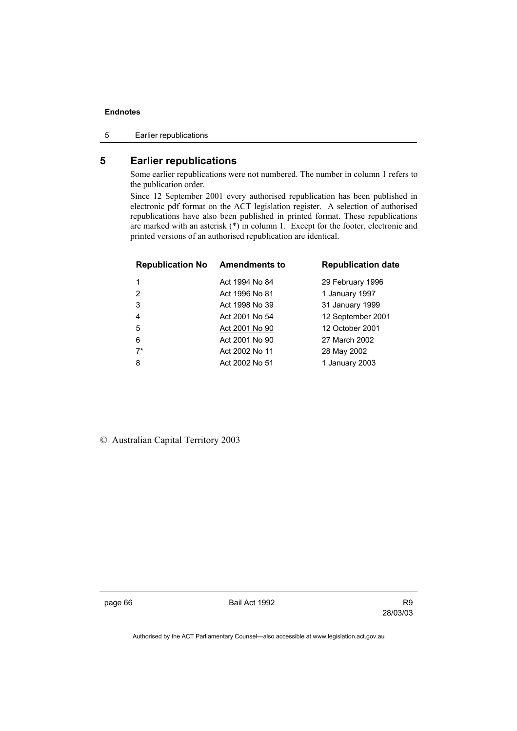## 5 Earlier republications

Some earlier republications were not numbered. The number in column 1 refers to the publication order.

Since 12 September 2001 every authorised republication has been published in electronic pdf format on the ACT legislation register. A selection of authorised republications have also been published in printed format. These republications are marked with an asterisk (*) in column 1. Except for the footer, electronic and printed versions of an authorised republication are identical.

| Republication No | Amendments to | Republication date |
|---|---|---|
| 1 | Act 1994 No 84 | 29 February 1996 |
| 2 | Act 1996 No 81 | 1 January 1997 |
| 3 | Act 1998 No 39 | 31 January 1999 |
| 4 | Act 2001 No 54 | 12 September 2001 |
| 5 | Act 2001 No 90 | 12 October 2001 |
| 6 | Act 2001 No 90 | 27 March 2002 |
| 7* | Act 2002 No 11 | 28 May 2002 |
| 8 | Act 2002 No 51 | 1 January 2003 |

© Australian Capital Territory 2003